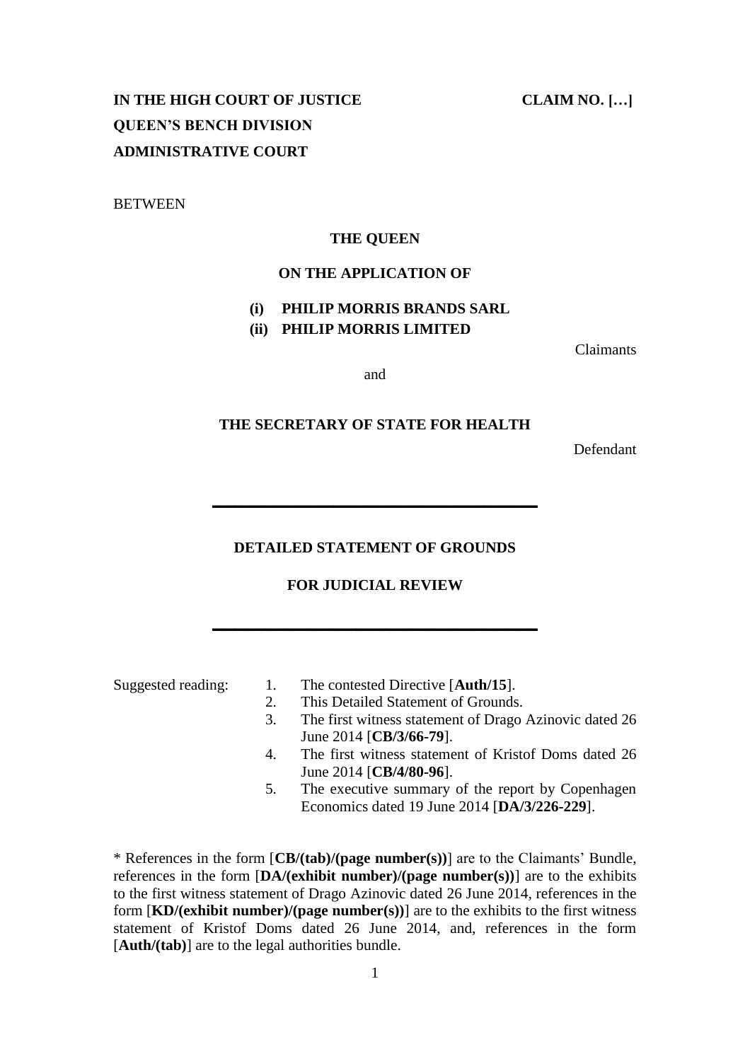**IN THE HIGH COURT OF JUSTICE** **CLAIM NO. […]**

**QUEEN'S BENCH DIVISION**

**ADMINISTRATIVE COURT**

BETWEEN

**THE QUEEN**

**ON THE APPLICATION OF**

**(i) PHILIP MORRIS BRANDS SARL**

**(ii) PHILIP MORRIS LIMITED**

Claimants

and

**THE SECRETARY OF STATE FOR HEALTH**

Defendant

---

**DETAILED STATEMENT OF GROUNDS**

**FOR JUDICIAL REVIEW**

---

Suggested reading:

1. The contested Directive [**Auth/15**].
2. This Detailed Statement of Grounds.
3. The first witness statement of Drago Azinovic dated 26 June 2014 [**CB/3/66-79**].
4. The first witness statement of Kristof Doms dated 26 June 2014 [**CB/4/80-96**].
5. The executive summary of the report by Copenhagen Economics dated 19 June 2014 [**DA/3/226-229**].

* References in the form [**CB/(tab)/(page number(s))**] are to the Claimants' Bundle, references in the form [**DA/(exhibit number)/(page number(s))**] are to the exhibits to the first witness statement of Drago Azinovic dated 26 June 2014, references in the form [**KD/(exhibit number)/(page number(s))**] are to the exhibits to the first witness statement of Kristof Doms dated 26 June 2014, and, references in the form [**Auth/(tab)**] are to the legal authorities bundle.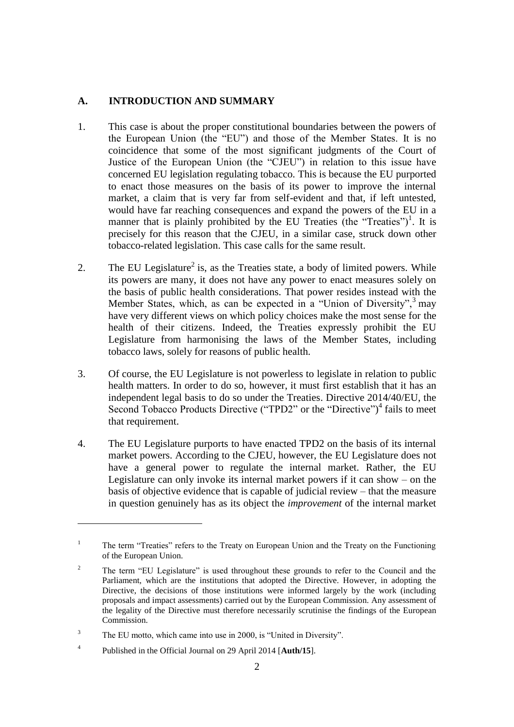## A. INTRODUCTION AND SUMMARY

1. This case is about the proper constitutional boundaries between the powers of the European Union (the "EU") and those of the Member States. It is no coincidence that some of the most significant judgments of the Court of Justice of the European Union (the "CJEU") in relation to this issue have concerned EU legislation regulating tobacco. This is because the EU purported to enact those measures on the basis of its power to improve the internal market, a claim that is very far from self-evident and that, if left untested, would have far reaching consequences and expand the powers of the EU in a manner that is plainly prohibited by the EU Treaties (the "Treaties")[1]. It is precisely for this reason that the CJEU, in a similar case, struck down other tobacco-related legislation. This case calls for the same result.

2. The EU Legislature[2] is, as the Treaties state, a body of limited powers. While its powers are many, it does not have any power to enact measures solely on the basis of public health considerations. That power resides instead with the Member States, which, as can be expected in a "Union of Diversity",[3] may have very different views on which policy choices make the most sense for the health of their citizens. Indeed, the Treaties expressly prohibit the EU Legislature from harmonising the laws of the Member States, including tobacco laws, solely for reasons of public health.

3. Of course, the EU Legislature is not powerless to legislate in relation to public health matters. In order to do so, however, it must first establish that it has an independent legal basis to do so under the Treaties. Directive 2014/40/EU, the Second Tobacco Products Directive ("TPD2" or the "Directive")[4] fails to meet that requirement.

4. The EU Legislature purports to have enacted TPD2 on the basis of its internal market powers. According to the CJEU, however, the EU Legislature does not have a general power to regulate the internal market. Rather, the EU Legislature can only invoke its internal market powers if it can show – on the basis of objective evidence that is capable of judicial review – that the measure in question genuinely has as its object the *improvement* of the internal market

---

[1] The term "Treaties" refers to the Treaty on European Union and the Treaty on the Functioning of the European Union.

[2] The term "EU Legislature" is used throughout these grounds to refer to the Council and the Parliament, which are the institutions that adopted the Directive. However, in adopting the Directive, the decisions of those institutions were informed largely by the work (including proposals and impact assessments) carried out by the European Commission. Any assessment of the legality of the Directive must therefore necessarily scrutinise the findings of the European Commission.

[3] The EU motto, which came into use in 2000, is "United in Diversity".

[4] Published in the Official Journal on 29 April 2014 [**Auth/15**].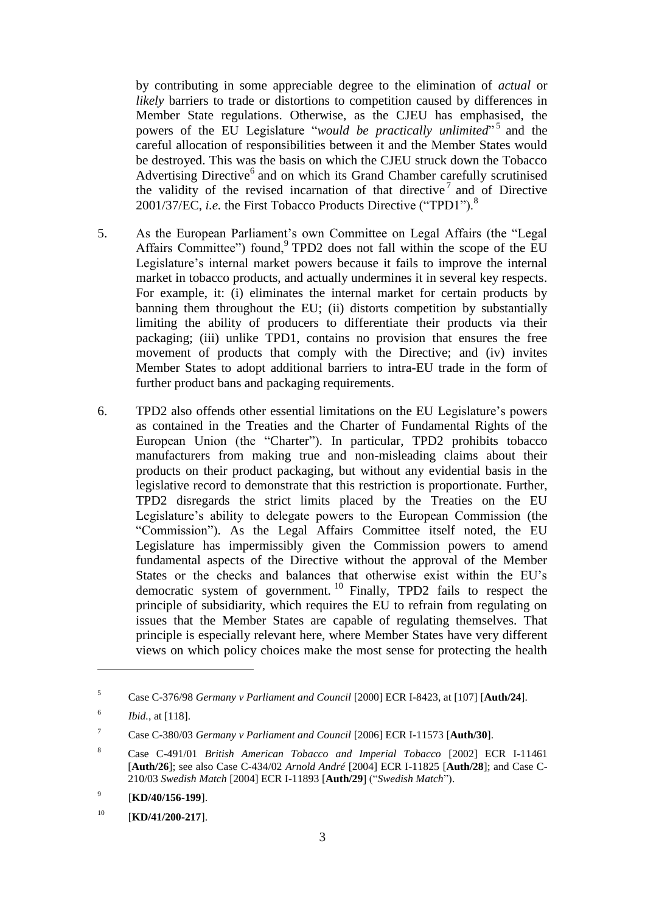by contributing in some appreciable degree to the elimination of *actual* or *likely* barriers to trade or distortions to competition caused by differences in Member State regulations. Otherwise, as the CJEU has emphasised, the powers of the EU Legislature "*would be practically unlimited*"[5] and the careful allocation of responsibilities between it and the Member States would be destroyed. This was the basis on which the CJEU struck down the Tobacco Advertising Directive[6] and on which its Grand Chamber carefully scrutinised the validity of the revised incarnation of that directive[7] and of Directive 2001/37/EC, *i.e.* the First Tobacco Products Directive ("TPD1").[8]

5. As the European Parliament's own Committee on Legal Affairs (the "Legal Affairs Committee") found,[9] TPD2 does not fall within the scope of the EU Legislature's internal market powers because it fails to improve the internal market in tobacco products, and actually undermines it in several key respects. For example, it: (i) eliminates the internal market for certain products by banning them throughout the EU; (ii) distorts competition by substantially limiting the ability of producers to differentiate their products via their packaging; (iii) unlike TPD1, contains no provision that ensures the free movement of products that comply with the Directive; and (iv) invites Member States to adopt additional barriers to intra-EU trade in the form of further product bans and packaging requirements.

6. TPD2 also offends other essential limitations on the EU Legislature's powers as contained in the Treaties and the Charter of Fundamental Rights of the European Union (the "Charter"). In particular, TPD2 prohibits tobacco manufacturers from making true and non-misleading claims about their products on their product packaging, but without any evidential basis in the legislative record to demonstrate that this restriction is proportionate. Further, TPD2 disregards the strict limits placed by the Treaties on the EU Legislature's ability to delegate powers to the European Commission (the "Commission"). As the Legal Affairs Committee itself noted, the EU Legislature has impermissibly given the Commission powers to amend fundamental aspects of the Directive without the approval of the Member States or the checks and balances that otherwise exist within the EU's democratic system of government.[10] Finally, TPD2 fails to respect the principle of subsidiarity, which requires the EU to refrain from regulating on issues that the Member States are capable of regulating themselves. That principle is especially relevant here, where Member States have very different views on which policy choices make the most sense for protecting the health

---

[5] Case C-376/98 *Germany v Parliament and Council* [2000] ECR I-8423, at [107] [**Auth/24**].

[6] *Ibid.*, at [118].

[7] Case C-380/03 *Germany v Parliament and Council* [2006] ECR I-11573 [**Auth/30**].

[8] Case C-491/01 *British American Tobacco and Imperial Tobacco* [2002] ECR I-11461 [**Auth/26**]; see also Case C-434/02 *Arnold André* [2004] ECR I-11825 [**Auth/28**]; and Case C-210/03 *Swedish Match* [2004] ECR I-11893 [**Auth/29**] ("*Swedish Match*").

[9] [**KD/40/156-199**].

[10] [**KD/41/200-217**].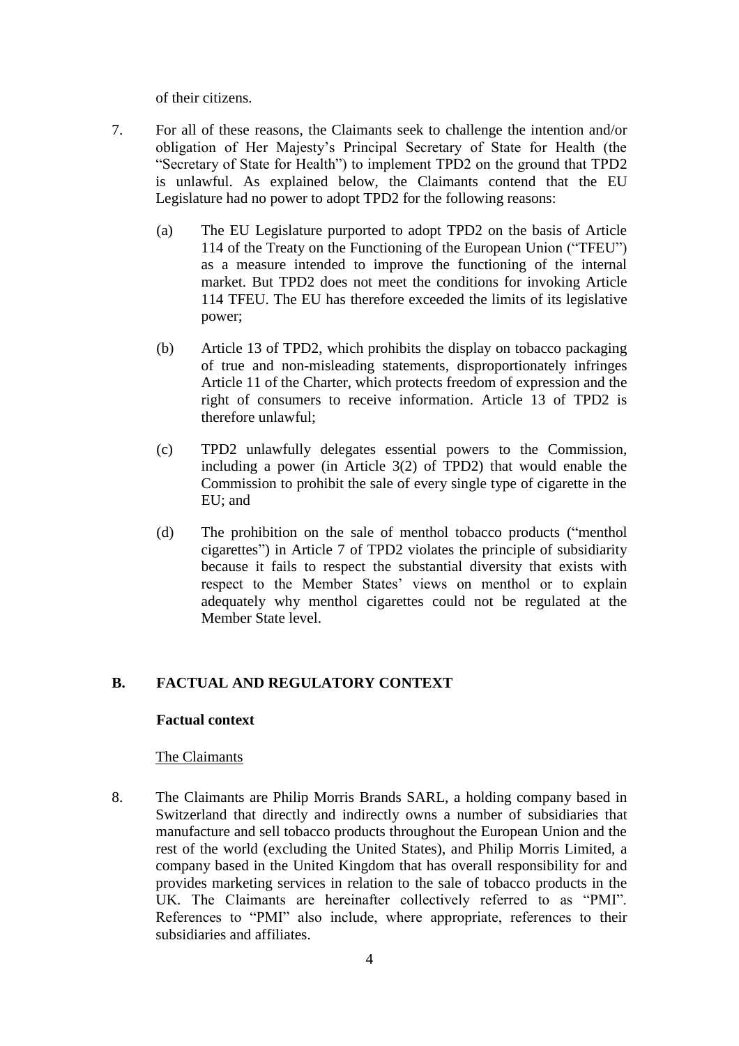of their citizens.

7. For all of these reasons, the Claimants seek to challenge the intention and/or obligation of Her Majesty's Principal Secretary of State for Health (the "Secretary of State for Health") to implement TPD2 on the ground that TPD2 is unlawful. As explained below, the Claimants contend that the EU Legislature had no power to adopt TPD2 for the following reasons:

   (a) The EU Legislature purported to adopt TPD2 on the basis of Article 114 of the Treaty on the Functioning of the European Union ("TFEU") as a measure intended to improve the functioning of the internal market. But TPD2 does not meet the conditions for invoking Article 114 TFEU. The EU has therefore exceeded the limits of its legislative power;

   (b) Article 13 of TPD2, which prohibits the display on tobacco packaging of true and non-misleading statements, disproportionately infringes Article 11 of the Charter, which protects freedom of expression and the right of consumers to receive information. Article 13 of TPD2 is therefore unlawful;

   (c) TPD2 unlawfully delegates essential powers to the Commission, including a power (in Article 3(2) of TPD2) that would enable the Commission to prohibit the sale of every single type of cigarette in the EU; and

   (d) The prohibition on the sale of menthol tobacco products ("menthol cigarettes") in Article 7 of TPD2 violates the principle of subsidiarity because it fails to respect the substantial diversity that exists with respect to the Member States' views on menthol or to explain adequately why menthol cigarettes could not be regulated at the Member State level.

## B. FACTUAL AND REGULATORY CONTEXT

### Factual context

The Claimants

8. The Claimants are Philip Morris Brands SARL, a holding company based in Switzerland that directly and indirectly owns a number of subsidiaries that manufacture and sell tobacco products throughout the European Union and the rest of the world (excluding the United States), and Philip Morris Limited, a company based in the United Kingdom that has overall responsibility for and provides marketing services in relation to the sale of tobacco products in the UK. The Claimants are hereinafter collectively referred to as "PMI". References to "PMI" also include, where appropriate, references to their subsidiaries and affiliates.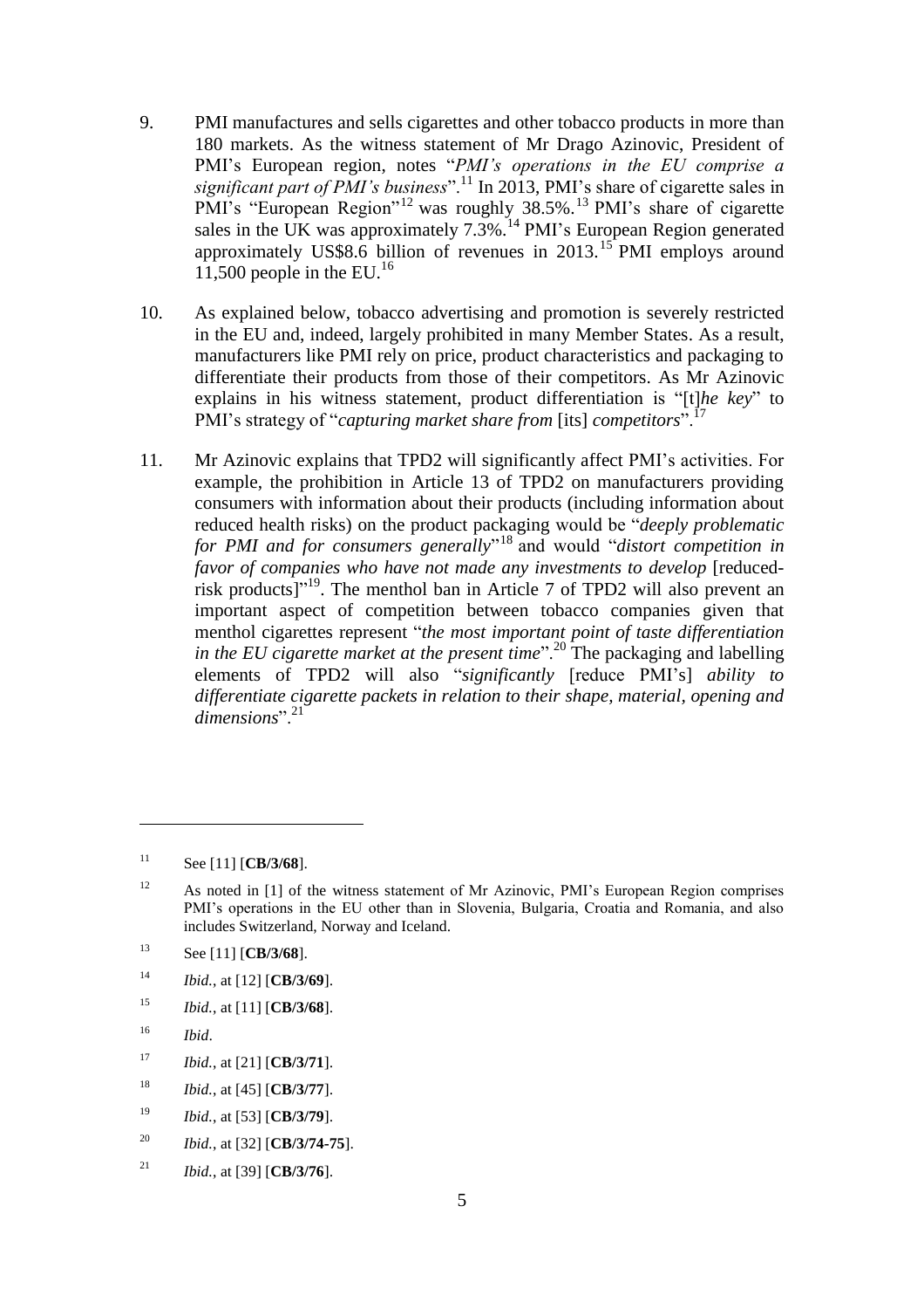9. PMI manufactures and sells cigarettes and other tobacco products in more than 180 markets. As the witness statement of Mr Drago Azinovic, President of PMI's European region, notes "*PMI's operations in the EU comprise a significant part of PMI's business*".[11] In 2013, PMI's share of cigarette sales in PMI's "European Region"[12] was roughly 38.5%.[13] PMI's share of cigarette sales in the UK was approximately 7.3%.[14] PMI's European Region generated approximately US$8.6 billion of revenues in 2013.[15] PMI employs around 11,500 people in the EU.[16]

10. As explained below, tobacco advertising and promotion is severely restricted in the EU and, indeed, largely prohibited in many Member States. As a result, manufacturers like PMI rely on price, product characteristics and packaging to differentiate their products from those of their competitors. As Mr Azinovic explains in his witness statement, product differentiation is "[t]*he key*" to PMI's strategy of "*capturing market share from* [its] *competitors*".[17]

11. Mr Azinovic explains that TPD2 will significantly affect PMI's activities. For example, the prohibition in Article 13 of TPD2 on manufacturers providing consumers with information about their products (including information about reduced health risks) on the product packaging would be "*deeply problematic for PMI and for consumers generally*"[18] and would "*distort competition in favor of companies who have not made any investments to develop* [reduced-risk products]"[19]. The menthol ban in Article 7 of TPD2 will also prevent an important aspect of competition between tobacco companies given that menthol cigarettes represent "*the most important point of taste differentiation in the EU cigarette market at the present time*".[20] The packaging and labelling elements of TPD2 will also "*significantly* [reduce PMI's] *ability to differentiate cigarette packets in relation to their shape, material, opening and dimensions*".[21]

---

[11] See [11] [**CB/3/68**].

[12] As noted in [1] of the witness statement of Mr Azinovic, PMI's European Region comprises PMI's operations in the EU other than in Slovenia, Bulgaria, Croatia and Romania, and also includes Switzerland, Norway and Iceland.

[13] See [11] [**CB/3/68**].

[14] *Ibid.*, at [12] [**CB/3/69**].

[15] *Ibid.*, at [11] [**CB/3/68**].

[16] *Ibid*.

[17] *Ibid.*, at [21] [**CB/3/71**].

[18] *Ibid.*, at [45] [**CB/3/77**].

[19] *Ibid.*, at [53] [**CB/3/79**].

[20] *Ibid.*, at [32] [**CB/3/74-75**].

[21] *Ibid.*, at [39] [**CB/3/76**].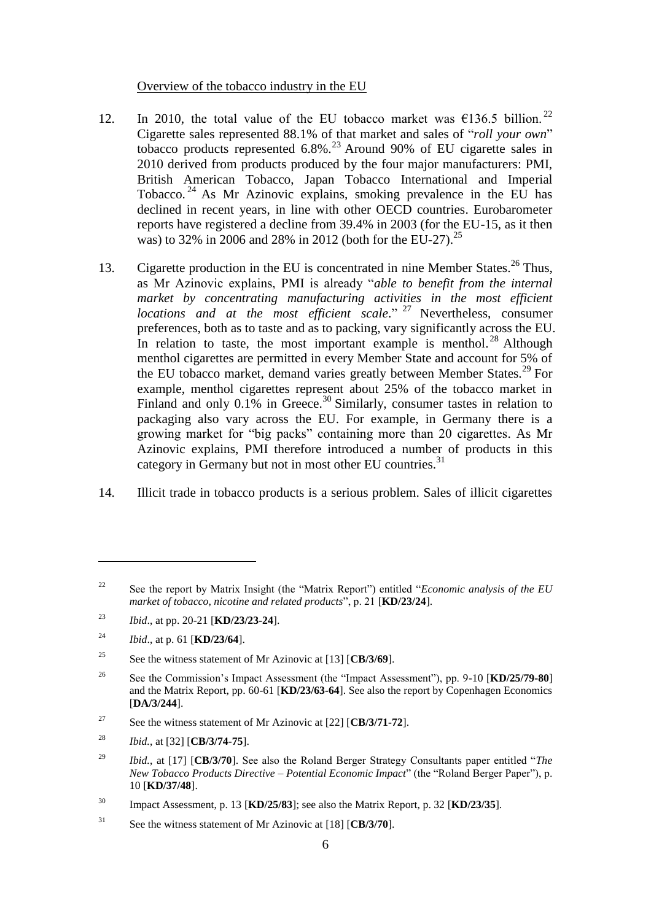Overview of the tobacco industry in the EU

12. In 2010, the total value of the EU tobacco market was €136.5 billion.[22] Cigarette sales represented 88.1% of that market and sales of "*roll your own*" tobacco products represented 6.8%.[23] Around 90% of EU cigarette sales in 2010 derived from products produced by the four major manufacturers: PMI, British American Tobacco, Japan Tobacco International and Imperial Tobacco.[24] As Mr Azinovic explains, smoking prevalence in the EU has declined in recent years, in line with other OECD countries. Eurobarometer reports have registered a decline from 39.4% in 2003 (for the EU-15, as it then was) to 32% in 2006 and 28% in 2012 (both for the EU-27).[25]

13. Cigarette production in the EU is concentrated in nine Member States.[26] Thus, as Mr Azinovic explains, PMI is already "*able to benefit from the internal market by concentrating manufacturing activities in the most efficient locations and at the most efficient scale*."[27] Nevertheless, consumer preferences, both as to taste and as to packing, vary significantly across the EU. In relation to taste, the most important example is menthol.[28] Although menthol cigarettes are permitted in every Member State and account for 5% of the EU tobacco market, demand varies greatly between Member States.[29] For example, menthol cigarettes represent about 25% of the tobacco market in Finland and only 0.1% in Greece.[30] Similarly, consumer tastes in relation to packaging also vary across the EU. For example, in Germany there is a growing market for "big packs" containing more than 20 cigarettes. As Mr Azinovic explains, PMI therefore introduced a number of products in this category in Germany but not in most other EU countries.[31]

14. Illicit trade in tobacco products is a serious problem. Sales of illicit cigarettes

---

[22] See the report by Matrix Insight (the "Matrix Report") entitled "*Economic analysis of the EU market of tobacco, nicotine and related products*", p. 21 [**KD/23/24**].

[23] *Ibid*., at pp. 20-21 [**KD/23/23-24**].

[24] *Ibid*., at p. 61 [**KD/23/64**].

[25] See the witness statement of Mr Azinovic at [13] [**CB/3/69**].

[26] See the Commission's Impact Assessment (the "Impact Assessment"), pp. 9-10 [**KD/25/79-80**] and the Matrix Report, pp. 60-61 [**KD/23/63-64**]. See also the report by Copenhagen Economics [**DA/3/244**].

[27] See the witness statement of Mr Azinovic at [22] [**CB/3/71-72**].

[28] *Ibid.*, at [32] [**CB/3/74-75**].

[29] *Ibid.*, at [17] [**CB/3/70**]. See also the Roland Berger Strategy Consultants paper entitled "*The New Tobacco Products Directive – Potential Economic Impact*" (the "Roland Berger Paper"), p. 10 [**KD/37/48**].

[30] Impact Assessment, p. 13 [**KD/25/83**]; see also the Matrix Report, p. 32 [**KD/23/35**].

[31] See the witness statement of Mr Azinovic at [18] [**CB/3/70**].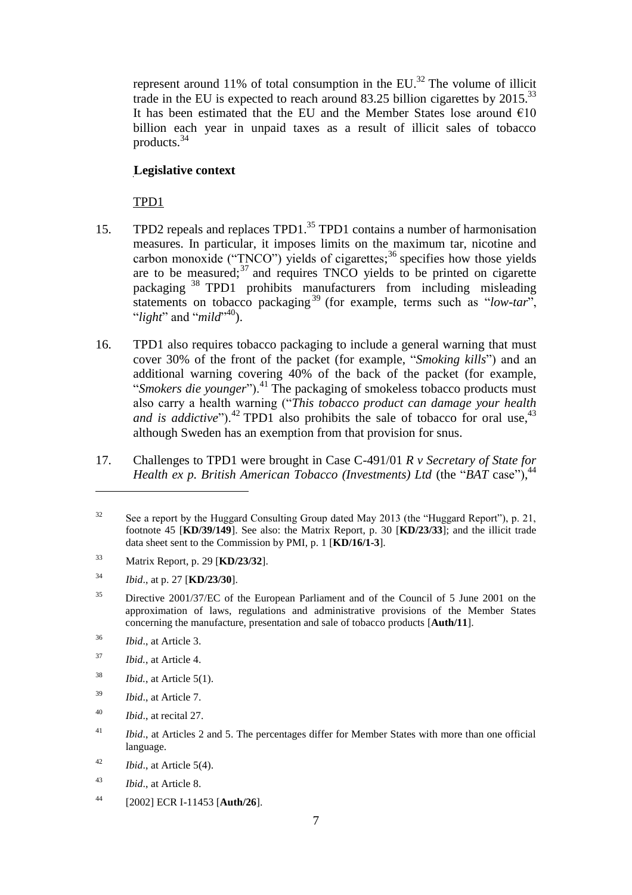represent around 11% of total consumption in the EU.[32] The volume of illicit trade in the EU is expected to reach around 83.25 billion cigarettes by 2015.[33] It has been estimated that the EU and the Member States lose around €10 billion each year in unpaid taxes as a result of illicit sales of tobacco products.[34]

**Legislative context**

TPD1

15. TPD2 repeals and replaces TPD1.[35] TPD1 contains a number of harmonisation measures. In particular, it imposes limits on the maximum tar, nicotine and carbon monoxide ("TNCO") yields of cigarettes;[36] specifies how those yields are to be measured;[37] and requires TNCO yields to be printed on cigarette packaging [38] TPD1 prohibits manufacturers from including misleading statements on tobacco packaging[39] (for example, terms such as "*low-tar*", "*light*" and "*mild*"[40]).

16. TPD1 also requires tobacco packaging to include a general warning that must cover 30% of the front of the packet (for example, "*Smoking kills*") and an additional warning covering 40% of the back of the packet (for example, "*Smokers die younger*").[41] The packaging of smokeless tobacco products must also carry a health warning ("*This tobacco product can damage your health and is addictive*").[42] TPD1 also prohibits the sale of tobacco for oral use,[43] although Sweden has an exemption from that provision for snus.

17. Challenges to TPD1 were brought in Case C-491/01 *R v Secretary of State for Health ex p. British American Tobacco (Investments) Ltd* (the "*BAT* case"),[44]

---

[32] See a report by the Huggard Consulting Group dated May 2013 (the "Huggard Report"), p. 21, footnote 45 [**KD/39/149**]. See also: the Matrix Report, p. 30 [**KD/23/33**]; and the illicit trade data sheet sent to the Commission by PMI, p. 1 [**KD/16/1-3**].

[33] Matrix Report, p. 29 [**KD/23/32**].

[34] *Ibid*., at p. 27 [**KD/23/30**].

[35] Directive 2001/37/EC of the European Parliament and of the Council of 5 June 2001 on the approximation of laws, regulations and administrative provisions of the Member States concerning the manufacture, presentation and sale of tobacco products [**Auth/11**].

[36] *Ibid*., at Article 3.

[37] *Ibid.*, at Article 4.

[38] *Ibid.*, at Article 5(1).

[39] *Ibid*., at Article 7.

[40] *Ibid*., at recital 27.

[41] *Ibid*., at Articles 2 and 5. The percentages differ for Member States with more than one official language.

[42] *Ibid*., at Article 5(4).

[43] *Ibid*., at Article 8.

[44] [2002] ECR I-11453 [**Auth/26**].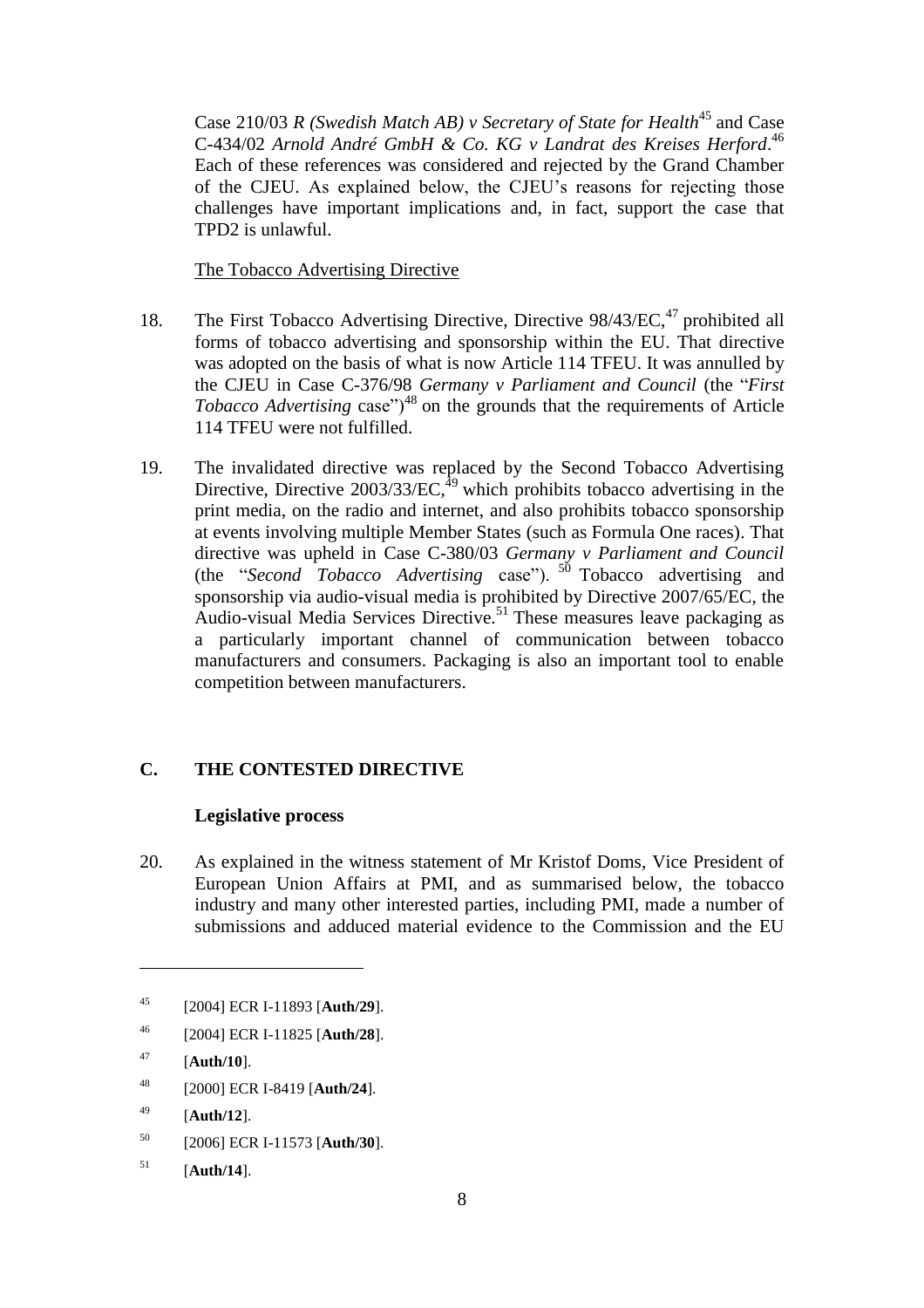Case 210/03 *R (Swedish Match AB) v Secretary of State for Health*[45] and Case C-434/02 *Arnold André GmbH & Co. KG v Landrat des Kreises Herford*.[46] Each of these references was considered and rejected by the Grand Chamber of the CJEU. As explained below, the CJEU's reasons for rejecting those challenges have important implications and, in fact, support the case that TPD2 is unlawful.

<u>The Tobacco Advertising Directive</u>

18. The First Tobacco Advertising Directive, Directive 98/43/EC,[47] prohibited all forms of tobacco advertising and sponsorship within the EU. That directive was adopted on the basis of what is now Article 114 TFEU. It was annulled by the CJEU in Case C-376/98 *Germany v Parliament and Council* (the "*First Tobacco Advertising* case")[48] on the grounds that the requirements of Article 114 TFEU were not fulfilled.

19. The invalidated directive was replaced by the Second Tobacco Advertising Directive, Directive 2003/33/EC,[49] which prohibits tobacco advertising in the print media, on the radio and internet, and also prohibits tobacco sponsorship at events involving multiple Member States (such as Formula One races). That directive was upheld in Case C-380/03 *Germany v Parliament and Council* (the "*Second Tobacco Advertising* case").[50] Tobacco advertising and sponsorship via audio-visual media is prohibited by Directive 2007/65/EC, the Audio-visual Media Services Directive.[51] These measures leave packaging as a particularly important channel of communication between tobacco manufacturers and consumers. Packaging is also an important tool to enable competition between manufacturers.

## C. THE CONTESTED DIRECTIVE

### Legislative process

20. As explained in the witness statement of Mr Kristof Doms, Vice President of European Union Affairs at PMI, and as summarised below, the tobacco industry and many other interested parties, including PMI, made a number of submissions and adduced material evidence to the Commission and the EU

---

[45] [2004] ECR I-11893 [**Auth/29**].

[46] [2004] ECR I-11825 [**Auth/28**].

[47] [**Auth/10**].

[48] [2000] ECR I-8419 [**Auth/24**].

[49] [**Auth/12**].

[50] [2006] ECR I-11573 [**Auth/30**].

[51] [**Auth/14**].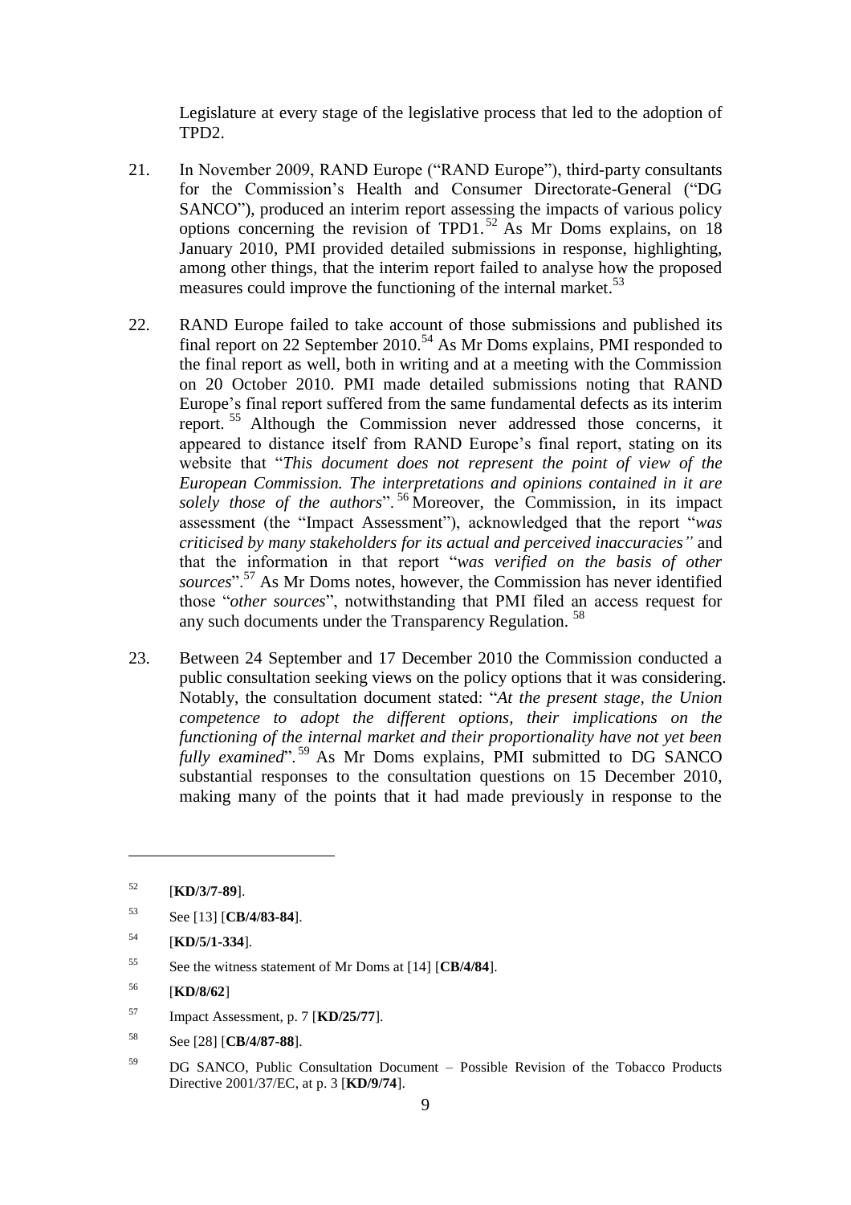Legislature at every stage of the legislative process that led to the adoption of TPD2.

21. In November 2009, RAND Europe ("RAND Europe"), third-party consultants for the Commission's Health and Consumer Directorate-General ("DG SANCO"), produced an interim report assessing the impacts of various policy options concerning the revision of TPD1.[52] As Mr Doms explains, on 18 January 2010, PMI provided detailed submissions in response, highlighting, among other things, that the interim report failed to analyse how the proposed measures could improve the functioning of the internal market.[53]

22. RAND Europe failed to take account of those submissions and published its final report on 22 September 2010.[54] As Mr Doms explains, PMI responded to the final report as well, both in writing and at a meeting with the Commission on 20 October 2010. PMI made detailed submissions noting that RAND Europe's final report suffered from the same fundamental defects as its interim report.[55] Although the Commission never addressed those concerns, it appeared to distance itself from RAND Europe's final report, stating on its website that "*This document does not represent the point of view of the European Commission. The interpretations and opinions contained in it are solely those of the authors*".[56] Moreover, the Commission, in its impact assessment (the "Impact Assessment"), acknowledged that the report "*was criticised by many stakeholders for its actual and perceived inaccuracies"* and that the information in that report "*was verified on the basis of other sources*".[57] As Mr Doms notes, however, the Commission has never identified those "*other sources*", notwithstanding that PMI filed an access request for any such documents under the Transparency Regulation.[58]

23. Between 24 September and 17 December 2010 the Commission conducted a public consultation seeking views on the policy options that it was considering. Notably, the consultation document stated: "*At the present stage, the Union competence to adopt the different options, their implications on the functioning of the internal market and their proportionality have not yet been fully examined*".[59] As Mr Doms explains, PMI submitted to DG SANCO substantial responses to the consultation questions on 15 December 2010, making many of the points that it had made previously in response to the

---

[52] [**KD/3/7-89**].

[53] See [13] [**CB/4/83-84**].

[54] [**KD/5/1-334**].

[55] See the witness statement of Mr Doms at [14] [**CB/4/84**].

[56] [**KD/8/62**]

[57] Impact Assessment, p. 7 [**KD/25/77**].

[58] See [28] [**CB/4/87-88**].

[59] DG SANCO, Public Consultation Document – Possible Revision of the Tobacco Products Directive 2001/37/EC, at p. 3 [**KD/9/74**].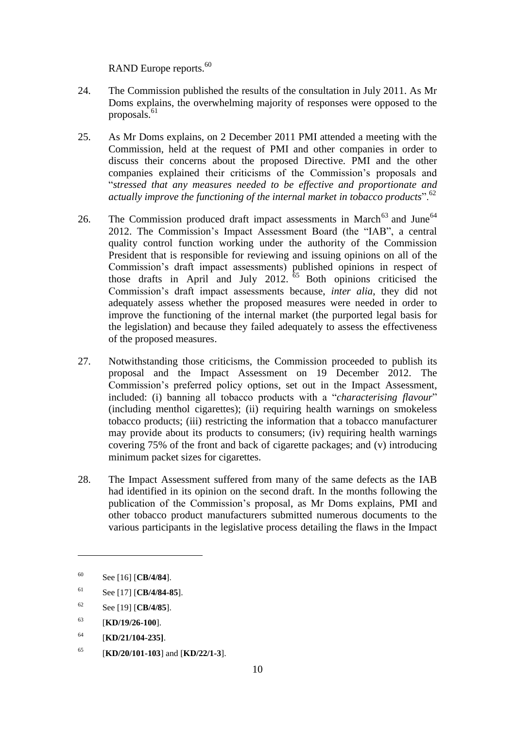RAND Europe reports.[60]

24. The Commission published the results of the consultation in July 2011. As Mr Doms explains, the overwhelming majority of responses were opposed to the proposals.[61]

25. As Mr Doms explains, on 2 December 2011 PMI attended a meeting with the Commission, held at the request of PMI and other companies in order to discuss their concerns about the proposed Directive. PMI and the other companies explained their criticisms of the Commission's proposals and "*stressed that any measures needed to be effective and proportionate and actually improve the functioning of the internal market in tobacco products*".[62]

26. The Commission produced draft impact assessments in March[63] and June[64] 2012. The Commission's Impact Assessment Board (the "IAB", a central quality control function working under the authority of the Commission President that is responsible for reviewing and issuing opinions on all of the Commission's draft impact assessments) published opinions in respect of those drafts in April and July 2012.[65] Both opinions criticised the Commission's draft impact assessments because, *inter alia*, they did not adequately assess whether the proposed measures were needed in order to improve the functioning of the internal market (the purported legal basis for the legislation) and because they failed adequately to assess the effectiveness of the proposed measures.

27. Notwithstanding those criticisms, the Commission proceeded to publish its proposal and the Impact Assessment on 19 December 2012. The Commission's preferred policy options, set out in the Impact Assessment, included: (i) banning all tobacco products with a "*characterising flavour*" (including menthol cigarettes); (ii) requiring health warnings on smokeless tobacco products; (iii) restricting the information that a tobacco manufacturer may provide about its products to consumers; (iv) requiring health warnings covering 75% of the front and back of cigarette packages; and (v) introducing minimum packet sizes for cigarettes.

28. The Impact Assessment suffered from many of the same defects as the IAB had identified in its opinion on the second draft. In the months following the publication of the Commission's proposal, as Mr Doms explains, PMI and other tobacco product manufacturers submitted numerous documents to the various participants in the legislative process detailing the flaws in the Impact

---

60 See [16] [**CB/4/84**].

61 See [17] [**CB/4/84-85**].

62 See [19] [**CB/4/85**].

63 [**KD/19/26-100**].

64 [**KD/21/104-235]**.

65 [**KD/20/101-103**] and [**KD/22/1-3**].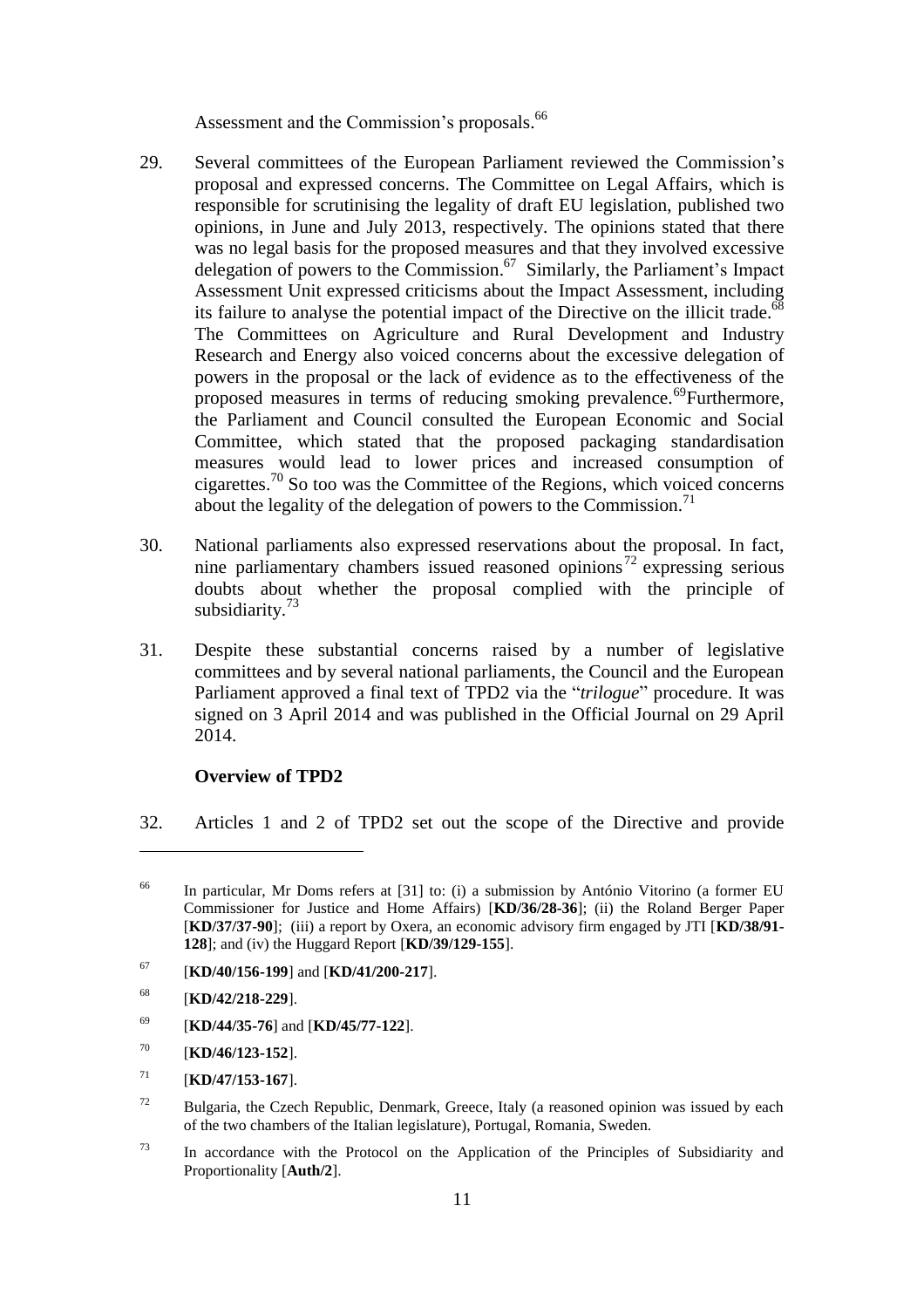Assessment and the Commission's proposals.[66]

29. Several committees of the European Parliament reviewed the Commission's proposal and expressed concerns. The Committee on Legal Affairs, which is responsible for scrutinising the legality of draft EU legislation, published two opinions, in June and July 2013, respectively. The opinions stated that there was no legal basis for the proposed measures and that they involved excessive delegation of powers to the Commission.[67] Similarly, the Parliament's Impact Assessment Unit expressed criticisms about the Impact Assessment, including its failure to analyse the potential impact of the Directive on the illicit trade.[68] The Committees on Agriculture and Rural Development and Industry Research and Energy also voiced concerns about the excessive delegation of powers in the proposal or the lack of evidence as to the effectiveness of the proposed measures in terms of reducing smoking prevalence.[69] Furthermore, the Parliament and Council consulted the European Economic and Social Committee, which stated that the proposed packaging standardisation measures would lead to lower prices and increased consumption of cigarettes.[70] So too was the Committee of the Regions, which voiced concerns about the legality of the delegation of powers to the Commission.[71]

30. National parliaments also expressed reservations about the proposal. In fact, nine parliamentary chambers issued reasoned opinions[72] expressing serious doubts about whether the proposal complied with the principle of subsidiarity.[73]

31. Despite these substantial concerns raised by a number of legislative committees and by several national parliaments, the Council and the European Parliament approved a final text of TPD2 via the "*trilogue*" procedure. It was signed on 3 April 2014 and was published in the Official Journal on 29 April 2014.

**Overview of TPD2**

32. Articles 1 and 2 of TPD2 set out the scope of the Directive and provide

---

[66] In particular, Mr Doms refers at [31] to: (i) a submission by António Vitorino (a former EU Commissioner for Justice and Home Affairs) [**KD/36/28-36**]; (ii) the Roland Berger Paper [**KD/37/37-90**]; (iii) a report by Oxera, an economic advisory firm engaged by JTI [**KD/38/91-128**]; and (iv) the Huggard Report [**KD/39/129-155**].

[67] [**KD/40/156-199**] and [**KD/41/200-217**].

[68] [**KD/42/218-229**].

[69] [**KD/44/35-76**] and [**KD/45/77-122**].

[70] [**KD/46/123-152**].

[71] [**KD/47/153-167**].

[72] Bulgaria, the Czech Republic, Denmark, Greece, Italy (a reasoned opinion was issued by each of the two chambers of the Italian legislature), Portugal, Romania, Sweden.

[73] In accordance with the Protocol on the Application of the Principles of Subsidiarity and Proportionality [**Auth/2**].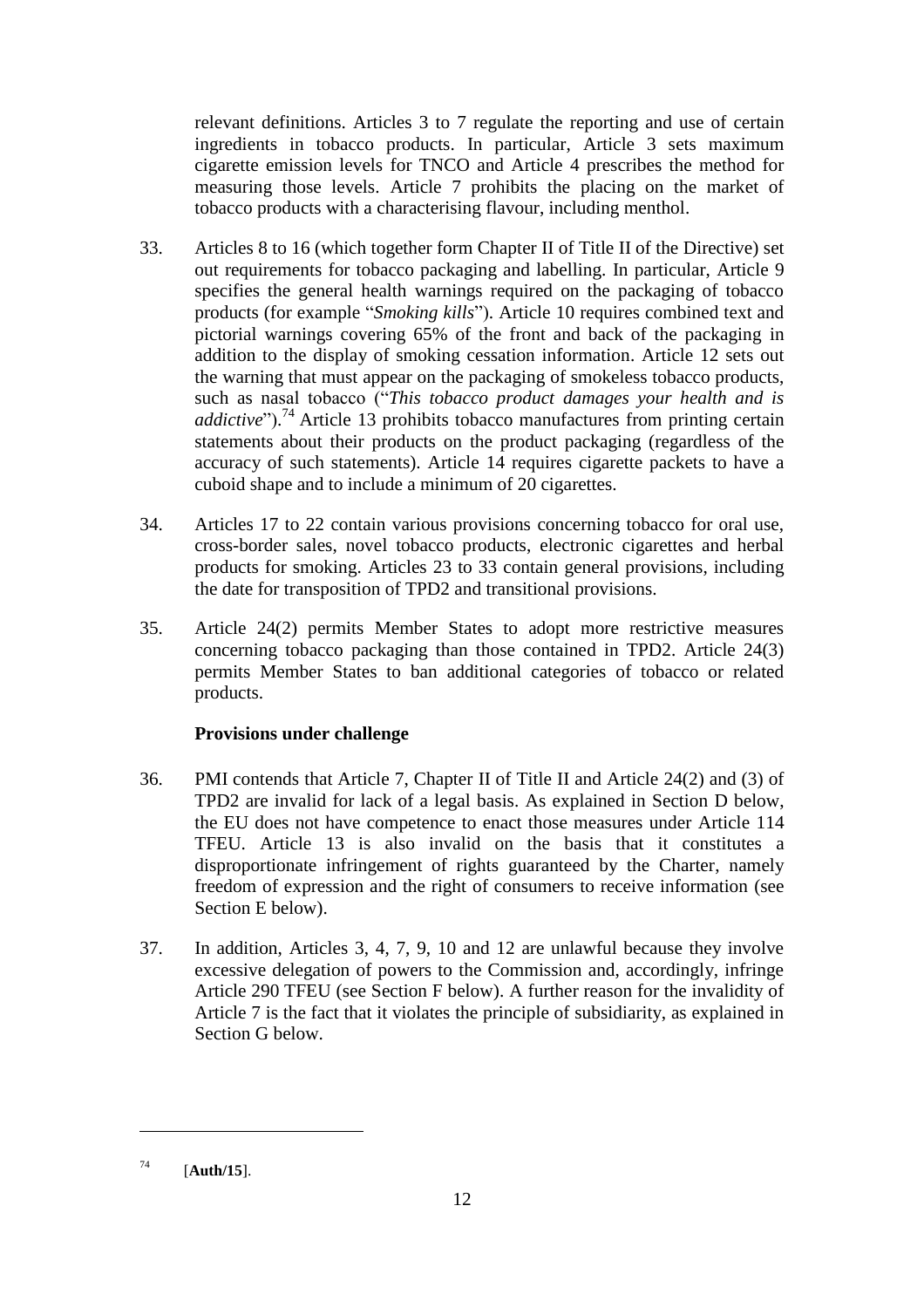relevant definitions. Articles 3 to 7 regulate the reporting and use of certain ingredients in tobacco products. In particular, Article 3 sets maximum cigarette emission levels for TNCO and Article 4 prescribes the method for measuring those levels. Article 7 prohibits the placing on the market of tobacco products with a characterising flavour, including menthol.

33. Articles 8 to 16 (which together form Chapter II of Title II of the Directive) set out requirements for tobacco packaging and labelling. In particular, Article 9 specifies the general health warnings required on the packaging of tobacco products (for example "*Smoking kills*"). Article 10 requires combined text and pictorial warnings covering 65% of the front and back of the packaging in addition to the display of smoking cessation information. Article 12 sets out the warning that must appear on the packaging of smokeless tobacco products, such as nasal tobacco ("*This tobacco product damages your health and is addictive*").[74] Article 13 prohibits tobacco manufactures from printing certain statements about their products on the product packaging (regardless of the accuracy of such statements). Article 14 requires cigarette packets to have a cuboid shape and to include a minimum of 20 cigarettes.

34. Articles 17 to 22 contain various provisions concerning tobacco for oral use, cross-border sales, novel tobacco products, electronic cigarettes and herbal products for smoking. Articles 23 to 33 contain general provisions, including the date for transposition of TPD2 and transitional provisions.

35. Article 24(2) permits Member States to adopt more restrictive measures concerning tobacco packaging than those contained in TPD2. Article 24(3) permits Member States to ban additional categories of tobacco or related products.

**Provisions under challenge**

36. PMI contends that Article 7, Chapter II of Title II and Article 24(2) and (3) of TPD2 are invalid for lack of a legal basis. As explained in Section D below, the EU does not have competence to enact those measures under Article 114 TFEU. Article 13 is also invalid on the basis that it constitutes a disproportionate infringement of rights guaranteed by the Charter, namely freedom of expression and the right of consumers to receive information (see Section E below).

37. In addition, Articles 3, 4, 7, 9, 10 and 12 are unlawful because they involve excessive delegation of powers to the Commission and, accordingly, infringe Article 290 TFEU (see Section F below). A further reason for the invalidity of Article 7 is the fact that it violates the principle of subsidiarity, as explained in Section G below.

[74] [**Auth/15**].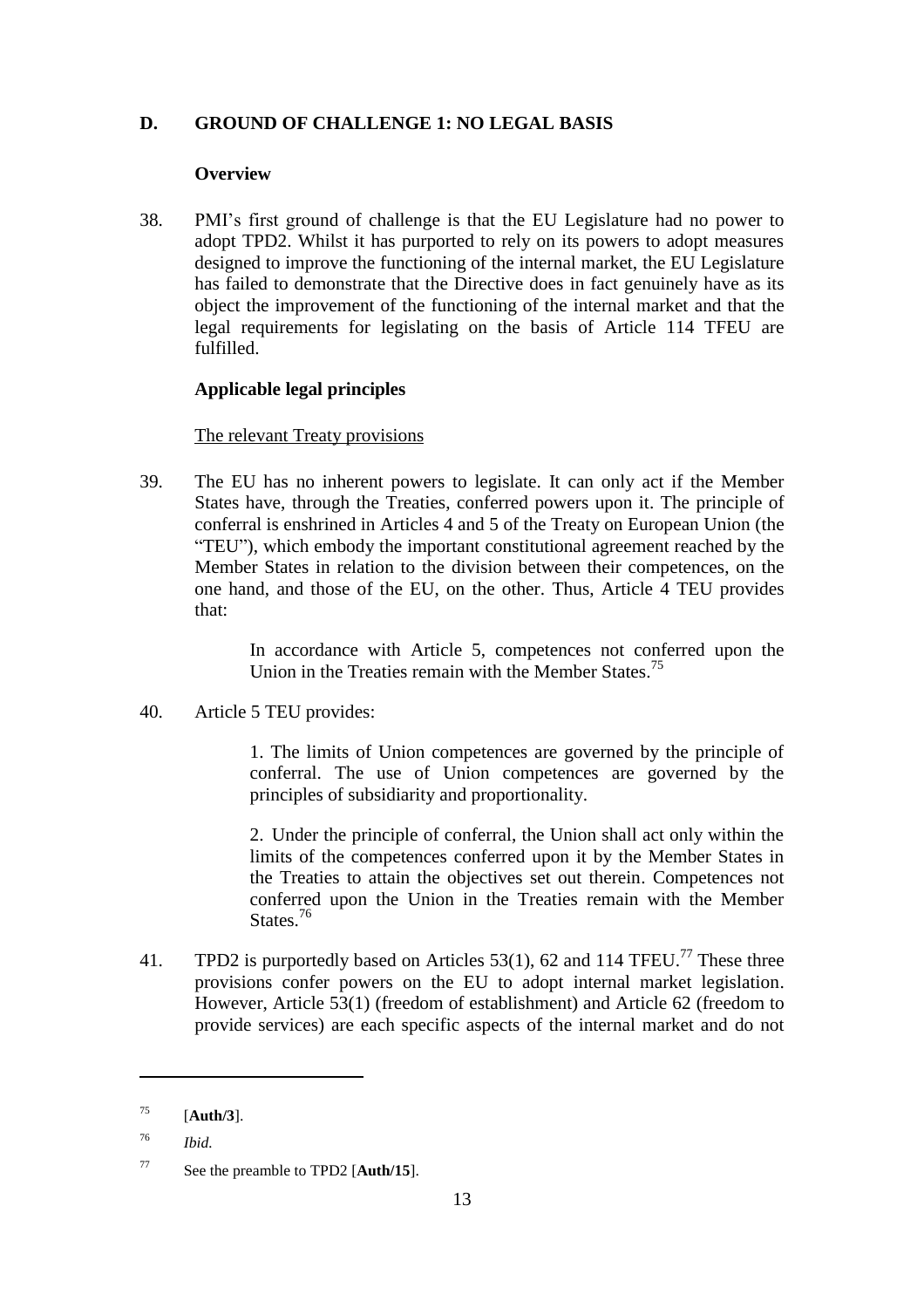## D. GROUND OF CHALLENGE 1: NO LEGAL BASIS

### Overview

38. PMI's first ground of challenge is that the EU Legislature had no power to adopt TPD2. Whilst it has purported to rely on its powers to adopt measures designed to improve the functioning of the internal market, the EU Legislature has failed to demonstrate that the Directive does in fact genuinely have as its object the improvement of the functioning of the internal market and that the legal requirements for legislating on the basis of Article 114 TFEU are fulfilled.

### Applicable legal principles

#### The relevant Treaty provisions

39. The EU has no inherent powers to legislate. It can only act if the Member States have, through the Treaties, conferred powers upon it. The principle of conferral is enshrined in Articles 4 and 5 of the Treaty on European Union (the "TEU"), which embody the important constitutional agreement reached by the Member States in relation to the division between their competences, on the one hand, and those of the EU, on the other. Thus, Article 4 TEU provides that:

> In accordance with Article 5, competences not conferred upon the Union in the Treaties remain with the Member States.[75]

40. Article 5 TEU provides:

> 1. The limits of Union competences are governed by the principle of conferral. The use of Union competences are governed by the principles of subsidiarity and proportionality.
>
> 2. Under the principle of conferral, the Union shall act only within the limits of the competences conferred upon it by the Member States in the Treaties to attain the objectives set out therein. Competences not conferred upon the Union in the Treaties remain with the Member States.[76]

41. TPD2 is purportedly based on Articles 53(1), 62 and 114 TFEU.[77] These three provisions confer powers on the EU to adopt internal market legislation. However, Article 53(1) (freedom of establishment) and Article 62 (freedom to provide services) are each specific aspects of the internal market and do not

---

[75] [**Auth/3**].

[76] *Ibid.*

[77] See the preamble to TPD2 [**Auth/15**].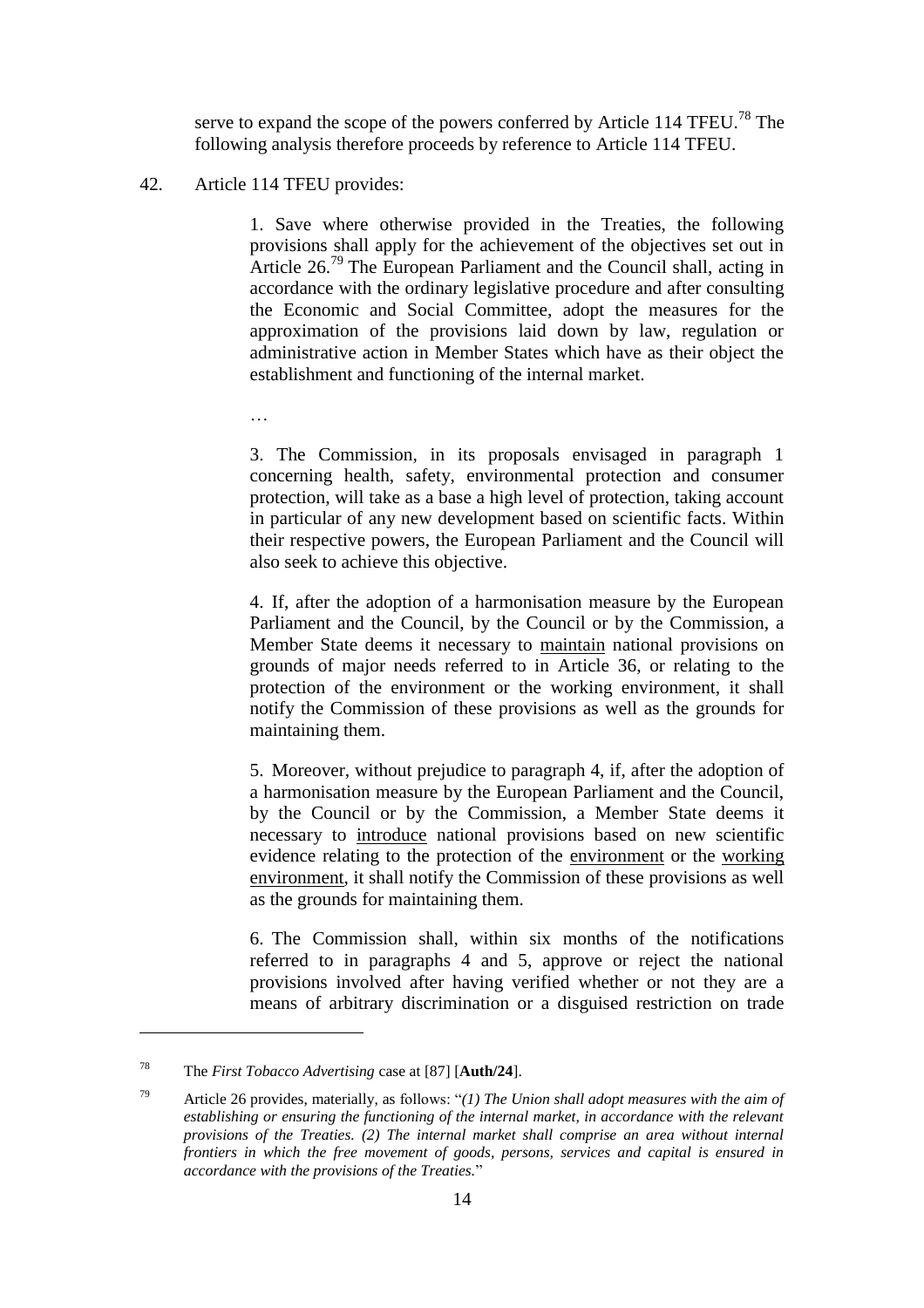serve to expand the scope of the powers conferred by Article 114 TFEU.[78] The following analysis therefore proceeds by reference to Article 114 TFEU.

42. Article 114 TFEU provides:

> 1. Save where otherwise provided in the Treaties, the following provisions shall apply for the achievement of the objectives set out in Article 26.[79] The European Parliament and the Council shall, acting in accordance with the ordinary legislative procedure and after consulting the Economic and Social Committee, adopt the measures for the approximation of the provisions laid down by law, regulation or administrative action in Member States which have as their object the establishment and functioning of the internal market.
>
> …
>
> 3. The Commission, in its proposals envisaged in paragraph 1 concerning health, safety, environmental protection and consumer protection, will take as a base a high level of protection, taking account in particular of any new development based on scientific facts. Within their respective powers, the European Parliament and the Council will also seek to achieve this objective.
>
> 4. If, after the adoption of a harmonisation measure by the European Parliament and the Council, by the Council or by the Commission, a Member State deems it necessary to <u>maintain</u> national provisions on grounds of major needs referred to in Article 36, or relating to the protection of the environment or the working environment, it shall notify the Commission of these provisions as well as the grounds for maintaining them.
>
> 5. Moreover, without prejudice to paragraph 4, if, after the adoption of a harmonisation measure by the European Parliament and the Council, by the Council or by the Commission, a Member State deems it necessary to <u>introduce</u> national provisions based on new scientific evidence relating to the protection of the <u>environment</u> or the <u>working environment</u>, it shall notify the Commission of these provisions as well as the grounds for maintaining them.
>
> 6. The Commission shall, within six months of the notifications referred to in paragraphs 4 and 5, approve or reject the national provisions involved after having verified whether or not they are a means of arbitrary discrimination or a disguised restriction on trade

---

[78] The *First Tobacco Advertising* case at [87] [**Auth/24**].

[79] Article 26 provides, materially, as follows: "*(1) The Union shall adopt measures with the aim of establishing or ensuring the functioning of the internal market, in accordance with the relevant provisions of the Treaties. (2) The internal market shall comprise an area without internal frontiers in which the free movement of goods, persons, services and capital is ensured in accordance with the provisions of the Treaties.*"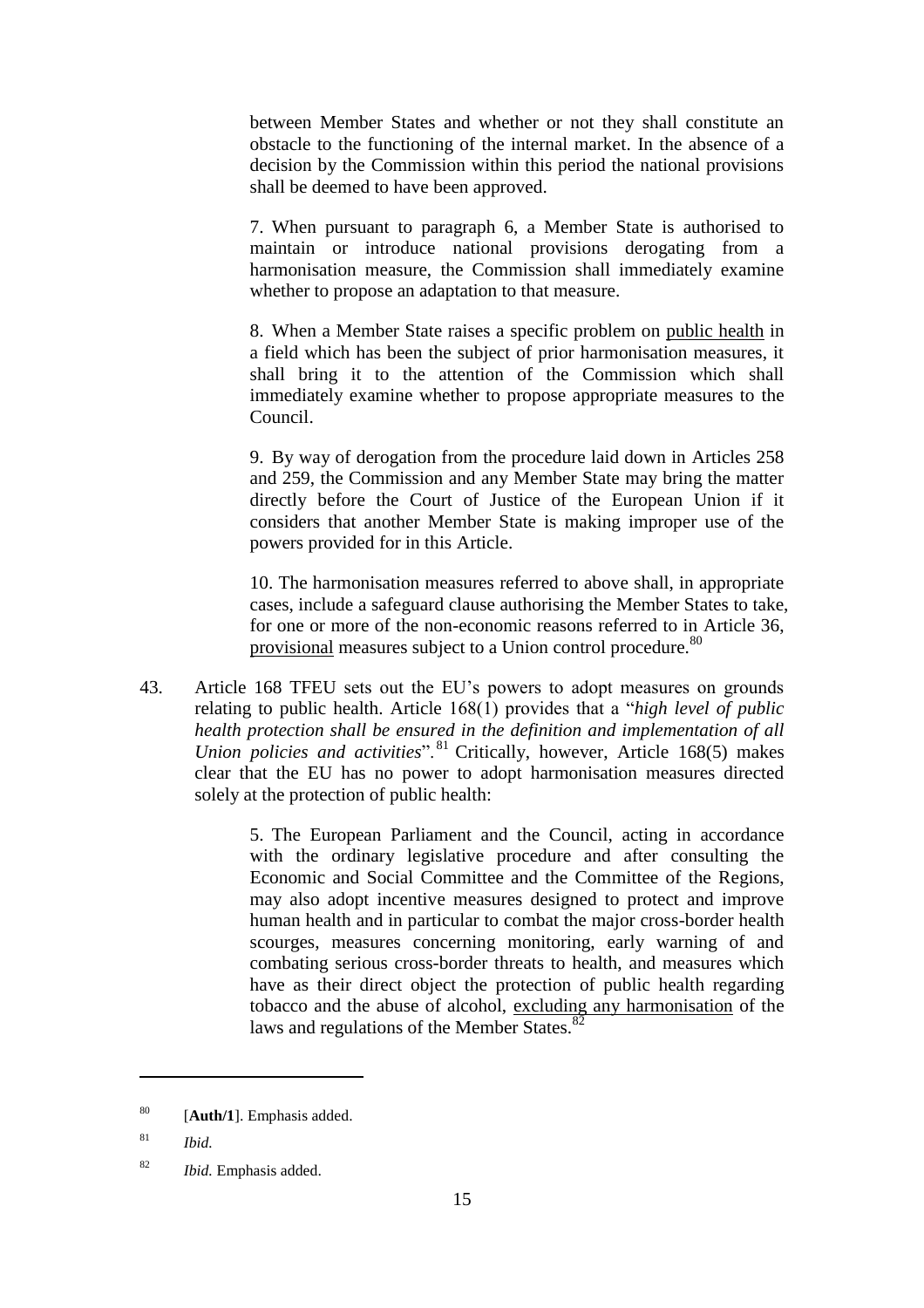between Member States and whether or not they shall constitute an obstacle to the functioning of the internal market. In the absence of a decision by the Commission within this period the national provisions shall be deemed to have been approved.

> 7. When pursuant to paragraph 6, a Member State is authorised to maintain or introduce national provisions derogating from a harmonisation measure, the Commission shall immediately examine whether to propose an adaptation to that measure.
>
> 8. When a Member State raises a specific problem on <u>public health</u> in a field which has been the subject of prior harmonisation measures, it shall bring it to the attention of the Commission which shall immediately examine whether to propose appropriate measures to the Council.
>
> 9. By way of derogation from the procedure laid down in Articles 258 and 259, the Commission and any Member State may bring the matter directly before the Court of Justice of the European Union if it considers that another Member State is making improper use of the powers provided for in this Article.
>
> 10. The harmonisation measures referred to above shall, in appropriate cases, include a safeguard clause authorising the Member States to take, for one or more of the non-economic reasons referred to in Article 36, <u>provisional</u> measures subject to a Union control procedure.[80]

43. Article 168 TFEU sets out the EU's powers to adopt measures on grounds relating to public health. Article 168(1) provides that a "*high level of public health protection shall be ensured in the definition and implementation of all Union policies and activities*".[81] Critically, however, Article 168(5) makes clear that the EU has no power to adopt harmonisation measures directed solely at the protection of public health:

> 5. The European Parliament and the Council, acting in accordance with the ordinary legislative procedure and after consulting the Economic and Social Committee and the Committee of the Regions, may also adopt incentive measures designed to protect and improve human health and in particular to combat the major cross-border health scourges, measures concerning monitoring, early warning of and combating serious cross-border threats to health, and measures which have as their direct object the protection of public health regarding tobacco and the abuse of alcohol, <u>excluding any harmonisation</u> of the laws and regulations of the Member States.[82]

---

[80] [**Auth/1**]. Emphasis added.

[81] *Ibid.*

[82] *Ibid.* Emphasis added.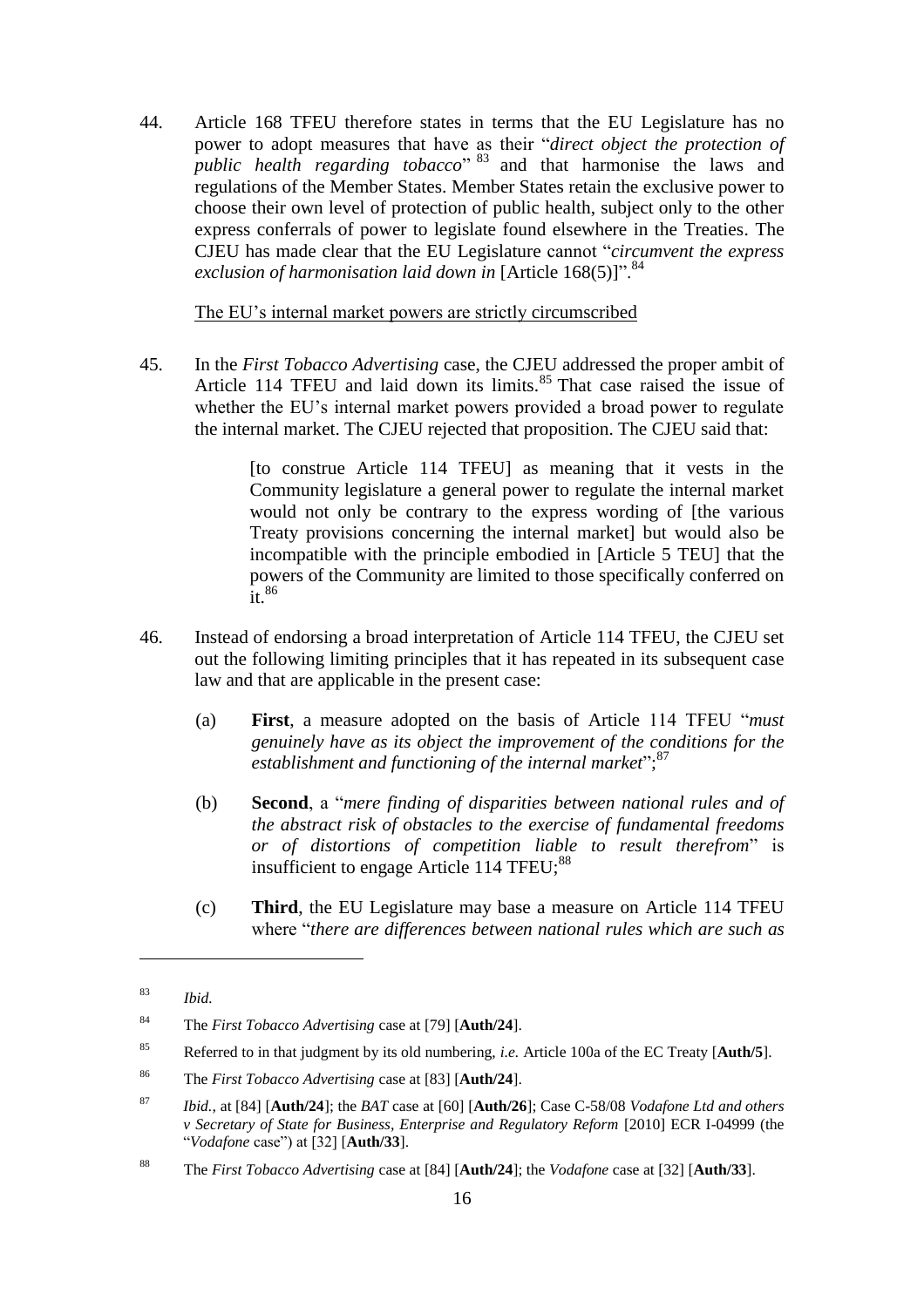44. Article 168 TFEU therefore states in terms that the EU Legislature has no power to adopt measures that have as their "*direct object the protection of public health regarding tobacco*" [83] and that harmonise the laws and regulations of the Member States. Member States retain the exclusive power to choose their own level of protection of public health, subject only to the other express conferrals of power to legislate found elsewhere in the Treaties. The CJEU has made clear that the EU Legislature cannot "*circumvent the express exclusion of harmonisation laid down in* [Article 168(5)]".[84]

<u>The EU's internal market powers are strictly circumscribed</u>

45. In the *First Tobacco Advertising* case, the CJEU addressed the proper ambit of Article 114 TFEU and laid down its limits.[85] That case raised the issue of whether the EU's internal market powers provided a broad power to regulate the internal market. The CJEU rejected that proposition. The CJEU said that:

> [to construe Article 114 TFEU] as meaning that it vests in the Community legislature a general power to regulate the internal market would not only be contrary to the express wording of [the various Treaty provisions concerning the internal market] but would also be incompatible with the principle embodied in [Article 5 TEU] that the powers of the Community are limited to those specifically conferred on it.[86]

46. Instead of endorsing a broad interpretation of Article 114 TFEU, the CJEU set out the following limiting principles that it has repeated in its subsequent case law and that are applicable in the present case:

    (a) **First**, a measure adopted on the basis of Article 114 TFEU "*must genuinely have as its object the improvement of the conditions for the establishment and functioning of the internal market*";[87]

    (b) **Second**, a "*mere finding of disparities between national rules and of the abstract risk of obstacles to the exercise of fundamental freedoms or of distortions of competition liable to result therefrom*" is insufficient to engage Article 114 TFEU;[88]

    (c) **Third**, the EU Legislature may base a measure on Article 114 TFEU where "*there are differences between national rules which are such as*

---

[83] *Ibid.*

[84] The *First Tobacco Advertising* case at [79] [**Auth/24**].

[85] Referred to in that judgment by its old numbering, *i.e.* Article 100a of the EC Treaty [**Auth/5**].

[86] The *First Tobacco Advertising* case at [83] [**Auth/24**].

[87] *Ibid.*, at [84] [**Auth/24**]; the *BAT* case at [60] [**Auth/26**]; Case C-58/08 *Vodafone Ltd and others v Secretary of State for Business, Enterprise and Regulatory Reform* [2010] ECR I-04999 (the "*Vodafone* case") at [32] [**Auth/33**].

[88] The *First Tobacco Advertising* case at [84] [**Auth/24**]; the *Vodafone* case at [32] [**Auth/33**].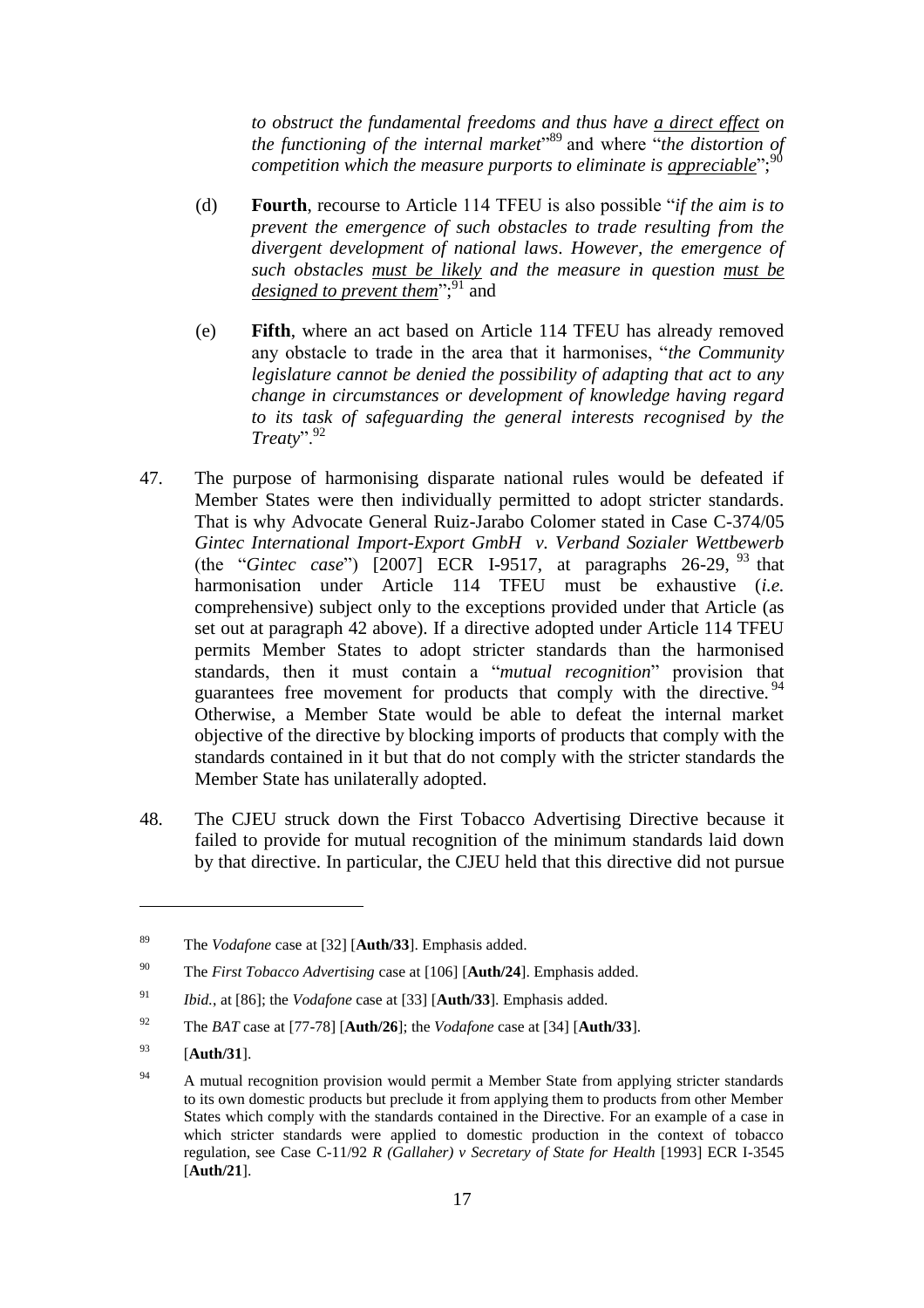*to obstruct the fundamental freedoms and thus have a direct effect on the functioning of the internal market*"[89] and where "*the distortion of competition which the measure purports to eliminate is appreciable*";[90]

(d) **Fourth**, recourse to Article 114 TFEU is also possible "*if the aim is to prevent the emergence of such obstacles to trade resulting from the divergent development of national laws. However, the emergence of such obstacles must be likely and the measure in question must be designed to prevent them*";[91] and

(e) **Fifth**, where an act based on Article 114 TFEU has already removed any obstacle to trade in the area that it harmonises, "*the Community legislature cannot be denied the possibility of adapting that act to any change in circumstances or development of knowledge having regard to its task of safeguarding the general interests recognised by the Treaty*".[92]

47. The purpose of harmonising disparate national rules would be defeated if Member States were then individually permitted to adopt stricter standards. That is why Advocate General Ruiz-Jarabo Colomer stated in Case C-374/05 *Gintec International Import-Export GmbH v. Verband Sozialer Wettbewerb* (the "*Gintec case*") [2007] ECR I-9517, at paragraphs 26-29, [93] that harmonisation under Article 114 TFEU must be exhaustive (*i.e.* comprehensive) subject only to the exceptions provided under that Article (as set out at paragraph 42 above). If a directive adopted under Article 114 TFEU permits Member States to adopt stricter standards than the harmonised standards, then it must contain a "*mutual recognition*" provision that guarantees free movement for products that comply with the directive.[94] Otherwise, a Member State would be able to defeat the internal market objective of the directive by blocking imports of products that comply with the standards contained in it but that do not comply with the stricter standards the Member State has unilaterally adopted.

48. The CJEU struck down the First Tobacco Advertising Directive because it failed to provide for mutual recognition of the minimum standards laid down by that directive. In particular, the CJEU held that this directive did not pursue

---

[89] The *Vodafone* case at [32] [**Auth/33**]. Emphasis added.

[90] The *First Tobacco Advertising* case at [106] [**Auth/24**]. Emphasis added.

[91] *Ibid.*, at [86]; the *Vodafone* case at [33] [**Auth/33**]. Emphasis added.

[92] The *BAT* case at [77-78] [**Auth/26**]; the *Vodafone* case at [34] [**Auth/33**].

[93] [**Auth/31**].

[94] A mutual recognition provision would permit a Member State from applying stricter standards to its own domestic products but preclude it from applying them to products from other Member States which comply with the standards contained in the Directive. For an example of a case in which stricter standards were applied to domestic production in the context of tobacco regulation, see Case C-11/92 *R (Gallaher) v Secretary of State for Health* [1993] ECR I-3545 [**Auth/21**].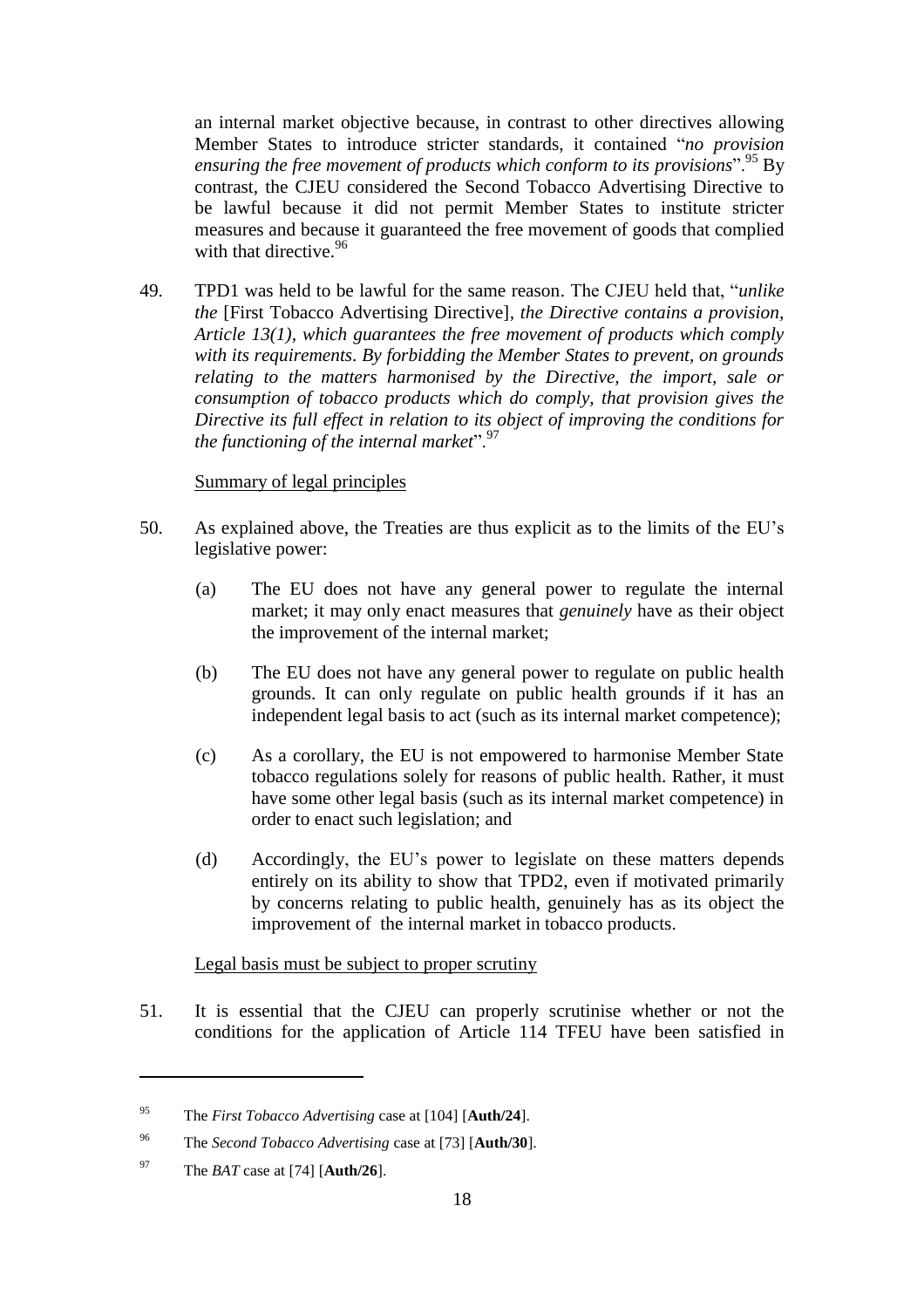an internal market objective because, in contrast to other directives allowing Member States to introduce stricter standards, it contained "*no provision ensuring the free movement of products which conform to its provisions*".[95] By contrast, the CJEU considered the Second Tobacco Advertising Directive to be lawful because it did not permit Member States to institute stricter measures and because it guaranteed the free movement of goods that complied with that directive.[96]

49. TPD1 was held to be lawful for the same reason. The CJEU held that, "*unlike the* [First Tobacco Advertising Directive], *the Directive contains a provision, Article 13(1), which guarantees the free movement of products which comply with its requirements. By forbidding the Member States to prevent, on grounds relating to the matters harmonised by the Directive, the import, sale or consumption of tobacco products which do comply, that provision gives the Directive its full effect in relation to its object of improving the conditions for the functioning of the internal market*".[97]

<u>Summary of legal principles</u>

50. As explained above, the Treaties are thus explicit as to the limits of the EU's legislative power:

   (a) The EU does not have any general power to regulate the internal market; it may only enact measures that *genuinely* have as their object the improvement of the internal market;

   (b) The EU does not have any general power to regulate on public health grounds. It can only regulate on public health grounds if it has an independent legal basis to act (such as its internal market competence);

   (c) As a corollary, the EU is not empowered to harmonise Member State tobacco regulations solely for reasons of public health. Rather, it must have some other legal basis (such as its internal market competence) in order to enact such legislation; and

   (d) Accordingly, the EU's power to legislate on these matters depends entirely on its ability to show that TPD2, even if motivated primarily by concerns relating to public health, genuinely has as its object the improvement of the internal market in tobacco products.

<u>Legal basis must be subject to proper scrutiny</u>

51. It is essential that the CJEU can properly scrutinise whether or not the conditions for the application of Article 114 TFEU have been satisfied in

---

[95] The *First Tobacco Advertising* case at [104] [**Auth/24**].

[96] The *Second Tobacco Advertising* case at [73] [**Auth/30**].

[97] The *BAT* case at [74] [**Auth/26**].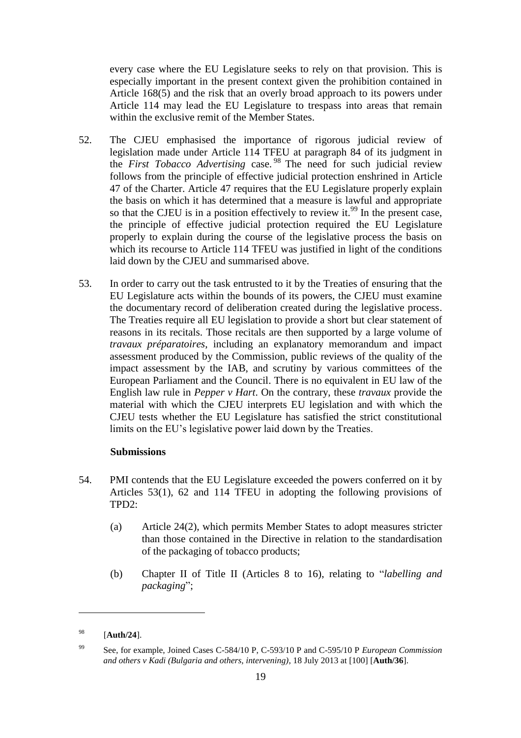every case where the EU Legislature seeks to rely on that provision. This is especially important in the present context given the prohibition contained in Article 168(5) and the risk that an overly broad approach to its powers under Article 114 may lead the EU Legislature to trespass into areas that remain within the exclusive remit of the Member States.

52. The CJEU emphasised the importance of rigorous judicial review of legislation made under Article 114 TFEU at paragraph 84 of its judgment in the *First Tobacco Advertising* case.[98] The need for such judicial review follows from the principle of effective judicial protection enshrined in Article 47 of the Charter. Article 47 requires that the EU Legislature properly explain the basis on which it has determined that a measure is lawful and appropriate so that the CJEU is in a position effectively to review it.[99] In the present case, the principle of effective judicial protection required the EU Legislature properly to explain during the course of the legislative process the basis on which its recourse to Article 114 TFEU was justified in light of the conditions laid down by the CJEU and summarised above.

53. In order to carry out the task entrusted to it by the Treaties of ensuring that the EU Legislature acts within the bounds of its powers, the CJEU must examine the documentary record of deliberation created during the legislative process. The Treaties require all EU legislation to provide a short but clear statement of reasons in its recitals. Those recitals are then supported by a large volume of *travaux préparatoires*, including an explanatory memorandum and impact assessment produced by the Commission, public reviews of the quality of the impact assessment by the IAB, and scrutiny by various committees of the European Parliament and the Council. There is no equivalent in EU law of the English law rule in *Pepper v Hart*. On the contrary, these *travaux* provide the material with which the CJEU interprets EU legislation and with which the CJEU tests whether the EU Legislature has satisfied the strict constitutional limits on the EU's legislative power laid down by the Treaties.

**Submissions**

54. PMI contends that the EU Legislature exceeded the powers conferred on it by Articles 53(1), 62 and 114 TFEU in adopting the following provisions of TPD2:

    (a) Article 24(2), which permits Member States to adopt measures stricter than those contained in the Directive in relation to the standardisation of the packaging of tobacco products;

    (b) Chapter II of Title II (Articles 8 to 16), relating to "*labelling and packaging*";

---

[98] [**Auth/24**].

[99] See, for example, Joined Cases C-584/10 P, C-593/10 P and C-595/10 P *European Commission and others v Kadi (Bulgaria and others, intervening)*, 18 July 2013 at [100] [**Auth/36**].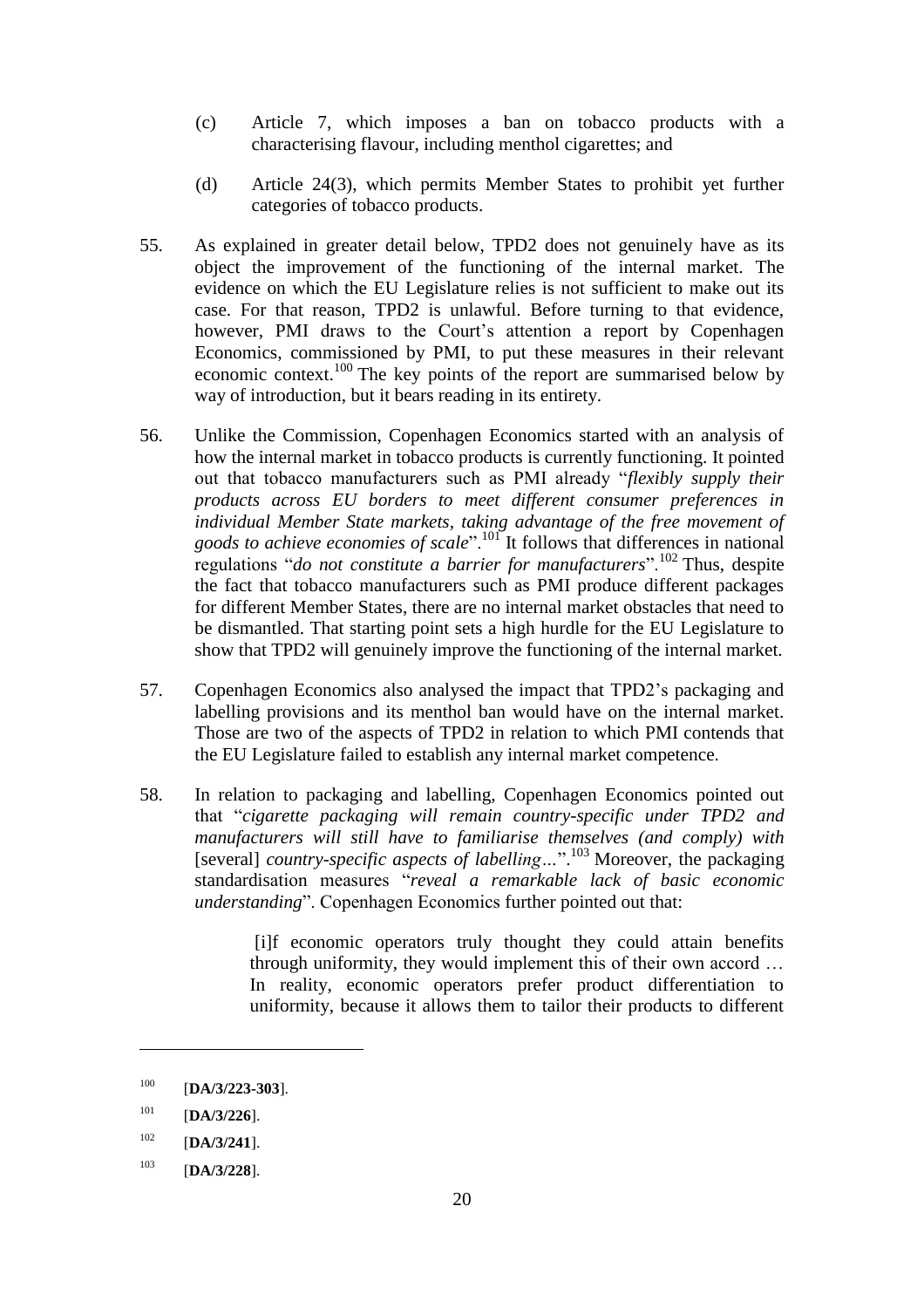(c) Article 7, which imposes a ban on tobacco products with a characterising flavour, including menthol cigarettes; and

(d) Article 24(3), which permits Member States to prohibit yet further categories of tobacco products.

55. As explained in greater detail below, TPD2 does not genuinely have as its object the improvement of the functioning of the internal market. The evidence on which the EU Legislature relies is not sufficient to make out its case. For that reason, TPD2 is unlawful. Before turning to that evidence, however, PMI draws to the Court's attention a report by Copenhagen Economics, commissioned by PMI, to put these measures in their relevant economic context.[100] The key points of the report are summarised below by way of introduction, but it bears reading in its entirety.

56. Unlike the Commission, Copenhagen Economics started with an analysis of how the internal market in tobacco products is currently functioning. It pointed out that tobacco manufacturers such as PMI already "*flexibly supply their products across EU borders to meet different consumer preferences in individual Member State markets, taking advantage of the free movement of goods to achieve economies of scale*".[101] It follows that differences in national regulations "*do not constitute a barrier for manufacturers*".[102] Thus, despite the fact that tobacco manufacturers such as PMI produce different packages for different Member States, there are no internal market obstacles that need to be dismantled. That starting point sets a high hurdle for the EU Legislature to show that TPD2 will genuinely improve the functioning of the internal market.

57. Copenhagen Economics also analysed the impact that TPD2's packaging and labelling provisions and its menthol ban would have on the internal market. Those are two of the aspects of TPD2 in relation to which PMI contends that the EU Legislature failed to establish any internal market competence.

58. In relation to packaging and labelling, Copenhagen Economics pointed out that "*cigarette packaging will remain country-specific under TPD2 and manufacturers will still have to familiarise themselves (and comply) with* [several] *country-specific aspects of labelling…*".[103] Moreover, the packaging standardisation measures "*reveal a remarkable lack of basic economic understanding*". Copenhagen Economics further pointed out that:

> [i]f economic operators truly thought they could attain benefits through uniformity, they would implement this of their own accord … In reality, economic operators prefer product differentiation to uniformity, because it allows them to tailor their products to different

---

[100] [**DA/3/223-303**].

[101] [**DA/3/226**].

[102] [**DA/3/241**].

[103] [**DA/3/228**].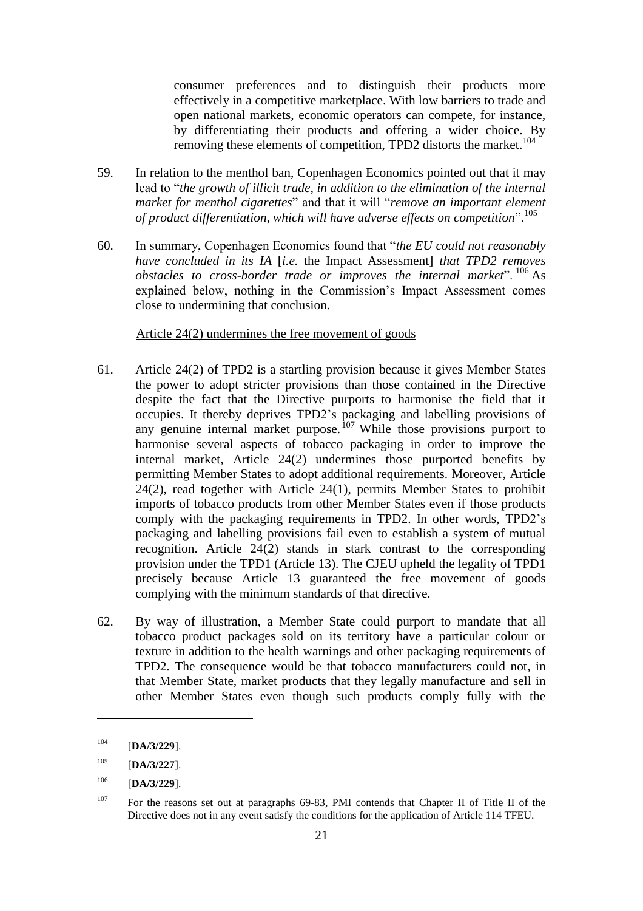consumer preferences and to distinguish their products more effectively in a competitive marketplace. With low barriers to trade and open national markets, economic operators can compete, for instance, by differentiating their products and offering a wider choice. By removing these elements of competition, TPD2 distorts the market.[104]

59. In relation to the menthol ban, Copenhagen Economics pointed out that it may lead to "*the growth of illicit trade, in addition to the elimination of the internal market for menthol cigarettes*" and that it will "*remove an important element of product differentiation, which will have adverse effects on competition*".[105]

60. In summary, Copenhagen Economics found that "*the EU could not reasonably have concluded in its IA* [*i.e.* the Impact Assessment] *that TPD2 removes obstacles to cross-border trade or improves the internal market*".[106] As explained below, nothing in the Commission's Impact Assessment comes close to undermining that conclusion.

Article 24(2) undermines the free movement of goods

61. Article 24(2) of TPD2 is a startling provision because it gives Member States the power to adopt stricter provisions than those contained in the Directive despite the fact that the Directive purports to harmonise the field that it occupies. It thereby deprives TPD2's packaging and labelling provisions of any genuine internal market purpose.[107] While those provisions purport to harmonise several aspects of tobacco packaging in order to improve the internal market, Article 24(2) undermines those purported benefits by permitting Member States to adopt additional requirements. Moreover, Article 24(2), read together with Article 24(1), permits Member States to prohibit imports of tobacco products from other Member States even if those products comply with the packaging requirements in TPD2. In other words, TPD2's packaging and labelling provisions fail even to establish a system of mutual recognition. Article 24(2) stands in stark contrast to the corresponding provision under the TPD1 (Article 13). The CJEU upheld the legality of TPD1 precisely because Article 13 guaranteed the free movement of goods complying with the minimum standards of that directive.

62. By way of illustration, a Member State could purport to mandate that all tobacco product packages sold on its territory have a particular colour or texture in addition to the health warnings and other packaging requirements of TPD2. The consequence would be that tobacco manufacturers could not, in that Member State, market products that they legally manufacture and sell in other Member States even though such products comply fully with the

---

[104] [**DA/3/229**].

[105] [**DA/3/227**].

[106] [**DA/3/229**].

[107] For the reasons set out at paragraphs 69-83, PMI contends that Chapter II of Title II of the Directive does not in any event satisfy the conditions for the application of Article 114 TFEU.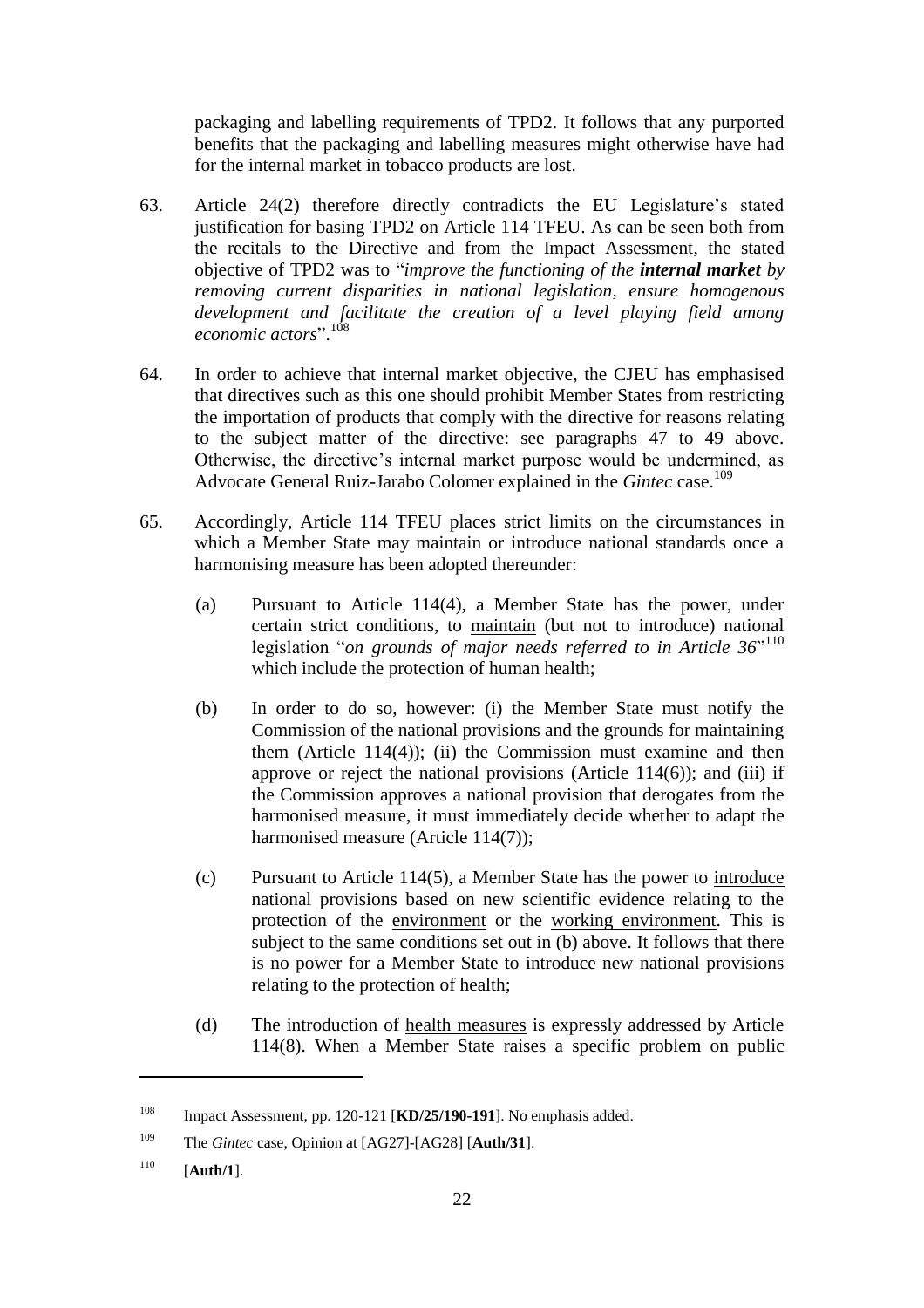packaging and labelling requirements of TPD2. It follows that any purported benefits that the packaging and labelling measures might otherwise have had for the internal market in tobacco products are lost.

63. Article 24(2) therefore directly contradicts the EU Legislature's stated justification for basing TPD2 on Article 114 TFEU. As can be seen both from the recitals to the Directive and from the Impact Assessment, the stated objective of TPD2 was to "*improve the functioning of the **internal market** by removing current disparities in national legislation, ensure homogenous development and facilitate the creation of a level playing field among economic actors*".[108]

64. In order to achieve that internal market objective, the CJEU has emphasised that directives such as this one should prohibit Member States from restricting the importation of products that comply with the directive for reasons relating to the subject matter of the directive: see paragraphs 47 to 49 above. Otherwise, the directive's internal market purpose would be undermined, as Advocate General Ruiz-Jarabo Colomer explained in the *Gintec* case.[109]

65. Accordingly, Article 114 TFEU places strict limits on the circumstances in which a Member State may maintain or introduce national standards once a harmonising measure has been adopted thereunder:

   (a) Pursuant to Article 114(4), a Member State has the power, under certain strict conditions, to <u>maintain</u> (but not to introduce) national legislation "*on grounds of major needs referred to in Article 36*"[110] which include the protection of human health;

   (b) In order to do so, however: (i) the Member State must notify the Commission of the national provisions and the grounds for maintaining them (Article 114(4)); (ii) the Commission must examine and then approve or reject the national provisions (Article 114(6)); and (iii) if the Commission approves a national provision that derogates from the harmonised measure, it must immediately decide whether to adapt the harmonised measure (Article 114(7));

   (c) Pursuant to Article 114(5), a Member State has the power to <u>introduce</u> national provisions based on new scientific evidence relating to the protection of the <u>environment</u> or the <u>working environment</u>. This is subject to the same conditions set out in (b) above. It follows that there is no power for a Member State to introduce new national provisions relating to the protection of health;

   (d) The introduction of <u>health measures</u> is expressly addressed by Article 114(8). When a Member State raises a specific problem on public

---

[108] Impact Assessment, pp. 120-121 [**KD/25/190-191**]. No emphasis added.

[109] The *Gintec* case, Opinion at [AG27]-[AG28] [**Auth/31**].

[110] [**Auth/1**].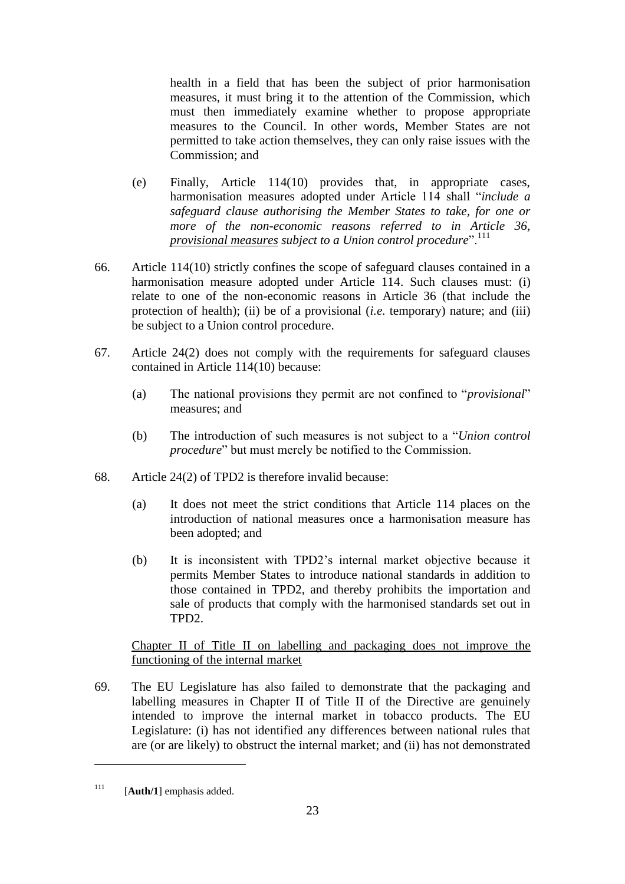health in a field that has been the subject of prior harmonisation measures, it must bring it to the attention of the Commission, which must then immediately examine whether to propose appropriate measures to the Council. In other words, Member States are not permitted to take action themselves, they can only raise issues with the Commission; and

(e) Finally, Article 114(10) provides that, in appropriate cases, harmonisation measures adopted under Article 114 shall "*include a safeguard clause authorising the Member States to take, for one or more of the non-economic reasons referred to in Article 36, provisional measures subject to a Union control procedure*".[111]

66. Article 114(10) strictly confines the scope of safeguard clauses contained in a harmonisation measure adopted under Article 114. Such clauses must: (i) relate to one of the non-economic reasons in Article 36 (that include the protection of health); (ii) be of a provisional (*i.e.* temporary) nature; and (iii) be subject to a Union control procedure.

67. Article 24(2) does not comply with the requirements for safeguard clauses contained in Article 114(10) because:

   (a) The national provisions they permit are not confined to "*provisional*" measures; and

   (b) The introduction of such measures is not subject to a "*Union control procedure*" but must merely be notified to the Commission.

68. Article 24(2) of TPD2 is therefore invalid because:

   (a) It does not meet the strict conditions that Article 114 places on the introduction of national measures once a harmonisation measure has been adopted; and

   (b) It is inconsistent with TPD2's internal market objective because it permits Member States to introduce national standards in addition to those contained in TPD2, and thereby prohibits the importation and sale of products that comply with the harmonised standards set out in TPD2.

<u>Chapter II of Title II on labelling and packaging does not improve the functioning of the internal market</u>

69. The EU Legislature has also failed to demonstrate that the packaging and labelling measures in Chapter II of Title II of the Directive are genuinely intended to improve the internal market in tobacco products. The EU Legislature: (i) has not identified any differences between national rules that are (or are likely) to obstruct the internal market; and (ii) has not demonstrated

---

[111] [**Auth/1**] emphasis added.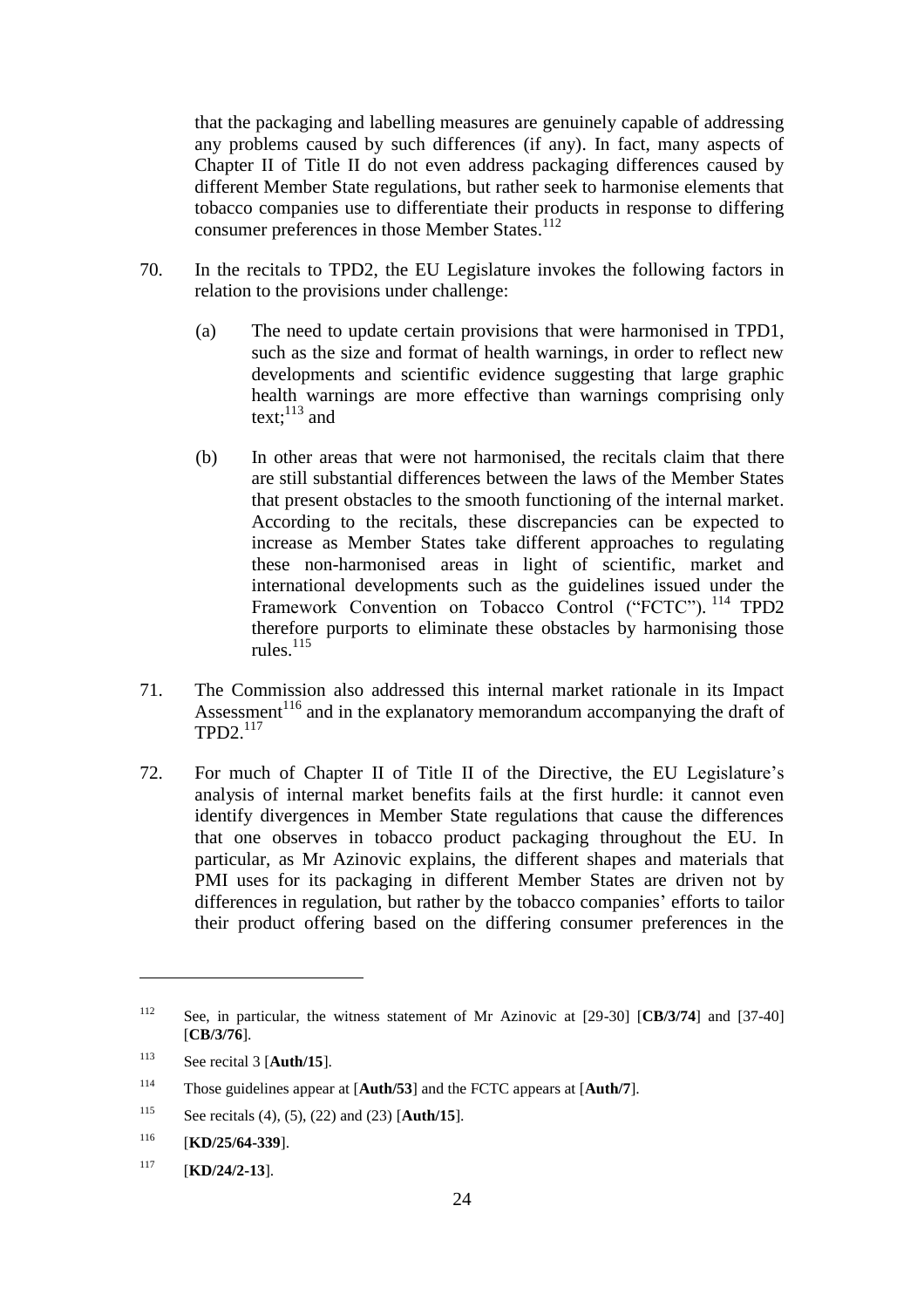that the packaging and labelling measures are genuinely capable of addressing any problems caused by such differences (if any). In fact, many aspects of Chapter II of Title II do not even address packaging differences caused by different Member State regulations, but rather seek to harmonise elements that tobacco companies use to differentiate their products in response to differing consumer preferences in those Member States.[112]

70. In the recitals to TPD2, the EU Legislature invokes the following factors in relation to the provisions under challenge:

    (a) The need to update certain provisions that were harmonised in TPD1, such as the size and format of health warnings, in order to reflect new developments and scientific evidence suggesting that large graphic health warnings are more effective than warnings comprising only text;[113] and

    (b) In other areas that were not harmonised, the recitals claim that there are still substantial differences between the laws of the Member States that present obstacles to the smooth functioning of the internal market. According to the recitals, these discrepancies can be expected to increase as Member States take different approaches to regulating these non-harmonised areas in light of scientific, market and international developments such as the guidelines issued under the Framework Convention on Tobacco Control ("FCTC").[114] TPD2 therefore purports to eliminate these obstacles by harmonising those rules.[115]

71. The Commission also addressed this internal market rationale in its Impact Assessment[116] and in the explanatory memorandum accompanying the draft of TPD2.[117]

72. For much of Chapter II of Title II of the Directive, the EU Legislature's analysis of internal market benefits fails at the first hurdle: it cannot even identify divergences in Member State regulations that cause the differences that one observes in tobacco product packaging throughout the EU. In particular, as Mr Azinovic explains, the different shapes and materials that PMI uses for its packaging in different Member States are driven not by differences in regulation, but rather by the tobacco companies' efforts to tailor their product offering based on the differing consumer preferences in the

---

[112] See, in particular, the witness statement of Mr Azinovic at [29-30] [**CB/3/74**] and [37-40] [**CB/3/76**].

[113] See recital 3 [**Auth/15**].

[114] Those guidelines appear at [**Auth/53**] and the FCTC appears at [**Auth/7**].

[115] See recitals (4), (5), (22) and (23) [**Auth/15**].

[116] [**KD/25/64-339**].

[117] [**KD/24/2-13**].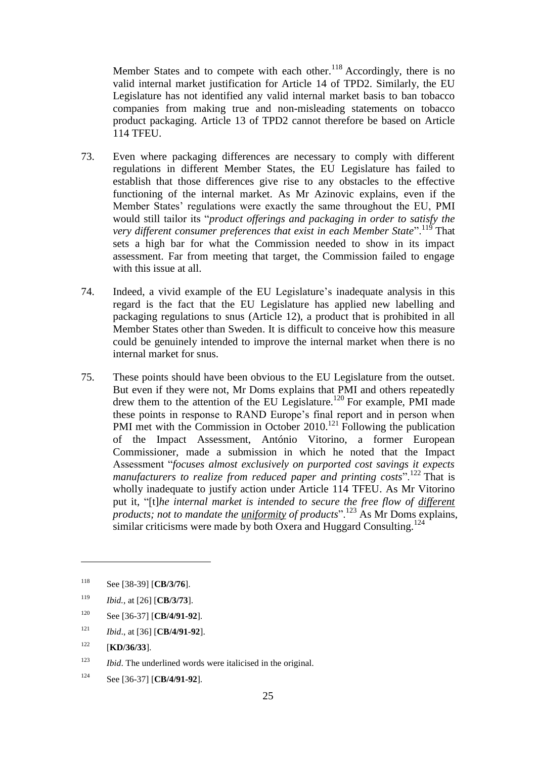Member States and to compete with each other.[118] Accordingly, there is no valid internal market justification for Article 14 of TPD2. Similarly, the EU Legislature has not identified any valid internal market basis to ban tobacco companies from making true and non-misleading statements on tobacco product packaging. Article 13 of TPD2 cannot therefore be based on Article 114 TFEU.

73. Even where packaging differences are necessary to comply with different regulations in different Member States, the EU Legislature has failed to establish that those differences give rise to any obstacles to the effective functioning of the internal market. As Mr Azinovic explains, even if the Member States' regulations were exactly the same throughout the EU, PMI would still tailor its "*product offerings and packaging in order to satisfy the very different consumer preferences that exist in each Member State*".[119] That sets a high bar for what the Commission needed to show in its impact assessment. Far from meeting that target, the Commission failed to engage with this issue at all.

74. Indeed, a vivid example of the EU Legislature's inadequate analysis in this regard is the fact that the EU Legislature has applied new labelling and packaging regulations to snus (Article 12), a product that is prohibited in all Member States other than Sweden. It is difficult to conceive how this measure could be genuinely intended to improve the internal market when there is no internal market for snus.

75. These points should have been obvious to the EU Legislature from the outset. But even if they were not, Mr Doms explains that PMI and others repeatedly drew them to the attention of the EU Legislature.[120] For example, PMI made these points in response to RAND Europe's final report and in person when PMI met with the Commission in October 2010.[121] Following the publication of the Impact Assessment, António Vitorino, a former European Commissioner, made a submission in which he noted that the Impact Assessment "*focuses almost exclusively on purported cost savings it expects manufacturers to realize from reduced paper and printing costs*".[122] That is wholly inadequate to justify action under Article 114 TFEU. As Mr Vitorino put it, "[t]*he internal market is intended to secure the free flow of <u>different</u> products; not to mandate the <u>uniformity</u> of products*".[123] As Mr Doms explains, similar criticisms were made by both Oxera and Huggard Consulting.[124]

---

[118] See [38-39] [**CB/3/76**].

[119] *Ibid.*, at [26] [**CB/3/73**].

[120] See [36-37] [**CB/4/91-92**].

[121] *Ibid*., at [36] [**CB/4/91-92**].

[122] [**KD/36/33**].

[123] *Ibid*. The underlined words were italicised in the original.

[124] See [36-37] [**CB/4/91-92**].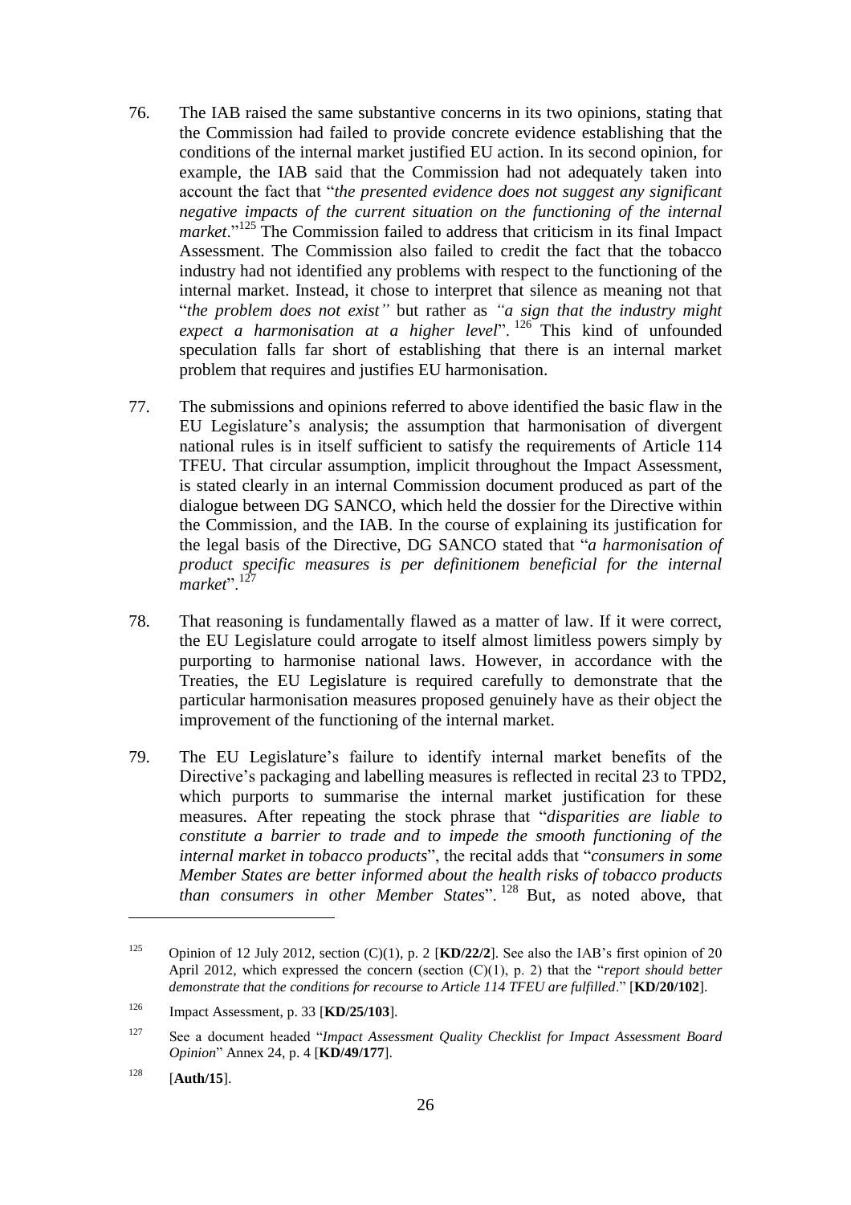76. The IAB raised the same substantive concerns in its two opinions, stating that the Commission had failed to provide concrete evidence establishing that the conditions of the internal market justified EU action. In its second opinion, for example, the IAB said that the Commission had not adequately taken into account the fact that "*the presented evidence does not suggest any significant negative impacts of the current situation on the functioning of the internal market*."[125] The Commission failed to address that criticism in its final Impact Assessment. The Commission also failed to credit the fact that the tobacco industry had not identified any problems with respect to the functioning of the internal market. Instead, it chose to interpret that silence as meaning not that "*the problem does not exist"* but rather as *"a sign that the industry might expect a harmonisation at a higher level*".[126] This kind of unfounded speculation falls far short of establishing that there is an internal market problem that requires and justifies EU harmonisation.

77. The submissions and opinions referred to above identified the basic flaw in the EU Legislature's analysis; the assumption that harmonisation of divergent national rules is in itself sufficient to satisfy the requirements of Article 114 TFEU. That circular assumption, implicit throughout the Impact Assessment, is stated clearly in an internal Commission document produced as part of the dialogue between DG SANCO, which held the dossier for the Directive within the Commission, and the IAB. In the course of explaining its justification for the legal basis of the Directive, DG SANCO stated that "*a harmonisation of product specific measures is per definitionem beneficial for the internal market*".[127]

78. That reasoning is fundamentally flawed as a matter of law. If it were correct, the EU Legislature could arrogate to itself almost limitless powers simply by purporting to harmonise national laws. However, in accordance with the Treaties, the EU Legislature is required carefully to demonstrate that the particular harmonisation measures proposed genuinely have as their object the improvement of the functioning of the internal market.

79. The EU Legislature's failure to identify internal market benefits of the Directive's packaging and labelling measures is reflected in recital 23 to TPD2, which purports to summarise the internal market justification for these measures. After repeating the stock phrase that "*disparities are liable to constitute a barrier to trade and to impede the smooth functioning of the internal market in tobacco products*", the recital adds that "*consumers in some Member States are better informed about the health risks of tobacco products than consumers in other Member States*".[128] But, as noted above, that

---

[125] Opinion of 12 July 2012, section (C)(1), p. 2 [**KD/22/2**]. See also the IAB's first opinion of 20 April 2012, which expressed the concern (section (C)(1), p. 2) that the "*report should better demonstrate that the conditions for recourse to Article 114 TFEU are fulfilled*." [**KD/20/102**].

[126] Impact Assessment, p. 33 [**KD/25/103**].

[127] See a document headed "*Impact Assessment Quality Checklist for Impact Assessment Board Opinion*" Annex 24, p. 4 [**KD/49/177**].

[128] [**Auth/15**].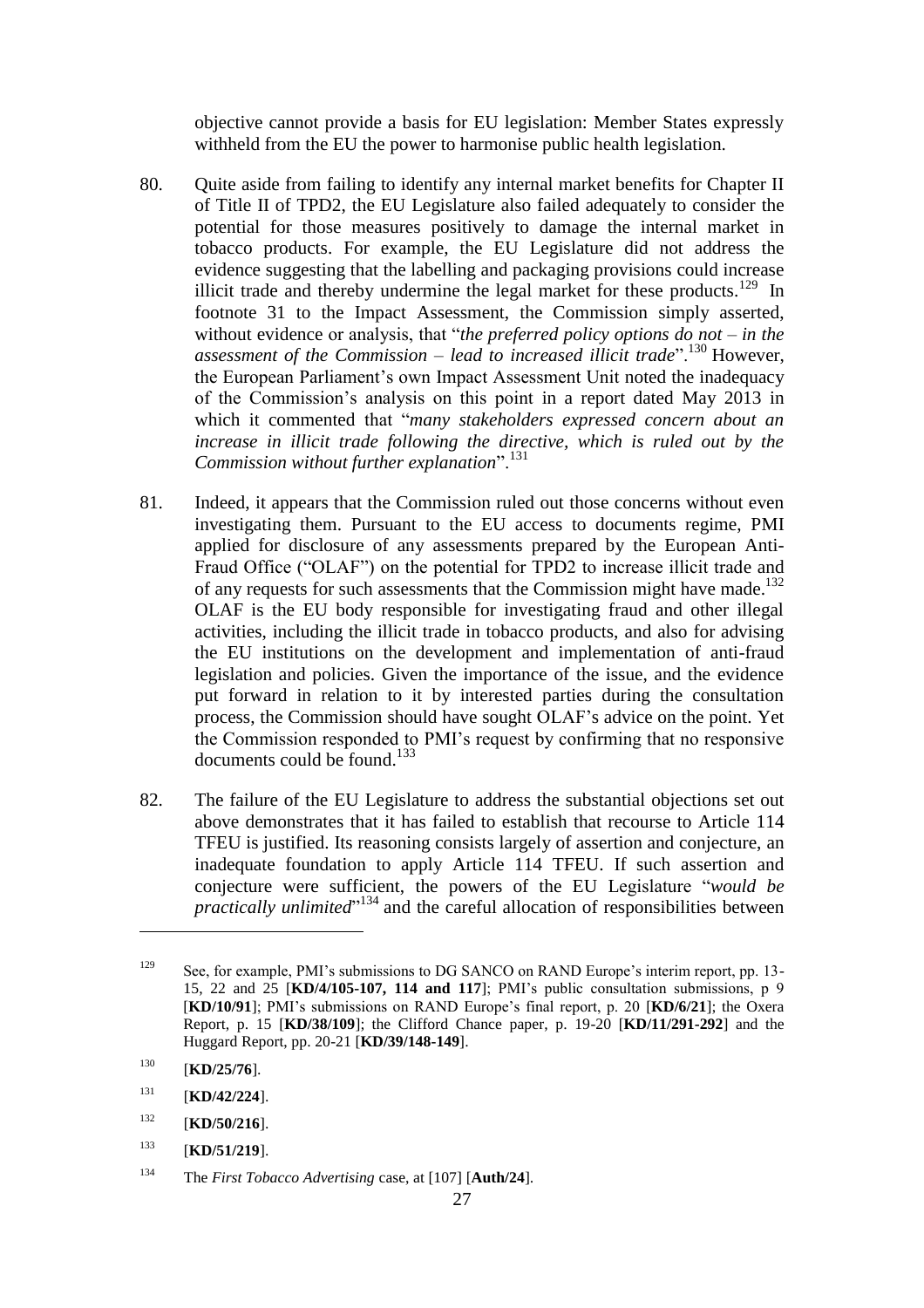objective cannot provide a basis for EU legislation: Member States expressly withheld from the EU the power to harmonise public health legislation.

80. Quite aside from failing to identify any internal market benefits for Chapter II of Title II of TPD2, the EU Legislature also failed adequately to consider the potential for those measures positively to damage the internal market in tobacco products. For example, the EU Legislature did not address the evidence suggesting that the labelling and packaging provisions could increase illicit trade and thereby undermine the legal market for these products.[129] In footnote 31 to the Impact Assessment, the Commission simply asserted, without evidence or analysis, that "*the preferred policy options do not – in the assessment of the Commission – lead to increased illicit trade*".[130] However, the European Parliament's own Impact Assessment Unit noted the inadequacy of the Commission's analysis on this point in a report dated May 2013 in which it commented that "*many stakeholders expressed concern about an increase in illicit trade following the directive, which is ruled out by the Commission without further explanation*".[131]

81. Indeed, it appears that the Commission ruled out those concerns without even investigating them. Pursuant to the EU access to documents regime, PMI applied for disclosure of any assessments prepared by the European Anti-Fraud Office ("OLAF") on the potential for TPD2 to increase illicit trade and of any requests for such assessments that the Commission might have made.[132] OLAF is the EU body responsible for investigating fraud and other illegal activities, including the illicit trade in tobacco products, and also for advising the EU institutions on the development and implementation of anti-fraud legislation and policies. Given the importance of the issue, and the evidence put forward in relation to it by interested parties during the consultation process, the Commission should have sought OLAF's advice on the point. Yet the Commission responded to PMI's request by confirming that no responsive documents could be found.[133]

82. The failure of the EU Legislature to address the substantial objections set out above demonstrates that it has failed to establish that recourse to Article 114 TFEU is justified. Its reasoning consists largely of assertion and conjecture, an inadequate foundation to apply Article 114 TFEU. If such assertion and conjecture were sufficient, the powers of the EU Legislature "*would be practically unlimited*"[134] and the careful allocation of responsibilities between

---

[129] See, for example, PMI's submissions to DG SANCO on RAND Europe's interim report, pp. 13-15, 22 and 25 [**KD/4/105-107, 114 and 117**]; PMI's public consultation submissions, p 9 [**KD/10/91**]; PMI's submissions on RAND Europe's final report, p. 20 [**KD/6/21**]; the Oxera Report, p. 15 [**KD/38/109**]; the Clifford Chance paper, p. 19-20 [**KD/11/291-292**] and the Huggard Report, pp. 20-21 [**KD/39/148-149**].

[130] [**KD/25/76**].

[131] [**KD/42/224**].

[132] [**KD/50/216**].

[133] [**KD/51/219**].

[134] The *First Tobacco Advertising* case, at [107] [**Auth/24**].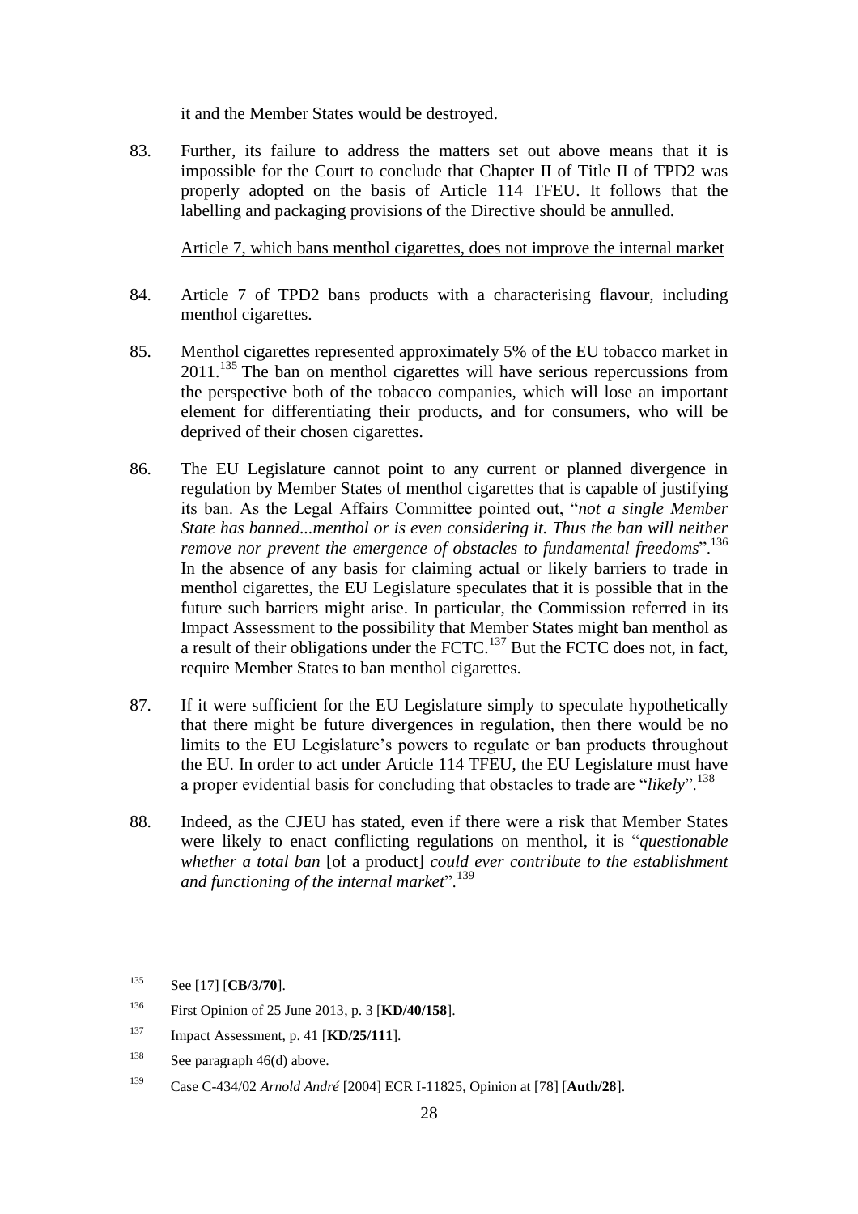it and the Member States would be destroyed.

83. Further, its failure to address the matters set out above means that it is impossible for the Court to conclude that Chapter II of Title II of TPD2 was properly adopted on the basis of Article 114 TFEU. It follows that the labelling and packaging provisions of the Directive should be annulled.

<u>Article 7, which bans menthol cigarettes, does not improve the internal market</u>

84. Article 7 of TPD2 bans products with a characterising flavour, including menthol cigarettes.

85. Menthol cigarettes represented approximately 5% of the EU tobacco market in 2011.[135] The ban on menthol cigarettes will have serious repercussions from the perspective both of the tobacco companies, which will lose an important element for differentiating their products, and for consumers, who will be deprived of their chosen cigarettes.

86. The EU Legislature cannot point to any current or planned divergence in regulation by Member States of menthol cigarettes that is capable of justifying its ban. As the Legal Affairs Committee pointed out, "*not a single Member State has banned...menthol or is even considering it. Thus the ban will neither remove nor prevent the emergence of obstacles to fundamental freedoms*".[136] In the absence of any basis for claiming actual or likely barriers to trade in menthol cigarettes, the EU Legislature speculates that it is possible that in the future such barriers might arise. In particular, the Commission referred in its Impact Assessment to the possibility that Member States might ban menthol as a result of their obligations under the FCTC.[137] But the FCTC does not, in fact, require Member States to ban menthol cigarettes.

87. If it were sufficient for the EU Legislature simply to speculate hypothetically that there might be future divergences in regulation, then there would be no limits to the EU Legislature's powers to regulate or ban products throughout the EU. In order to act under Article 114 TFEU, the EU Legislature must have a proper evidential basis for concluding that obstacles to trade are "*likely*".[138]

88. Indeed, as the CJEU has stated, even if there were a risk that Member States were likely to enact conflicting regulations on menthol, it is "*questionable whether a total ban* [of a product] *could ever contribute to the establishment and functioning of the internal market*".[139]

---

[135] See [17] [**CB/3/70**].

[136] First Opinion of 25 June 2013, p. 3 [**KD/40/158**].

[137] Impact Assessment, p. 41 [**KD/25/111**].

[138] See paragraph 46(d) above.

[139] Case C-434/02 *Arnold André* [2004] ECR I-11825, Opinion at [78] [**Auth/28**].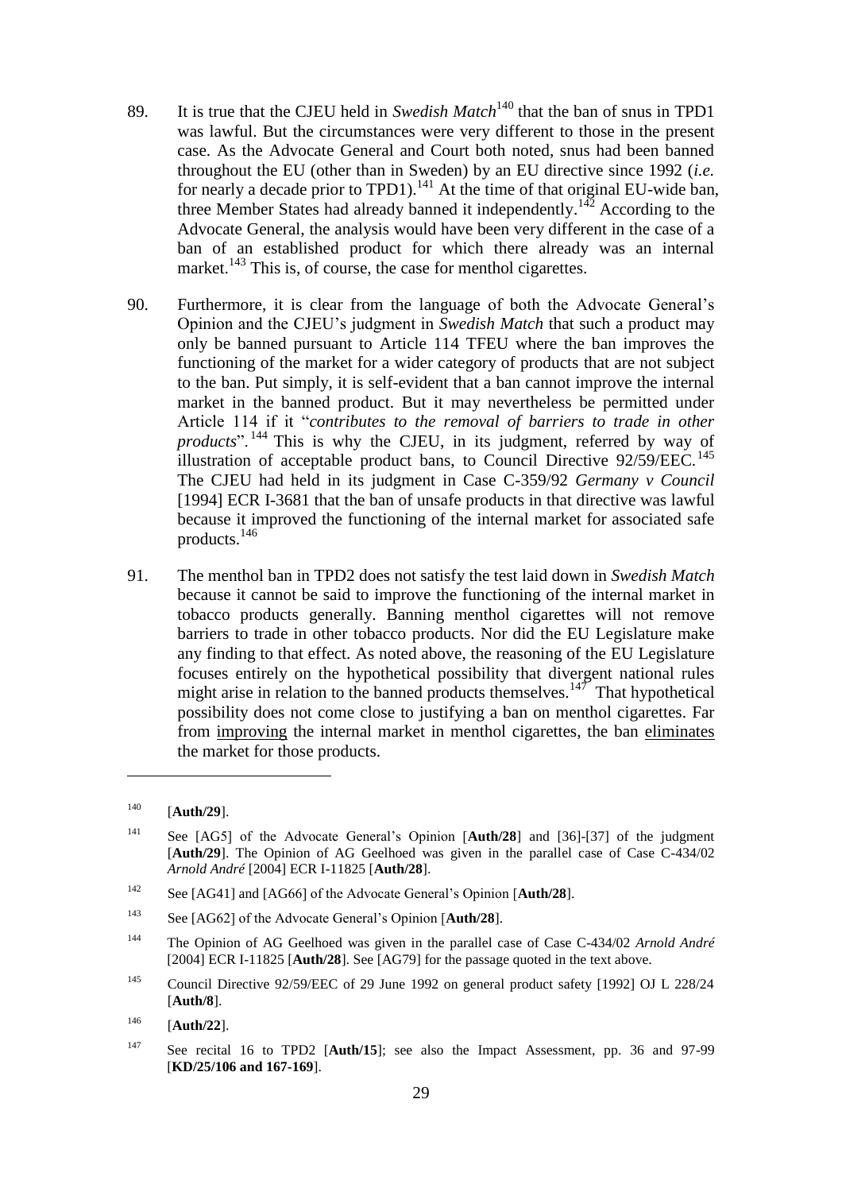89. It is true that the CJEU held in *Swedish Match*[140] that the ban of snus in TPD1 was lawful. But the circumstances were very different to those in the present case. As the Advocate General and Court both noted, snus had been banned throughout the EU (other than in Sweden) by an EU directive since 1992 (*i.e.* for nearly a decade prior to TPD1).[141] At the time of that original EU-wide ban, three Member States had already banned it independently.[142] According to the Advocate General, the analysis would have been very different in the case of a ban of an established product for which there already was an internal market.[143] This is, of course, the case for menthol cigarettes.

90. Furthermore, it is clear from the language of both the Advocate General's Opinion and the CJEU's judgment in *Swedish Match* that such a product may only be banned pursuant to Article 114 TFEU where the ban improves the functioning of the market for a wider category of products that are not subject to the ban. Put simply, it is self-evident that a ban cannot improve the internal market in the banned product. But it may nevertheless be permitted under Article 114 if it "*contributes to the removal of barriers to trade in other products*".[144] This is why the CJEU, in its judgment, referred by way of illustration of acceptable product bans, to Council Directive 92/59/EEC.[145] The CJEU had held in its judgment in Case C-359/92 *Germany v Council* [1994] ECR I-3681 that the ban of unsafe products in that directive was lawful because it improved the functioning of the internal market for associated safe products.[146]

91. The menthol ban in TPD2 does not satisfy the test laid down in *Swedish Match* because it cannot be said to improve the functioning of the internal market in tobacco products generally. Banning menthol cigarettes will not remove barriers to trade in other tobacco products. Nor did the EU Legislature make any finding to that effect. As noted above, the reasoning of the EU Legislature focuses entirely on the hypothetical possibility that divergent national rules might arise in relation to the banned products themselves.[147] That hypothetical possibility does not come close to justifying a ban on menthol cigarettes. Far from improving the internal market in menthol cigarettes, the ban eliminates the market for those products.

---

[140] [**Auth/29**].

[141] See [AG5] of the Advocate General's Opinion [**Auth/28**] and [36]-[37] of the judgment [**Auth/29**]. The Opinion of AG Geelhoed was given in the parallel case of Case C-434/02 *Arnold André* [2004] ECR I-11825 [**Auth/28**].

[142] See [AG41] and [AG66] of the Advocate General's Opinion [**Auth/28**].

[143] See [AG62] of the Advocate General's Opinion [**Auth/28**].

[144] The Opinion of AG Geelhoed was given in the parallel case of Case C-434/02 *Arnold André* [2004] ECR I-11825 [**Auth/28**]. See [AG79] for the passage quoted in the text above.

[145] Council Directive 92/59/EEC of 29 June 1992 on general product safety [1992] OJ L 228/24 [**Auth/8**].

[146] [**Auth/22**].

[147] See recital 16 to TPD2 [**Auth/15**]; see also the Impact Assessment, pp. 36 and 97-99 [**KD/25/106 and 167-169**].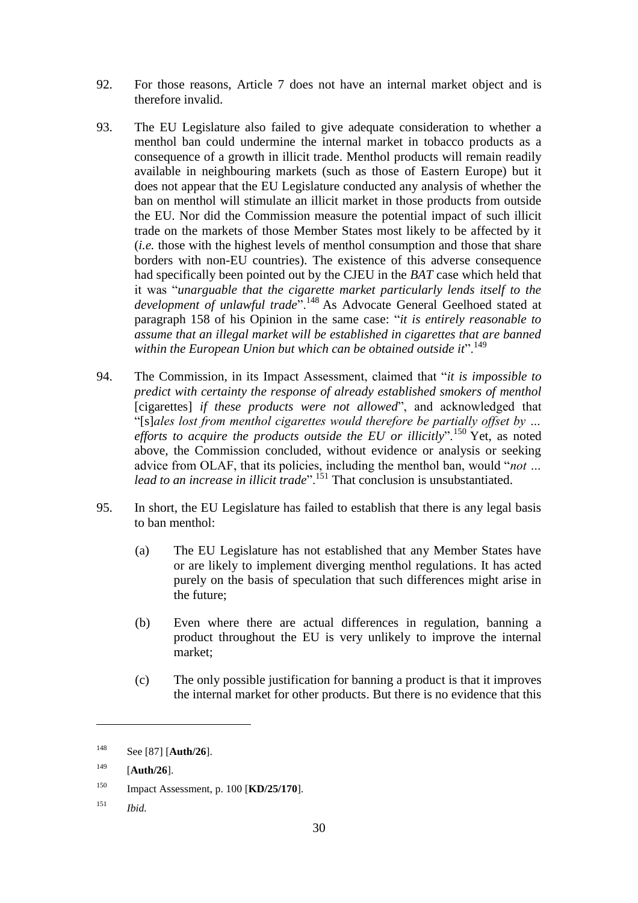92. For those reasons, Article 7 does not have an internal market object and is therefore invalid.

93. The EU Legislature also failed to give adequate consideration to whether a menthol ban could undermine the internal market in tobacco products as a consequence of a growth in illicit trade. Menthol products will remain readily available in neighbouring markets (such as those of Eastern Europe) but it does not appear that the EU Legislature conducted any analysis of whether the ban on menthol will stimulate an illicit market in those products from outside the EU. Nor did the Commission measure the potential impact of such illicit trade on the markets of those Member States most likely to be affected by it (*i.e.* those with the highest levels of menthol consumption and those that share borders with non-EU countries). The existence of this adverse consequence had specifically been pointed out by the CJEU in the *BAT* case which held that it was "*unarguable that the cigarette market particularly lends itself to the development of unlawful trade*".[148] As Advocate General Geelhoed stated at paragraph 158 of his Opinion in the same case: "*it is entirely reasonable to assume that an illegal market will be established in cigarettes that are banned within the European Union but which can be obtained outside it*".[149]

94. The Commission, in its Impact Assessment, claimed that "*it is impossible to predict with certainty the response of already established smokers of menthol* [cigarettes] *if these products were not allowed*", and acknowledged that "[s]*ales lost from menthol cigarettes would therefore be partially offset by … efforts to acquire the products outside the EU or illicitly*".[150] Yet, as noted above, the Commission concluded, without evidence or analysis or seeking advice from OLAF, that its policies, including the menthol ban, would "*not … lead to an increase in illicit trade*".[151] That conclusion is unsubstantiated.

95. In short, the EU Legislature has failed to establish that there is any legal basis to ban menthol:

    (a) The EU Legislature has not established that any Member States have or are likely to implement diverging menthol regulations. It has acted purely on the basis of speculation that such differences might arise in the future;

    (b) Even where there are actual differences in regulation, banning a product throughout the EU is very unlikely to improve the internal market;

    (c) The only possible justification for banning a product is that it improves the internal market for other products. But there is no evidence that this

---

[148] See [87] [**Auth/26**].

[149] [**Auth/26**].

[150] Impact Assessment, p. 100 [**KD/25/170**].

[151] *Ibid.*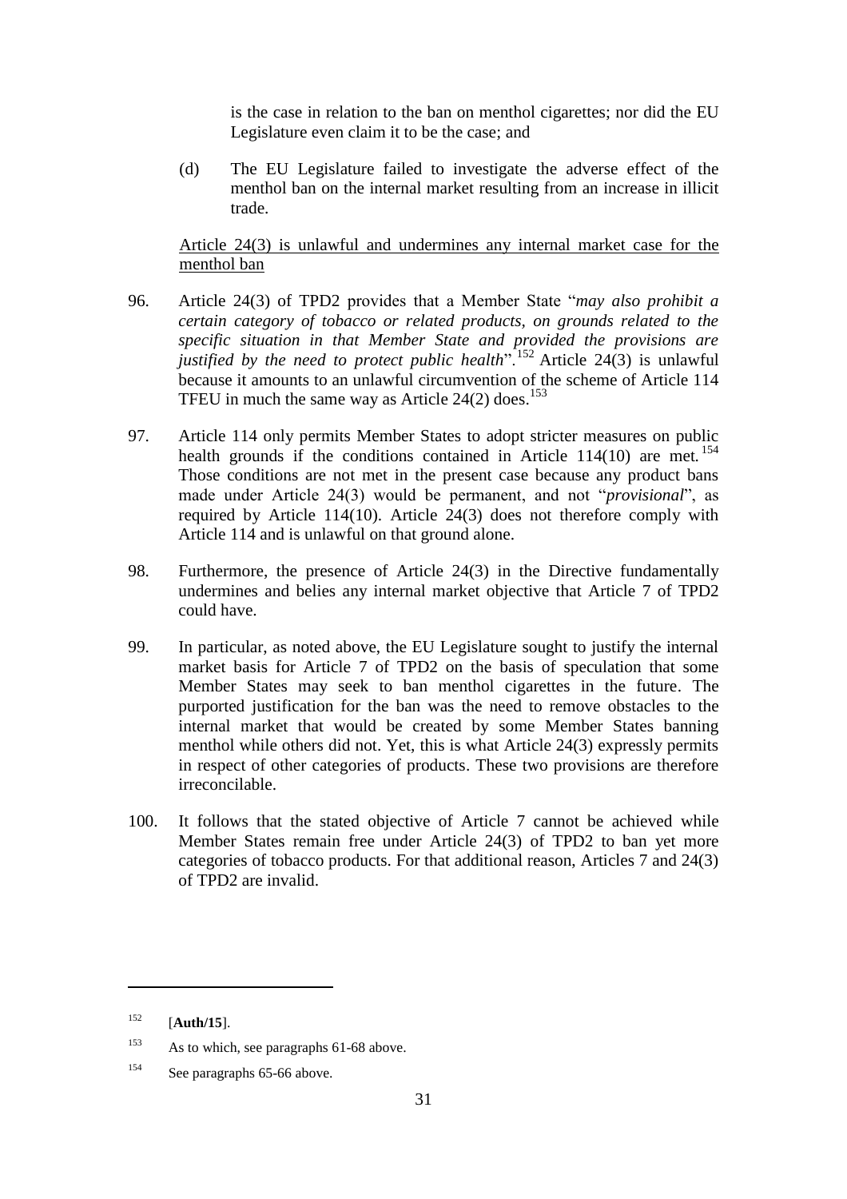is the case in relation to the ban on menthol cigarettes; nor did the EU Legislature even claim it to be the case; and

(d) The EU Legislature failed to investigate the adverse effect of the menthol ban on the internal market resulting from an increase in illicit trade.

<u>Article 24(3) is unlawful and undermines any internal market case for the menthol ban</u>

96. Article 24(3) of TPD2 provides that a Member State "*may also prohibit a certain category of tobacco or related products, on grounds related to the specific situation in that Member State and provided the provisions are justified by the need to protect public health*".[152] Article 24(3) is unlawful because it amounts to an unlawful circumvention of the scheme of Article 114 TFEU in much the same way as Article 24(2) does.[153]

97. Article 114 only permits Member States to adopt stricter measures on public health grounds if the conditions contained in Article 114(10) are met.[154] Those conditions are not met in the present case because any product bans made under Article 24(3) would be permanent, and not "*provisional*", as required by Article 114(10). Article 24(3) does not therefore comply with Article 114 and is unlawful on that ground alone.

98. Furthermore, the presence of Article 24(3) in the Directive fundamentally undermines and belies any internal market objective that Article 7 of TPD2 could have.

99. In particular, as noted above, the EU Legislature sought to justify the internal market basis for Article 7 of TPD2 on the basis of speculation that some Member States may seek to ban menthol cigarettes in the future. The purported justification for the ban was the need to remove obstacles to the internal market that would be created by some Member States banning menthol while others did not. Yet, this is what Article 24(3) expressly permits in respect of other categories of products. These two provisions are therefore irreconcilable.

100. It follows that the stated objective of Article 7 cannot be achieved while Member States remain free under Article 24(3) of TPD2 to ban yet more categories of tobacco products. For that additional reason, Articles 7 and 24(3) of TPD2 are invalid.

---

[152] [**Auth/15**].

[153] As to which, see paragraphs 61-68 above.

[154] See paragraphs 65-66 above.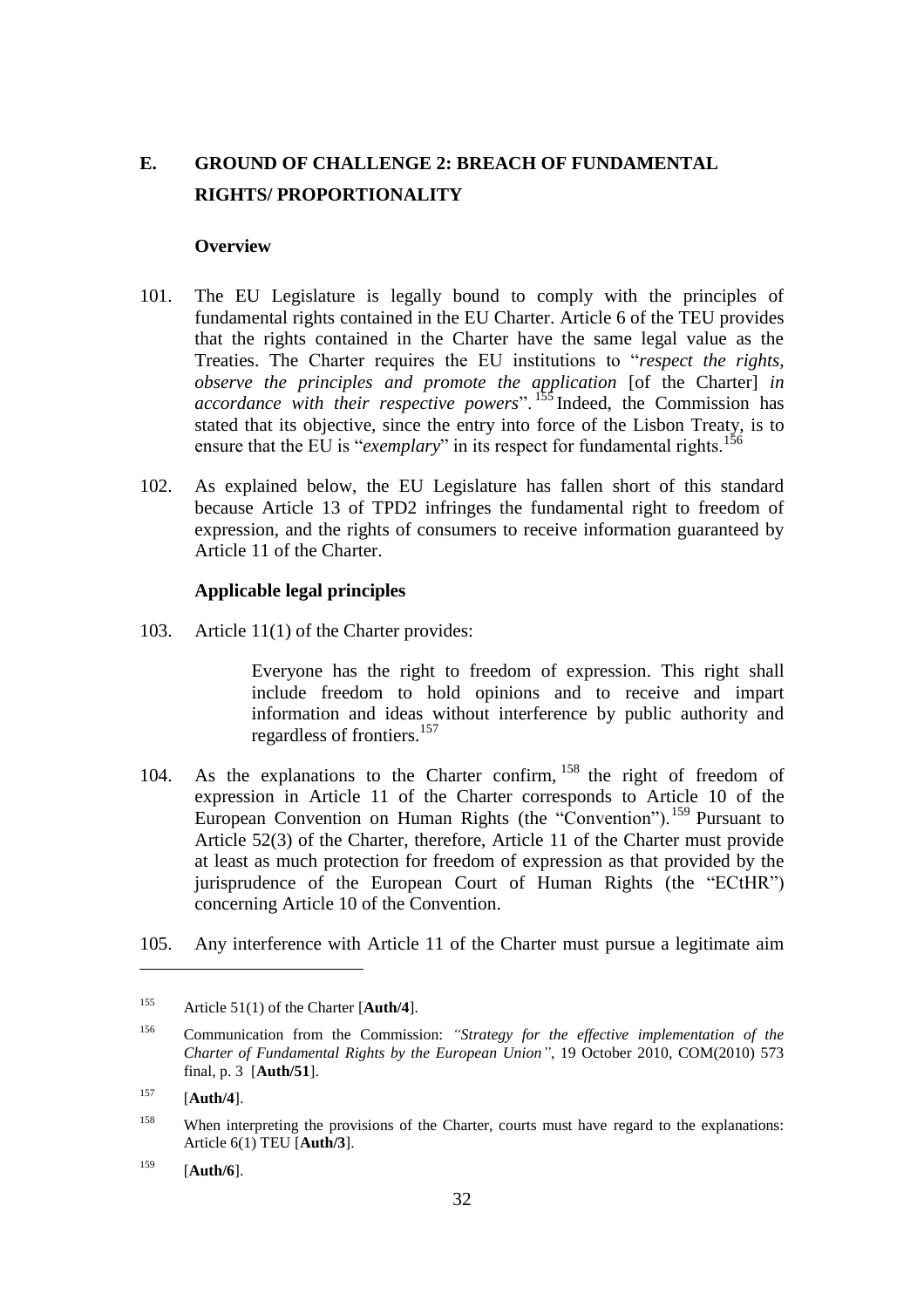## E. GROUND OF CHALLENGE 2: BREACH OF FUNDAMENTAL RIGHTS/ PROPORTIONALITY

### Overview

101. The EU Legislature is legally bound to comply with the principles of fundamental rights contained in the EU Charter. Article 6 of the TEU provides that the rights contained in the Charter have the same legal value as the Treaties. The Charter requires the EU institutions to "*respect the rights, observe the principles and promote the application* [of the Charter] *in accordance with their respective powers*".[155] Indeed, the Commission has stated that its objective, since the entry into force of the Lisbon Treaty, is to ensure that the EU is "*exemplary*" in its respect for fundamental rights.[156]

102. As explained below, the EU Legislature has fallen short of this standard because Article 13 of TPD2 infringes the fundamental right to freedom of expression, and the rights of consumers to receive information guaranteed by Article 11 of the Charter.

### Applicable legal principles

103. Article 11(1) of the Charter provides:

> Everyone has the right to freedom of expression. This right shall include freedom to hold opinions and to receive and impart information and ideas without interference by public authority and regardless of frontiers.[157]

104. As the explanations to the Charter confirm,[158] the right of freedom of expression in Article 11 of the Charter corresponds to Article 10 of the European Convention on Human Rights (the "Convention").[159] Pursuant to Article 52(3) of the Charter, therefore, Article 11 of the Charter must provide at least as much protection for freedom of expression as that provided by the jurisprudence of the European Court of Human Rights (the "ECtHR") concerning Article 10 of the Convention.

105. Any interference with Article 11 of the Charter must pursue a legitimate aim

---

[155] Article 51(1) of the Charter [**Auth/4**].

[156] Communication from the Commission: *"Strategy for the effective implementation of the Charter of Fundamental Rights by the European Union"*, 19 October 2010, COM(2010) 573 final, p. 3 [**Auth/51**].

[157] [**Auth/4**].

[158] When interpreting the provisions of the Charter, courts must have regard to the explanations: Article 6(1) TEU [**Auth/3**].

[159] [**Auth/6**].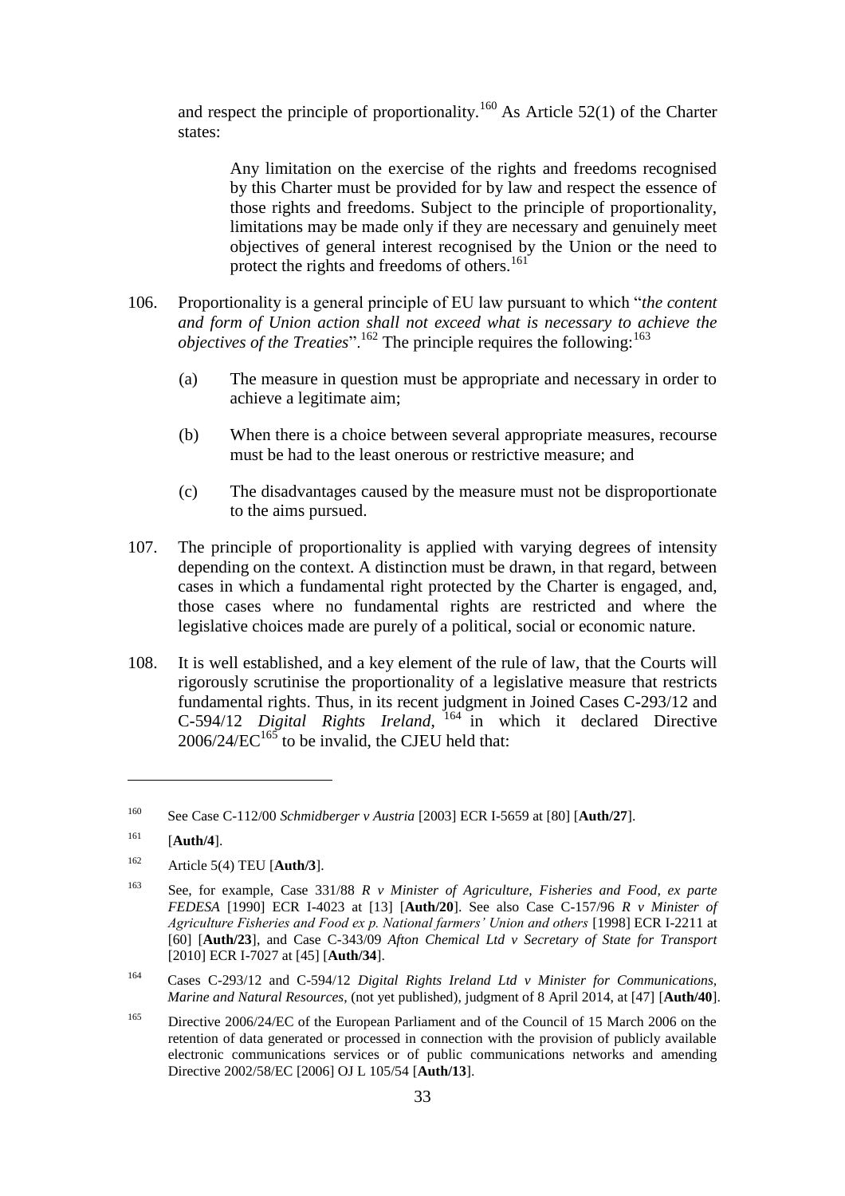and respect the principle of proportionality.[160] As Article 52(1) of the Charter states:

> Any limitation on the exercise of the rights and freedoms recognised by this Charter must be provided for by law and respect the essence of those rights and freedoms. Subject to the principle of proportionality, limitations may be made only if they are necessary and genuinely meet objectives of general interest recognised by the Union or the need to protect the rights and freedoms of others.[161]

106. Proportionality is a general principle of EU law pursuant to which "*the content and form of Union action shall not exceed what is necessary to achieve the objectives of the Treaties*".[162] The principle requires the following:[163]

    (a) The measure in question must be appropriate and necessary in order to achieve a legitimate aim;

    (b) When there is a choice between several appropriate measures, recourse must be had to the least onerous or restrictive measure; and

    (c) The disadvantages caused by the measure must not be disproportionate to the aims pursued.

107. The principle of proportionality is applied with varying degrees of intensity depending on the context. A distinction must be drawn, in that regard, between cases in which a fundamental right protected by the Charter is engaged, and, those cases where no fundamental rights are restricted and where the legislative choices made are purely of a political, social or economic nature.

108. It is well established, and a key element of the rule of law, that the Courts will rigorously scrutinise the proportionality of a legislative measure that restricts fundamental rights. Thus, in its recent judgment in Joined Cases C-293/12 and C-594/12 *Digital Rights Ireland*,[164] in which it declared Directive 2006/24/EC[165] to be invalid, the CJEU held that:

---

[160] See Case C-112/00 *Schmidberger v Austria* [2003] ECR I-5659 at [80] [**Auth/27**].

[161] [**Auth/4**].

[162] Article 5(4) TEU [**Auth/3**].

[163] See, for example, Case 331/88 *R v Minister of Agriculture, Fisheries and Food, ex parte FEDESA* [1990] ECR I-4023 at [13] [**Auth/20**]. See also Case C-157/96 *R v Minister of Agriculture Fisheries and Food ex p. National farmers' Union and others* [1998] ECR I-2211 at [60] [**Auth/23**], and Case C-343/09 *Afton Chemical Ltd v Secretary of State for Transport* [2010] ECR I-7027 at [45] [**Auth/34**].

[164] Cases C-293/12 and C-594/12 *Digital Rights Ireland Ltd v Minister for Communications, Marine and Natural Resources*, (not yet published), judgment of 8 April 2014, at [47] [**Auth/40**].

[165] Directive 2006/24/EC of the European Parliament and of the Council of 15 March 2006 on the retention of data generated or processed in connection with the provision of publicly available electronic communications services or of public communications networks and amending Directive 2002/58/EC [2006] OJ L 105/54 [**Auth/13**].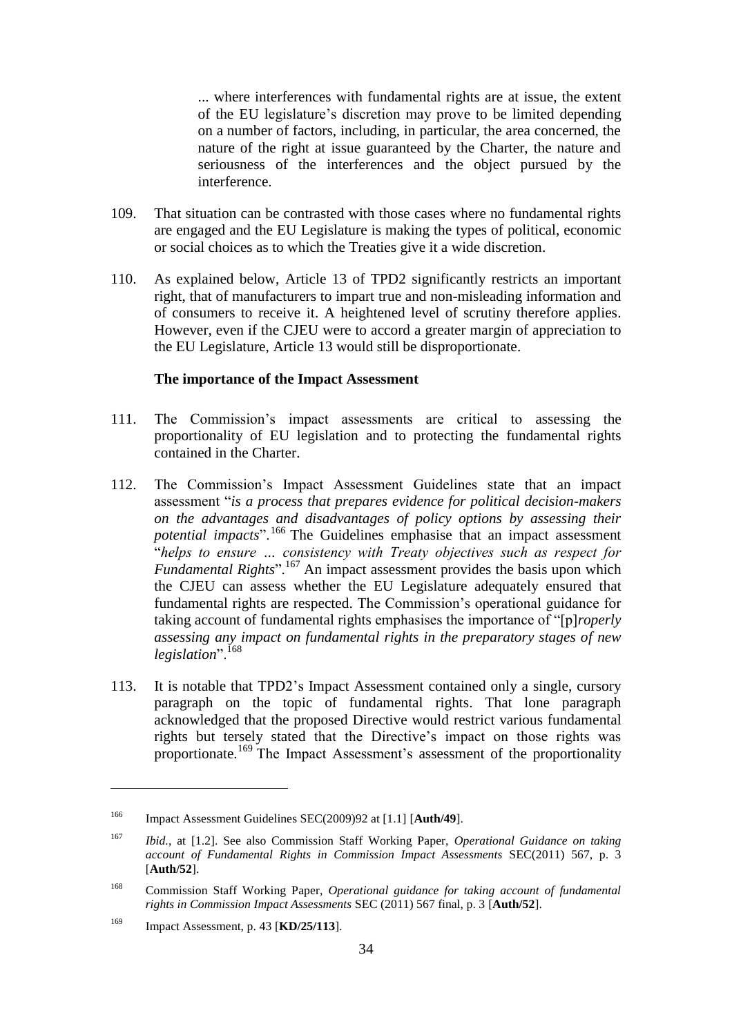> ... where interferences with fundamental rights are at issue, the extent of the EU legislature's discretion may prove to be limited depending on a number of factors, including, in particular, the area concerned, the nature of the right at issue guaranteed by the Charter, the nature and seriousness of the interferences and the object pursued by the interference.

109. That situation can be contrasted with those cases where no fundamental rights are engaged and the EU Legislature is making the types of political, economic or social choices as to which the Treaties give it a wide discretion.

110. As explained below, Article 13 of TPD2 significantly restricts an important right, that of manufacturers to impart true and non-misleading information and of consumers to receive it. A heightened level of scrutiny therefore applies. However, even if the CJEU were to accord a greater margin of appreciation to the EU Legislature, Article 13 would still be disproportionate.

**The importance of the Impact Assessment**

111. The Commission's impact assessments are critical to assessing the proportionality of EU legislation and to protecting the fundamental rights contained in the Charter.

112. The Commission's Impact Assessment Guidelines state that an impact assessment "*is a process that prepares evidence for political decision-makers on the advantages and disadvantages of policy options by assessing their potential impacts*".[166] The Guidelines emphasise that an impact assessment "*helps to ensure ... consistency with Treaty objectives such as respect for Fundamental Rights*".[167] An impact assessment provides the basis upon which the CJEU can assess whether the EU Legislature adequately ensured that fundamental rights are respected. The Commission's operational guidance for taking account of fundamental rights emphasises the importance of "[p]*roperly assessing any impact on fundamental rights in the preparatory stages of new legislation*".[168]

113. It is notable that TPD2's Impact Assessment contained only a single, cursory paragraph on the topic of fundamental rights. That lone paragraph acknowledged that the proposed Directive would restrict various fundamental rights but tersely stated that the Directive's impact on those rights was proportionate.[169] The Impact Assessment's assessment of the proportionality

---

[166] Impact Assessment Guidelines SEC(2009)92 at [1.1] [**Auth/49**].

[167] *Ibid.*, at [1.2]. See also Commission Staff Working Paper, *Operational Guidance on taking account of Fundamental Rights in Commission Impact Assessments* SEC(2011) 567, p. 3 [**Auth/52**].

[168] Commission Staff Working Paper, *Operational guidance for taking account of fundamental rights in Commission Impact Assessments* SEC (2011) 567 final, p. 3 [**Auth/52**].

[169] Impact Assessment, p. 43 [**KD/25/113**].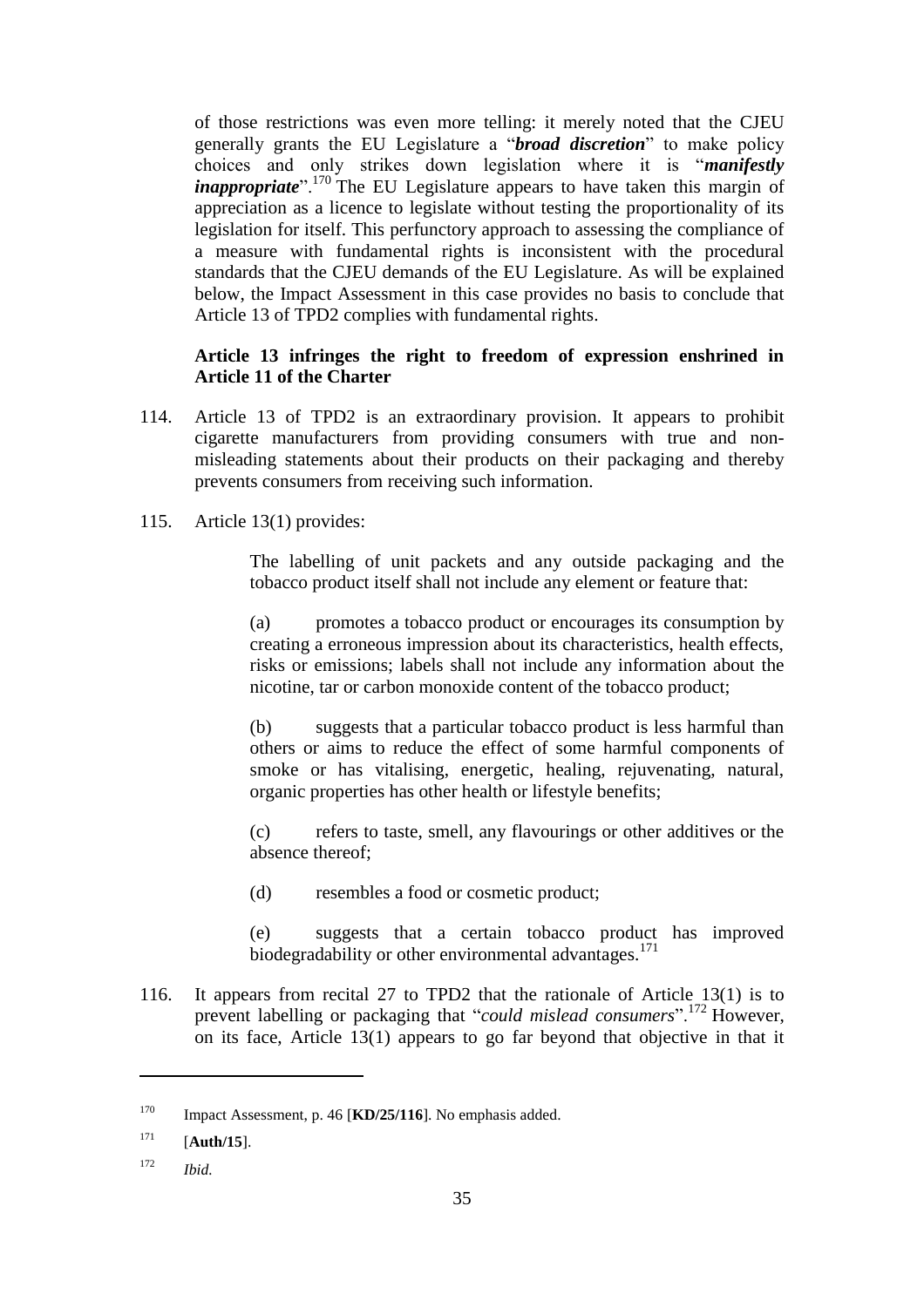of those restrictions was even more telling: it merely noted that the CJEU generally grants the EU Legislature a "***broad discretion***" to make policy choices and only strikes down legislation where it is "***manifestly inappropriate***".[170] The EU Legislature appears to have taken this margin of appreciation as a licence to legislate without testing the proportionality of its legislation for itself. This perfunctory approach to assessing the compliance of a measure with fundamental rights is inconsistent with the procedural standards that the CJEU demands of the EU Legislature. As will be explained below, the Impact Assessment in this case provides no basis to conclude that Article 13 of TPD2 complies with fundamental rights.

**Article 13 infringes the right to freedom of expression enshrined in Article 11 of the Charter**

114. Article 13 of TPD2 is an extraordinary provision. It appears to prohibit cigarette manufacturers from providing consumers with true and non-misleading statements about their products on their packaging and thereby prevents consumers from receiving such information.

115. Article 13(1) provides:

> The labelling of unit packets and any outside packaging and the tobacco product itself shall not include any element or feature that:
>
> (a) promotes a tobacco product or encourages its consumption by creating a erroneous impression about its characteristics, health effects, risks or emissions; labels shall not include any information about the nicotine, tar or carbon monoxide content of the tobacco product;
>
> (b) suggests that a particular tobacco product is less harmful than others or aims to reduce the effect of some harmful components of smoke or has vitalising, energetic, healing, rejuvenating, natural, organic properties has other health or lifestyle benefits;
>
> (c) refers to taste, smell, any flavourings or other additives or the absence thereof;
>
> (d) resembles a food or cosmetic product;
>
> (e) suggests that a certain tobacco product has improved biodegradability or other environmental advantages.[171]

116. It appears from recital 27 to TPD2 that the rationale of Article 13(1) is to prevent labelling or packaging that "*could mislead consumers*".[172] However, on its face, Article 13(1) appears to go far beyond that objective in that it

---

[170] Impact Assessment, p. 46 [**KD/25/116**]. No emphasis added.

[171] [**Auth/15**].

[172] *Ibid.*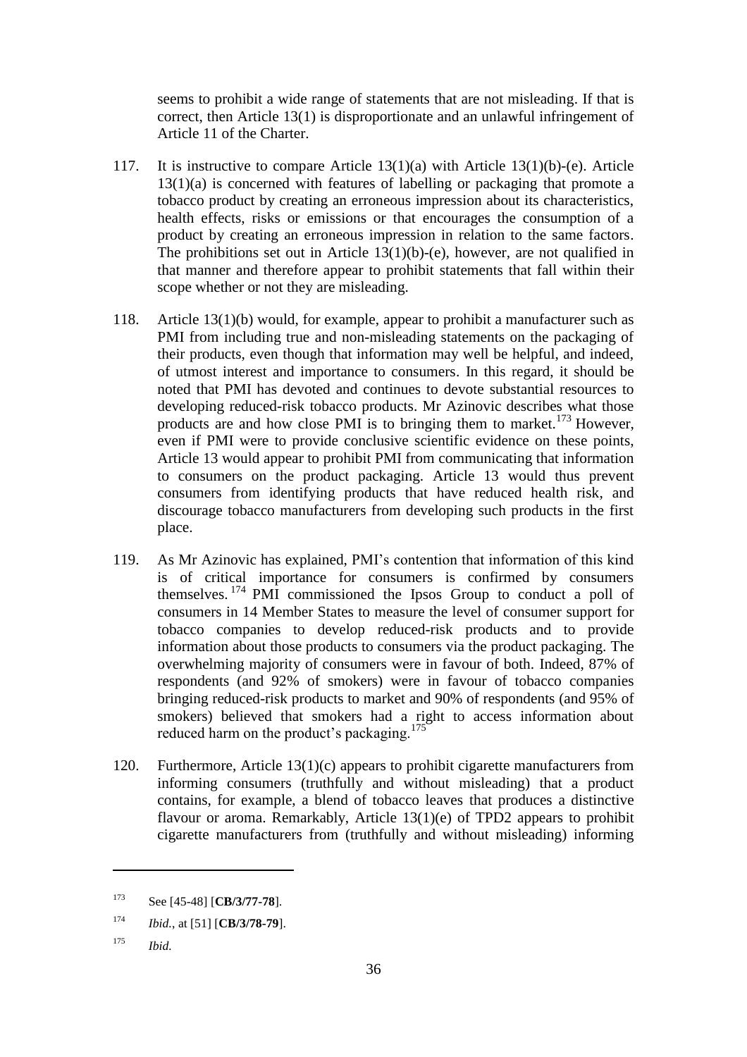seems to prohibit a wide range of statements that are not misleading. If that is correct, then Article 13(1) is disproportionate and an unlawful infringement of Article 11 of the Charter.

117. It is instructive to compare Article 13(1)(a) with Article 13(1)(b)-(e). Article 13(1)(a) is concerned with features of labelling or packaging that promote a tobacco product by creating an erroneous impression about its characteristics, health effects, risks or emissions or that encourages the consumption of a product by creating an erroneous impression in relation to the same factors. The prohibitions set out in Article 13(1)(b)-(e), however, are not qualified in that manner and therefore appear to prohibit statements that fall within their scope whether or not they are misleading.

118. Article 13(1)(b) would, for example, appear to prohibit a manufacturer such as PMI from including true and non-misleading statements on the packaging of their products, even though that information may well be helpful, and indeed, of utmost interest and importance to consumers. In this regard, it should be noted that PMI has devoted and continues to devote substantial resources to developing reduced-risk tobacco products. Mr Azinovic describes what those products are and how close PMI is to bringing them to market.[173] However, even if PMI were to provide conclusive scientific evidence on these points, Article 13 would appear to prohibit PMI from communicating that information to consumers on the product packaging. Article 13 would thus prevent consumers from identifying products that have reduced health risk, and discourage tobacco manufacturers from developing such products in the first place.

119. As Mr Azinovic has explained, PMI's contention that information of this kind is of critical importance for consumers is confirmed by consumers themselves.[174] PMI commissioned the Ipsos Group to conduct a poll of consumers in 14 Member States to measure the level of consumer support for tobacco companies to develop reduced-risk products and to provide information about those products to consumers via the product packaging. The overwhelming majority of consumers were in favour of both. Indeed, 87% of respondents (and 92% of smokers) were in favour of tobacco companies bringing reduced-risk products to market and 90% of respondents (and 95% of smokers) believed that smokers had a right to access information about reduced harm on the product's packaging.[175]

120. Furthermore, Article 13(1)(c) appears to prohibit cigarette manufacturers from informing consumers (truthfully and without misleading) that a product contains, for example, a blend of tobacco leaves that produces a distinctive flavour or aroma. Remarkably, Article 13(1)(e) of TPD2 appears to prohibit cigarette manufacturers from (truthfully and without misleading) informing

---

[173] See [45-48] [**CB/3/77-78**].

[174] *Ibid.*, at [51] [**CB/3/78-79**].

[175] *Ibid.*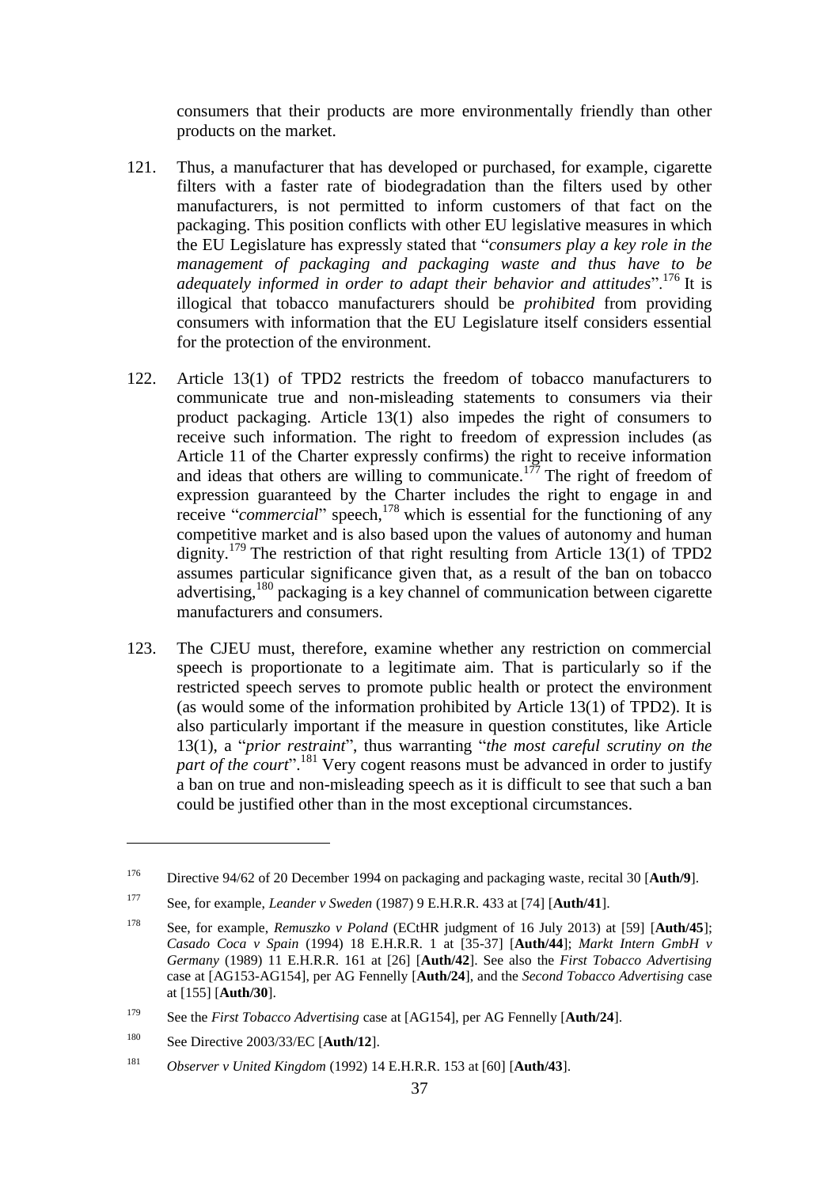consumers that their products are more environmentally friendly than other products on the market.

121. Thus, a manufacturer that has developed or purchased, for example, cigarette filters with a faster rate of biodegradation than the filters used by other manufacturers, is not permitted to inform customers of that fact on the packaging. This position conflicts with other EU legislative measures in which the EU Legislature has expressly stated that "*consumers play a key role in the management of packaging and packaging waste and thus have to be adequately informed in order to adapt their behavior and attitudes*".[176] It is illogical that tobacco manufacturers should be *prohibited* from providing consumers with information that the EU Legislature itself considers essential for the protection of the environment.

122. Article 13(1) of TPD2 restricts the freedom of tobacco manufacturers to communicate true and non-misleading statements to consumers via their product packaging. Article 13(1) also impedes the right of consumers to receive such information. The right to freedom of expression includes (as Article 11 of the Charter expressly confirms) the right to receive information and ideas that others are willing to communicate.[177] The right of freedom of expression guaranteed by the Charter includes the right to engage in and receive "*commercial*" speech,[178] which is essential for the functioning of any competitive market and is also based upon the values of autonomy and human dignity.[179] The restriction of that right resulting from Article 13(1) of TPD2 assumes particular significance given that, as a result of the ban on tobacco advertising,[180] packaging is a key channel of communication between cigarette manufacturers and consumers.

123. The CJEU must, therefore, examine whether any restriction on commercial speech is proportionate to a legitimate aim. That is particularly so if the restricted speech serves to promote public health or protect the environment (as would some of the information prohibited by Article 13(1) of TPD2). It is also particularly important if the measure in question constitutes, like Article 13(1), a "*prior restraint*", thus warranting "*the most careful scrutiny on the part of the court*".[181] Very cogent reasons must be advanced in order to justify a ban on true and non-misleading speech as it is difficult to see that such a ban could be justified other than in the most exceptional circumstances.

---

[176] Directive 94/62 of 20 December 1994 on packaging and packaging waste, recital 30 [**Auth/9**].

[177] See, for example, *Leander v Sweden* (1987) 9 E.H.R.R. 433 at [74] [**Auth/41**].

[178] See, for example, *Remuszko v Poland* (ECtHR judgment of 16 July 2013) at [59] [**Auth/45**]; *Casado Coca v Spain* (1994) 18 E.H.R.R. 1 at [35-37] [**Auth/44**]; *Markt Intern GmbH v Germany* (1989) 11 E.H.R.R. 161 at [26] [**Auth/42**]. See also the *First Tobacco Advertising* case at [AG153-AG154], per AG Fennelly [**Auth/24**], and the *Second Tobacco Advertising* case at [155] [**Auth/30**].

[179] See the *First Tobacco Advertising* case at [AG154], per AG Fennelly [**Auth/24**].

[180] See Directive 2003/33/EC [**Auth/12**].

[181] *Observer v United Kingdom* (1992) 14 E.H.R.R. 153 at [60] [**Auth/43**].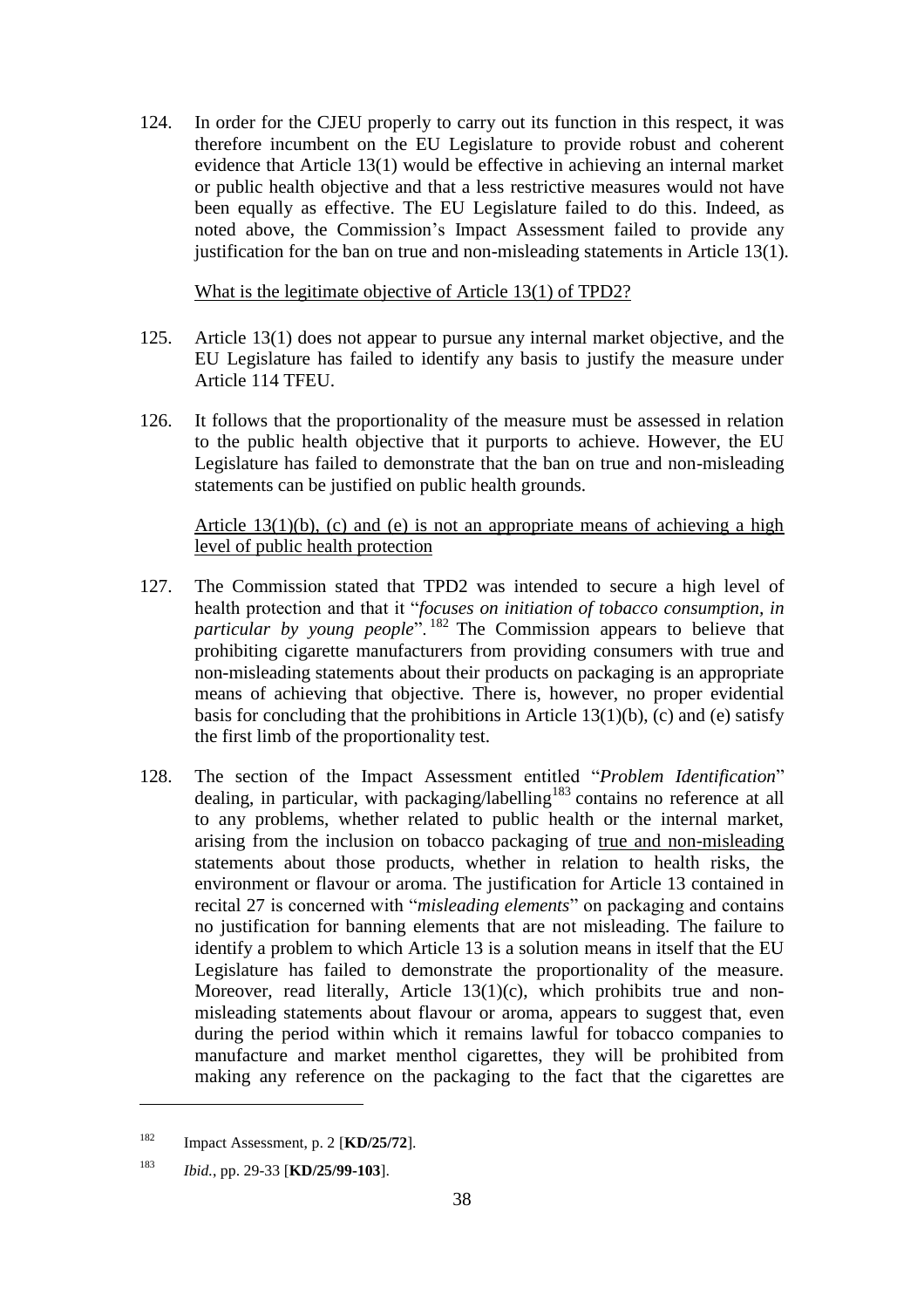124. In order for the CJEU properly to carry out its function in this respect, it was therefore incumbent on the EU Legislature to provide robust and coherent evidence that Article 13(1) would be effective in achieving an internal market or public health objective and that a less restrictive measures would not have been equally as effective. The EU Legislature failed to do this. Indeed, as noted above, the Commission's Impact Assessment failed to provide any justification for the ban on true and non-misleading statements in Article 13(1).

<u>What is the legitimate objective of Article 13(1) of TPD2?</u>

125. Article 13(1) does not appear to pursue any internal market objective, and the EU Legislature has failed to identify any basis to justify the measure under Article 114 TFEU.

126. It follows that the proportionality of the measure must be assessed in relation to the public health objective that it purports to achieve. However, the EU Legislature has failed to demonstrate that the ban on true and non-misleading statements can be justified on public health grounds.

<u>Article 13(1)(b), (c) and (e) is not an appropriate means of achieving a high level of public health protection</u>

127. The Commission stated that TPD2 was intended to secure a high level of health protection and that it "*focuses on initiation of tobacco consumption, in particular by young people*".[182] The Commission appears to believe that prohibiting cigarette manufacturers from providing consumers with true and non-misleading statements about their products on packaging is an appropriate means of achieving that objective. There is, however, no proper evidential basis for concluding that the prohibitions in Article 13(1)(b), (c) and (e) satisfy the first limb of the proportionality test.

128. The section of the Impact Assessment entitled "*Problem Identification*" dealing, in particular, with packaging/labelling[183] contains no reference at all to any problems, whether related to public health or the internal market, arising from the inclusion on tobacco packaging of <u>true and non-misleading</u> statements about those products, whether in relation to health risks, the environment or flavour or aroma. The justification for Article 13 contained in recital 27 is concerned with "*misleading elements*" on packaging and contains no justification for banning elements that are not misleading. The failure to identify a problem to which Article 13 is a solution means in itself that the EU Legislature has failed to demonstrate the proportionality of the measure. Moreover, read literally, Article 13(1)(c), which prohibits true and non-misleading statements about flavour or aroma, appears to suggest that, even during the period within which it remains lawful for tobacco companies to manufacture and market menthol cigarettes, they will be prohibited from making any reference on the packaging to the fact that the cigarettes are

---

[182] Impact Assessment, p. 2 [**KD/25/72**].

[183] *Ibid.*, pp. 29-33 [**KD/25/99-103**].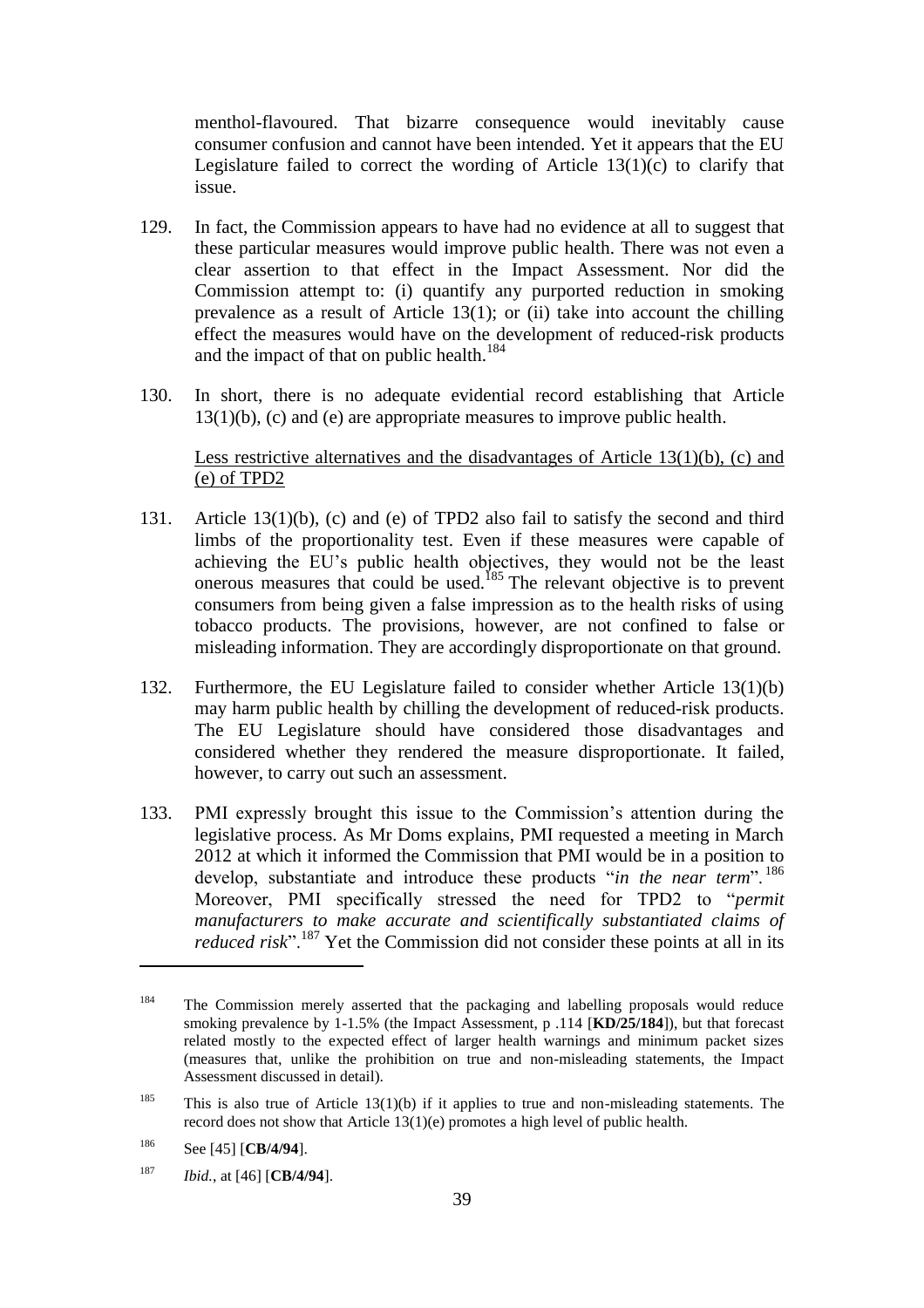menthol-flavoured. That bizarre consequence would inevitably cause consumer confusion and cannot have been intended. Yet it appears that the EU Legislature failed to correct the wording of Article 13(1)(c) to clarify that issue.

129. In fact, the Commission appears to have had no evidence at all to suggest that these particular measures would improve public health. There was not even a clear assertion to that effect in the Impact Assessment. Nor did the Commission attempt to: (i) quantify any purported reduction in smoking prevalence as a result of Article 13(1); or (ii) take into account the chilling effect the measures would have on the development of reduced-risk products and the impact of that on public health.[184]

130. In short, there is no adequate evidential record establishing that Article 13(1)(b), (c) and (e) are appropriate measures to improve public health.

Less restrictive alternatives and the disadvantages of Article 13(1)(b), (c) and (e) of TPD2

131. Article 13(1)(b), (c) and (e) of TPD2 also fail to satisfy the second and third limbs of the proportionality test. Even if these measures were capable of achieving the EU's public health objectives, they would not be the least onerous measures that could be used.[185] The relevant objective is to prevent consumers from being given a false impression as to the health risks of using tobacco products. The provisions, however, are not confined to false or misleading information. They are accordingly disproportionate on that ground.

132. Furthermore, the EU Legislature failed to consider whether Article 13(1)(b) may harm public health by chilling the development of reduced-risk products. The EU Legislature should have considered those disadvantages and considered whether they rendered the measure disproportionate. It failed, however, to carry out such an assessment.

133. PMI expressly brought this issue to the Commission's attention during the legislative process. As Mr Doms explains, PMI requested a meeting in March 2012 at which it informed the Commission that PMI would be in a position to develop, substantiate and introduce these products "*in the near term*".[186] Moreover, PMI specifically stressed the need for TPD2 to "*permit manufacturers to make accurate and scientifically substantiated claims of reduced risk*".[187] Yet the Commission did not consider these points at all in its

---

[184] The Commission merely asserted that the packaging and labelling proposals would reduce smoking prevalence by 1-1.5% (the Impact Assessment, p .114 [**KD/25/184**]), but that forecast related mostly to the expected effect of larger health warnings and minimum packet sizes (measures that, unlike the prohibition on true and non-misleading statements, the Impact Assessment discussed in detail).

[185] This is also true of Article 13(1)(b) if it applies to true and non-misleading statements. The record does not show that Article 13(1)(e) promotes a high level of public health.

[186] See [45] [**CB/4/94**].

[187] *Ibid.*, at [46] [**CB/4/94**].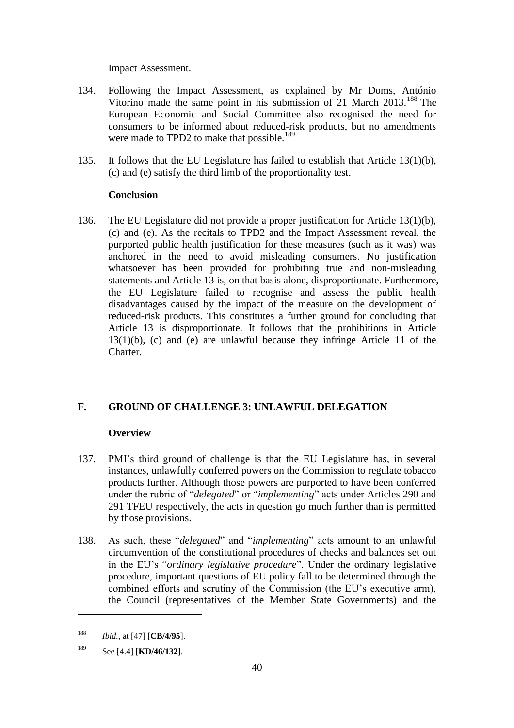Impact Assessment.

134. Following the Impact Assessment, as explained by Mr Doms, António Vitorino made the same point in his submission of 21 March 2013.[188] The European Economic and Social Committee also recognised the need for consumers to be informed about reduced-risk products, but no amendments were made to TPD2 to make that possible.[189]

135. It follows that the EU Legislature has failed to establish that Article 13(1)(b), (c) and (e) satisfy the third limb of the proportionality test.

**Conclusion**

136. The EU Legislature did not provide a proper justification for Article 13(1)(b), (c) and (e). As the recitals to TPD2 and the Impact Assessment reveal, the purported public health justification for these measures (such as it was) was anchored in the need to avoid misleading consumers. No justification whatsoever has been provided for prohibiting true and non-misleading statements and Article 13 is, on that basis alone, disproportionate. Furthermore, the EU Legislature failed to recognise and assess the public health disadvantages caused by the impact of the measure on the development of reduced-risk products. This constitutes a further ground for concluding that Article 13 is disproportionate. It follows that the prohibitions in Article 13(1)(b), (c) and (e) are unlawful because they infringe Article 11 of the Charter.

## F. GROUND OF CHALLENGE 3: UNLAWFUL DELEGATION

**Overview**

137. PMI's third ground of challenge is that the EU Legislature has, in several instances, unlawfully conferred powers on the Commission to regulate tobacco products further. Although those powers are purported to have been conferred under the rubric of "*delegated*" or "*implementing*" acts under Articles 290 and 291 TFEU respectively, the acts in question go much further than is permitted by those provisions.

138. As such, these "*delegated*" and "*implementing*" acts amount to an unlawful circumvention of the constitutional procedures of checks and balances set out in the EU's "*ordinary legislative procedure*". Under the ordinary legislative procedure, important questions of EU policy fall to be determined through the combined efforts and scrutiny of the Commission (the EU's executive arm), the Council (representatives of the Member State Governments) and the

---

[188] *Ibid.*, at [47] [**CB/4/95**].

[189] See [4.4] [**KD/46/132**].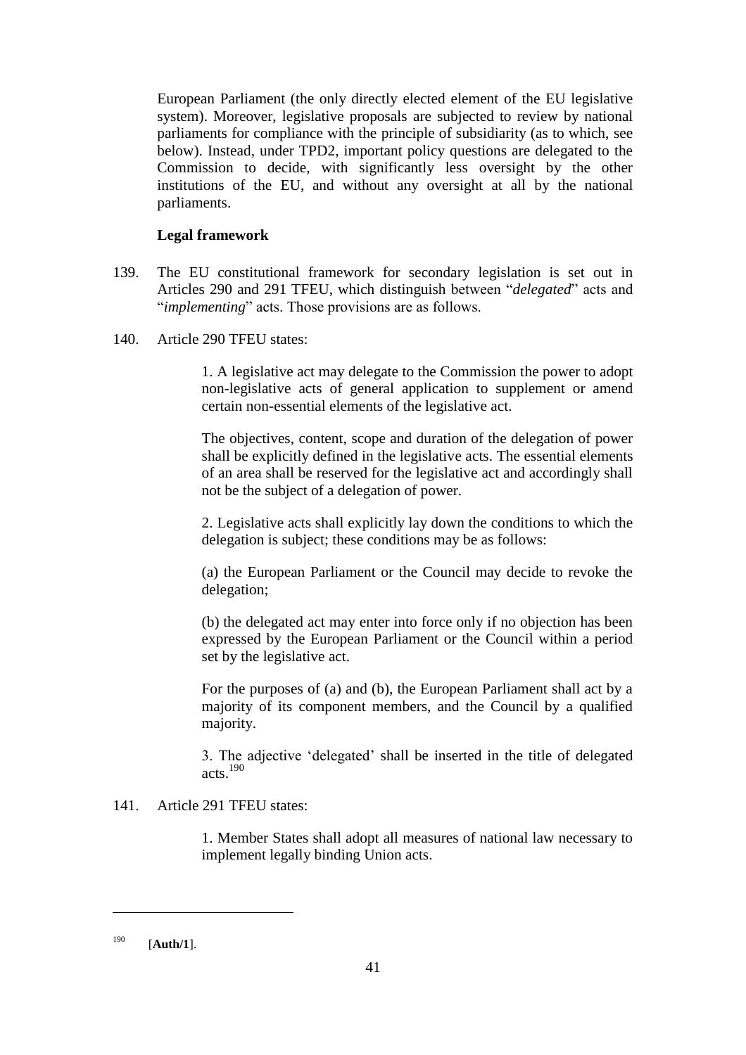European Parliament (the only directly elected element of the EU legislative system). Moreover, legislative proposals are subjected to review by national parliaments for compliance with the principle of subsidiarity (as to which, see below). Instead, under TPD2, important policy questions are delegated to the Commission to decide, with significantly less oversight by the other institutions of the EU, and without any oversight at all by the national parliaments.

**Legal framework**

139. The EU constitutional framework for secondary legislation is set out in Articles 290 and 291 TFEU, which distinguish between "*delegated*" acts and "*implementing*" acts. Those provisions are as follows.

140. Article 290 TFEU states:

> 1. A legislative act may delegate to the Commission the power to adopt non-legislative acts of general application to supplement or amend certain non-essential elements of the legislative act.
>
> The objectives, content, scope and duration of the delegation of power shall be explicitly defined in the legislative acts. The essential elements of an area shall be reserved for the legislative act and accordingly shall not be the subject of a delegation of power.
>
> 2. Legislative acts shall explicitly lay down the conditions to which the delegation is subject; these conditions may be as follows:
>
> (a) the European Parliament or the Council may decide to revoke the delegation;
>
> (b) the delegated act may enter into force only if no objection has been expressed by the European Parliament or the Council within a period set by the legislative act.
>
> For the purposes of (a) and (b), the European Parliament shall act by a majority of its component members, and the Council by a qualified majority.
>
> 3. The adjective 'delegated' shall be inserted in the title of delegated acts.[190]

141. Article 291 TFEU states:

> 1. Member States shall adopt all measures of national law necessary to implement legally binding Union acts.

---

[190] [**Auth/1**].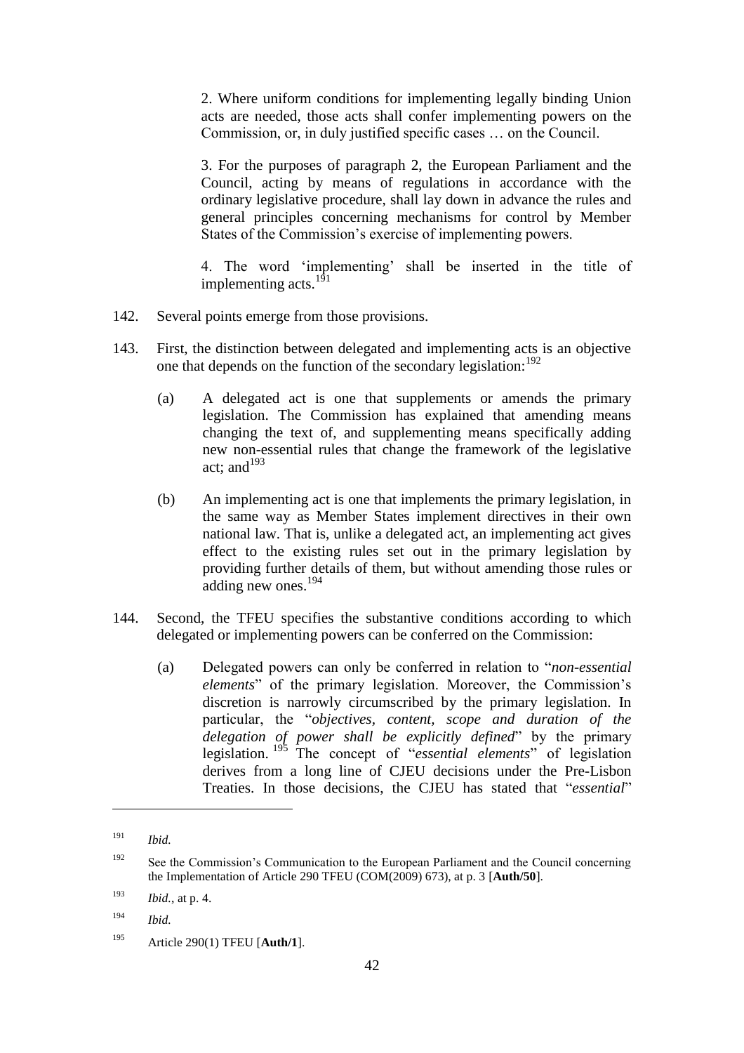> 2. Where uniform conditions for implementing legally binding Union acts are needed, those acts shall confer implementing powers on the Commission, or, in duly justified specific cases … on the Council.
>
> 3. For the purposes of paragraph 2, the European Parliament and the Council, acting by means of regulations in accordance with the ordinary legislative procedure, shall lay down in advance the rules and general principles concerning mechanisms for control by Member States of the Commission's exercise of implementing powers.
>
> 4. The word 'implementing' shall be inserted in the title of implementing acts.[191]

142. Several points emerge from those provisions.

143. First, the distinction between delegated and implementing acts is an objective one that depends on the function of the secondary legislation:[192]

    (a) A delegated act is one that supplements or amends the primary legislation. The Commission has explained that amending means changing the text of, and supplementing means specifically adding new non-essential rules that change the framework of the legislative act; and[193]

    (b) An implementing act is one that implements the primary legislation, in the same way as Member States implement directives in their own national law. That is, unlike a delegated act, an implementing act gives effect to the existing rules set out in the primary legislation by providing further details of them, but without amending those rules or adding new ones.[194]

144. Second, the TFEU specifies the substantive conditions according to which delegated or implementing powers can be conferred on the Commission:

    (a) Delegated powers can only be conferred in relation to "*non-essential elements*" of the primary legislation. Moreover, the Commission's discretion is narrowly circumscribed by the primary legislation. In particular, the "*objectives, content, scope and duration of the delegation of power shall be explicitly defined*" by the primary legislation.[195] The concept of "*essential elements*" of legislation derives from a long line of CJEU decisions under the Pre-Lisbon Treaties. In those decisions, the CJEU has stated that "*essential*"

---

[191] *Ibid.*

[192] See the Commission's Communication to the European Parliament and the Council concerning the Implementation of Article 290 TFEU (COM(2009) 673), at p. 3 [**Auth/50**].

[193] *Ibid.*, at p. 4.

[194] *Ibid.*

[195] Article 290(1) TFEU [**Auth/1**].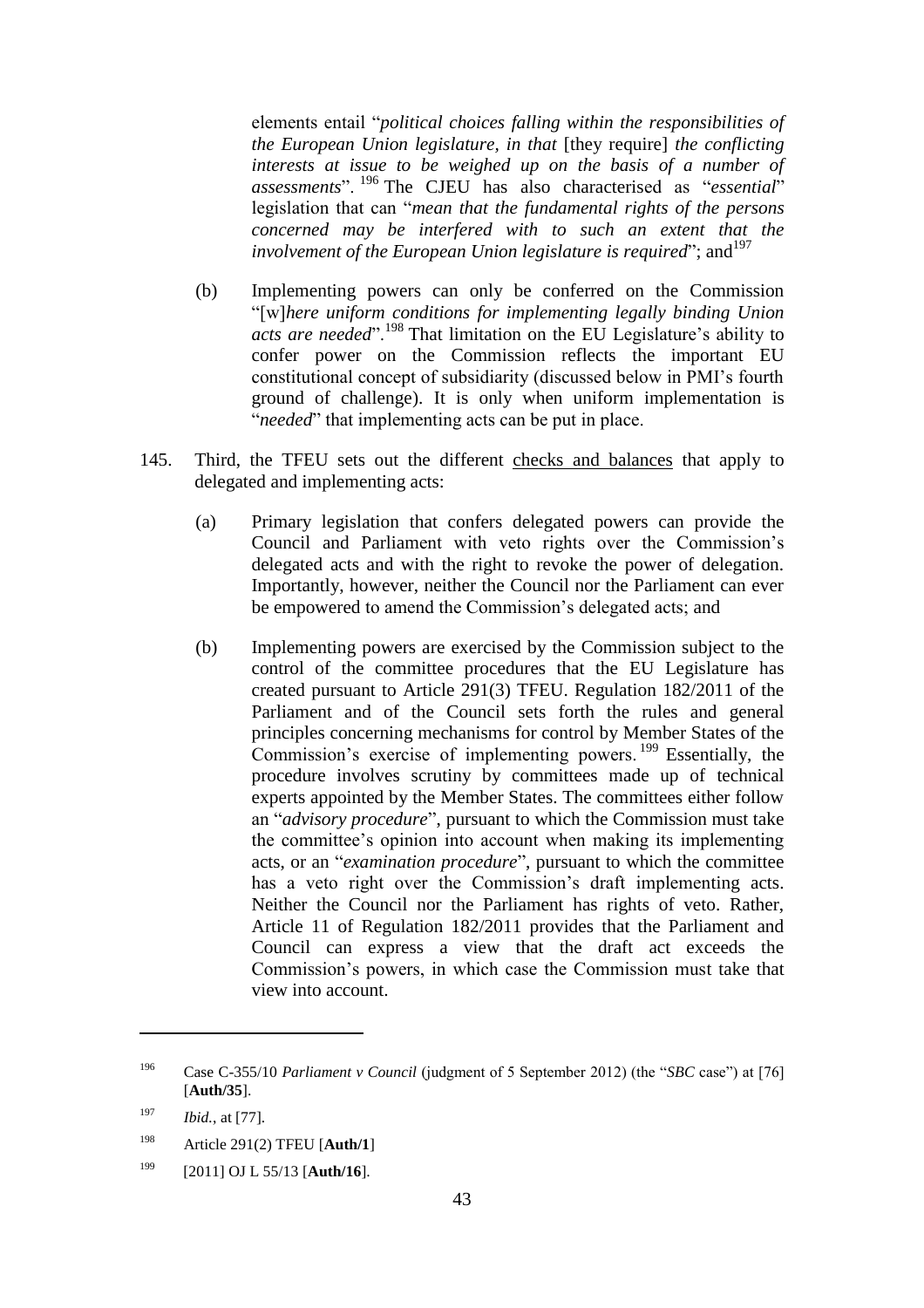elements entail "*political choices falling within the responsibilities of the European Union legislature, in that* [they require] *the conflicting interests at issue to be weighed up on the basis of a number of assessments*".[196] The CJEU has also characterised as "*essential*" legislation that can "*mean that the fundamental rights of the persons concerned may be interfered with to such an extent that the involvement of the European Union legislature is required*"; and[197]

(b) Implementing powers can only be conferred on the Commission "[w]*here uniform conditions for implementing legally binding Union acts are needed*".[198] That limitation on the EU Legislature's ability to confer power on the Commission reflects the important EU constitutional concept of subsidiarity (discussed below in PMI's fourth ground of challenge). It is only when uniform implementation is "*needed*" that implementing acts can be put in place.

145. Third, the TFEU sets out the different checks and balances that apply to delegated and implementing acts:

(a) Primary legislation that confers delegated powers can provide the Council and Parliament with veto rights over the Commission's delegated acts and with the right to revoke the power of delegation. Importantly, however, neither the Council nor the Parliament can ever be empowered to amend the Commission's delegated acts; and

(b) Implementing powers are exercised by the Commission subject to the control of the committee procedures that the EU Legislature has created pursuant to Article 291(3) TFEU. Regulation 182/2011 of the Parliament and of the Council sets forth the rules and general principles concerning mechanisms for control by Member States of the Commission's exercise of implementing powers.[199] Essentially, the procedure involves scrutiny by committees made up of technical experts appointed by the Member States. The committees either follow an "*advisory procedure*", pursuant to which the Commission must take the committee's opinion into account when making its implementing acts, or an "*examination procedure*", pursuant to which the committee has a veto right over the Commission's draft implementing acts. Neither the Council nor the Parliament has rights of veto. Rather, Article 11 of Regulation 182/2011 provides that the Parliament and Council can express a view that the draft act exceeds the Commission's powers, in which case the Commission must take that view into account.

---

[196] Case C-355/10 *Parliament v Council* (judgment of 5 September 2012) (the "*SBC* case") at [76] [**Auth/35**].

[197] *Ibid.*, at [77].

[198] Article 291(2) TFEU [**Auth/1**]

[199] [2011] OJ L 55/13 [**Auth/16**].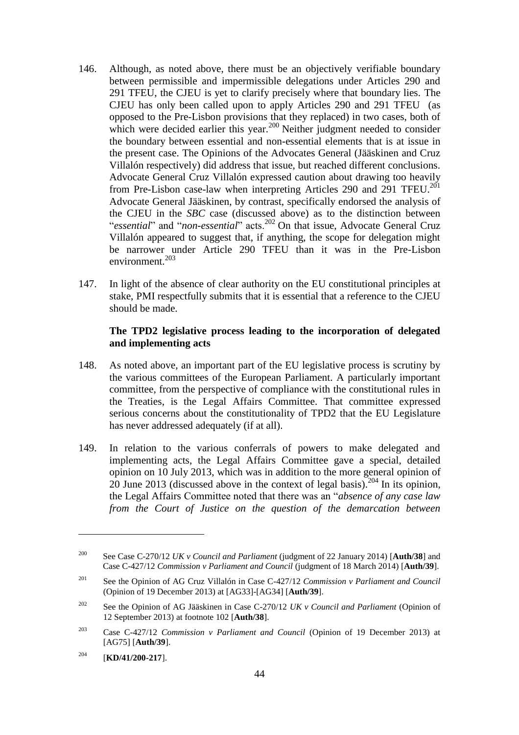146. Although, as noted above, there must be an objectively verifiable boundary between permissible and impermissible delegations under Articles 290 and 291 TFEU, the CJEU is yet to clarify precisely where that boundary lies. The CJEU has only been called upon to apply Articles 290 and 291 TFEU (as opposed to the Pre-Lisbon provisions that they replaced) in two cases, both of which were decided earlier this year.[200] Neither judgment needed to consider the boundary between essential and non-essential elements that is at issue in the present case. The Opinions of the Advocates General (Jääskinen and Cruz Villalón respectively) did address that issue, but reached different conclusions. Advocate General Cruz Villalón expressed caution about drawing too heavily from Pre-Lisbon case-law when interpreting Articles 290 and 291 TFEU.[201] Advocate General Jääskinen, by contrast, specifically endorsed the analysis of the CJEU in the *SBC* case (discussed above) as to the distinction between "*essential*" and "*non-essential*" acts.[202] On that issue, Advocate General Cruz Villalón appeared to suggest that, if anything, the scope for delegation might be narrower under Article 290 TFEU than it was in the Pre-Lisbon environment.[203]

147. In light of the absence of clear authority on the EU constitutional principles at stake, PMI respectfully submits that it is essential that a reference to the CJEU should be made.

**The TPD2 legislative process leading to the incorporation of delegated and implementing acts**

148. As noted above, an important part of the EU legislative process is scrutiny by the various committees of the European Parliament. A particularly important committee, from the perspective of compliance with the constitutional rules in the Treaties, is the Legal Affairs Committee. That committee expressed serious concerns about the constitutionality of TPD2 that the EU Legislature has never addressed adequately (if at all).

149. In relation to the various conferrals of powers to make delegated and implementing acts, the Legal Affairs Committee gave a special, detailed opinion on 10 July 2013, which was in addition to the more general opinion of 20 June 2013 (discussed above in the context of legal basis).[204] In its opinion, the Legal Affairs Committee noted that there was an "*absence of any case law from the Court of Justice on the question of the demarcation between*

---

[200] See Case C-270/12 *UK v Council and Parliament* (judgment of 22 January 2014) [**Auth/38**] and Case C-427/12 *Commission v Parliament and Council* (judgment of 18 March 2014) [**Auth/39**].

[201] See the Opinion of AG Cruz Villalón in Case C-427/12 *Commission v Parliament and Council* (Opinion of 19 December 2013) at [AG33]-[AG34] [**Auth/39**].

[202] See the Opinion of AG Jääskinen in Case C-270/12 *UK v Council and Parliament* (Opinion of 12 September 2013) at footnote 102 [**Auth/38**].

[203] Case C-427/12 *Commission v Parliament and Council* (Opinion of 19 December 2013) at [AG75] [**Auth/39**].

[204] [**KD/41/200-217**].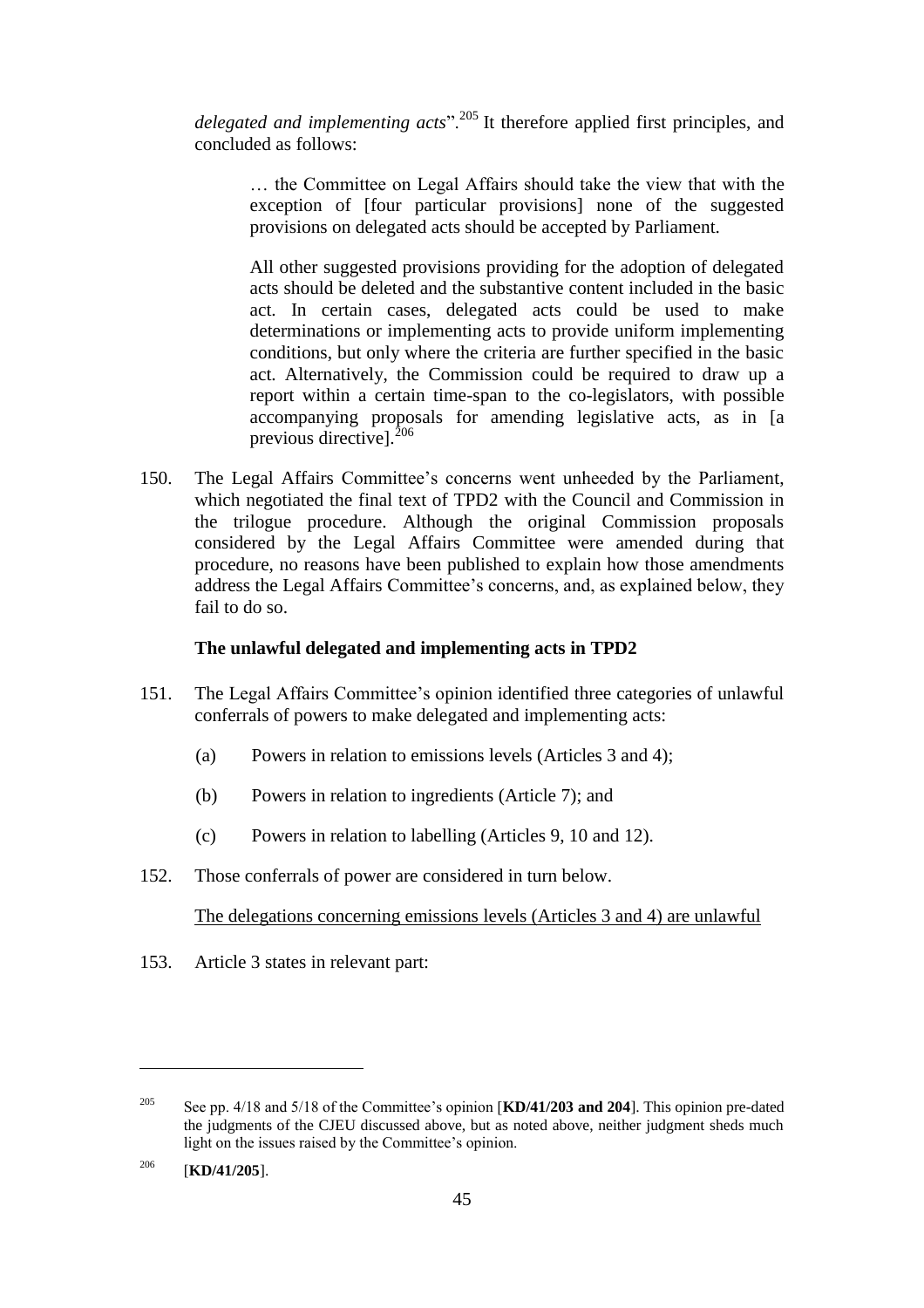*delegated and implementing acts*".[205] It therefore applied first principles, and concluded as follows:

> … the Committee on Legal Affairs should take the view that with the exception of [four particular provisions] none of the suggested provisions on delegated acts should be accepted by Parliament.
>
> All other suggested provisions providing for the adoption of delegated acts should be deleted and the substantive content included in the basic act. In certain cases, delegated acts could be used to make determinations or implementing acts to provide uniform implementing conditions, but only where the criteria are further specified in the basic act. Alternatively, the Commission could be required to draw up a report within a certain time-span to the co-legislators, with possible accompanying proposals for amending legislative acts, as in [a previous directive].[206]

150. The Legal Affairs Committee's concerns went unheeded by the Parliament, which negotiated the final text of TPD2 with the Council and Commission in the trilogue procedure. Although the original Commission proposals considered by the Legal Affairs Committee were amended during that procedure, no reasons have been published to explain how those amendments address the Legal Affairs Committee's concerns, and, as explained below, they fail to do so.

### The unlawful delegated and implementing acts in TPD2

151. The Legal Affairs Committee's opinion identified three categories of unlawful conferrals of powers to make delegated and implementing acts:

 (a) Powers in relation to emissions levels (Articles 3 and 4);

 (b) Powers in relation to ingredients (Article 7); and

 (c) Powers in relation to labelling (Articles 9, 10 and 12).

152. Those conferrals of power are considered in turn below.

<u>The delegations concerning emissions levels (Articles 3 and 4) are unlawful</u>

153. Article 3 states in relevant part:

---

[205] See pp. 4/18 and 5/18 of the Committee's opinion [**KD/41/203 and 204**]. This opinion pre-dated the judgments of the CJEU discussed above, but as noted above, neither judgment sheds much light on the issues raised by the Committee's opinion.

[206] [**KD/41/205**].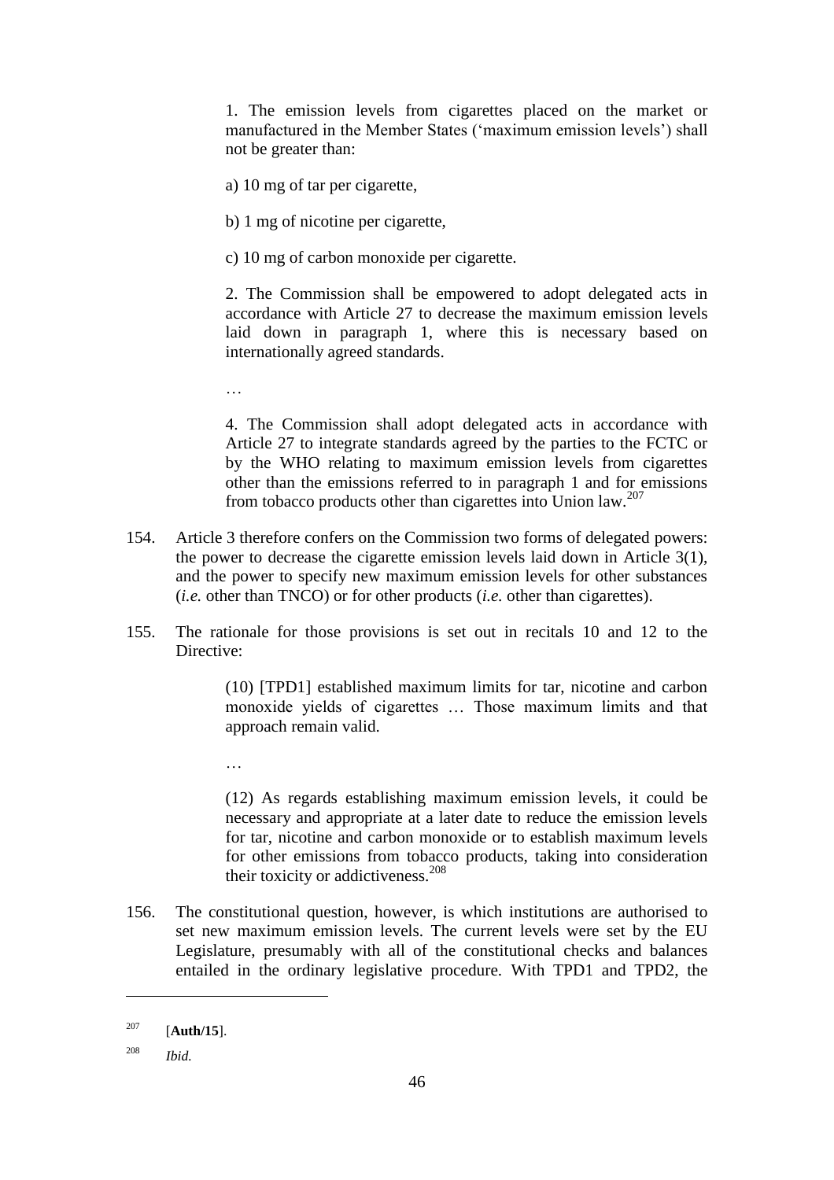> 1. The emission levels from cigarettes placed on the market or manufactured in the Member States ('maximum emission levels') shall not be greater than:
>
> a) 10 mg of tar per cigarette,
>
> b) 1 mg of nicotine per cigarette,
>
> c) 10 mg of carbon monoxide per cigarette.
>
> 2. The Commission shall be empowered to adopt delegated acts in accordance with Article 27 to decrease the maximum emission levels laid down in paragraph 1, where this is necessary based on internationally agreed standards.
>
> …
>
> 4. The Commission shall adopt delegated acts in accordance with Article 27 to integrate standards agreed by the parties to the FCTC or by the WHO relating to maximum emission levels from cigarettes other than the emissions referred to in paragraph 1 and for emissions from tobacco products other than cigarettes into Union law.[207]

154. Article 3 therefore confers on the Commission two forms of delegated powers: the power to decrease the cigarette emission levels laid down in Article 3(1), and the power to specify new maximum emission levels for other substances (*i.e.* other than TNCO) or for other products (*i.e.* other than cigarettes).

155. The rationale for those provisions is set out in recitals 10 and 12 to the Directive:

> (10) [TPD1] established maximum limits for tar, nicotine and carbon monoxide yields of cigarettes … Those maximum limits and that approach remain valid.
>
> …
>
> (12) As regards establishing maximum emission levels, it could be necessary and appropriate at a later date to reduce the emission levels for tar, nicotine and carbon monoxide or to establish maximum levels for other emissions from tobacco products, taking into consideration their toxicity or addictiveness.[208]

156. The constitutional question, however, is which institutions are authorised to set new maximum emission levels. The current levels were set by the EU Legislature, presumably with all of the constitutional checks and balances entailed in the ordinary legislative procedure. With TPD1 and TPD2, the

---

[207] [**Auth/15**].

[208] *Ibid.*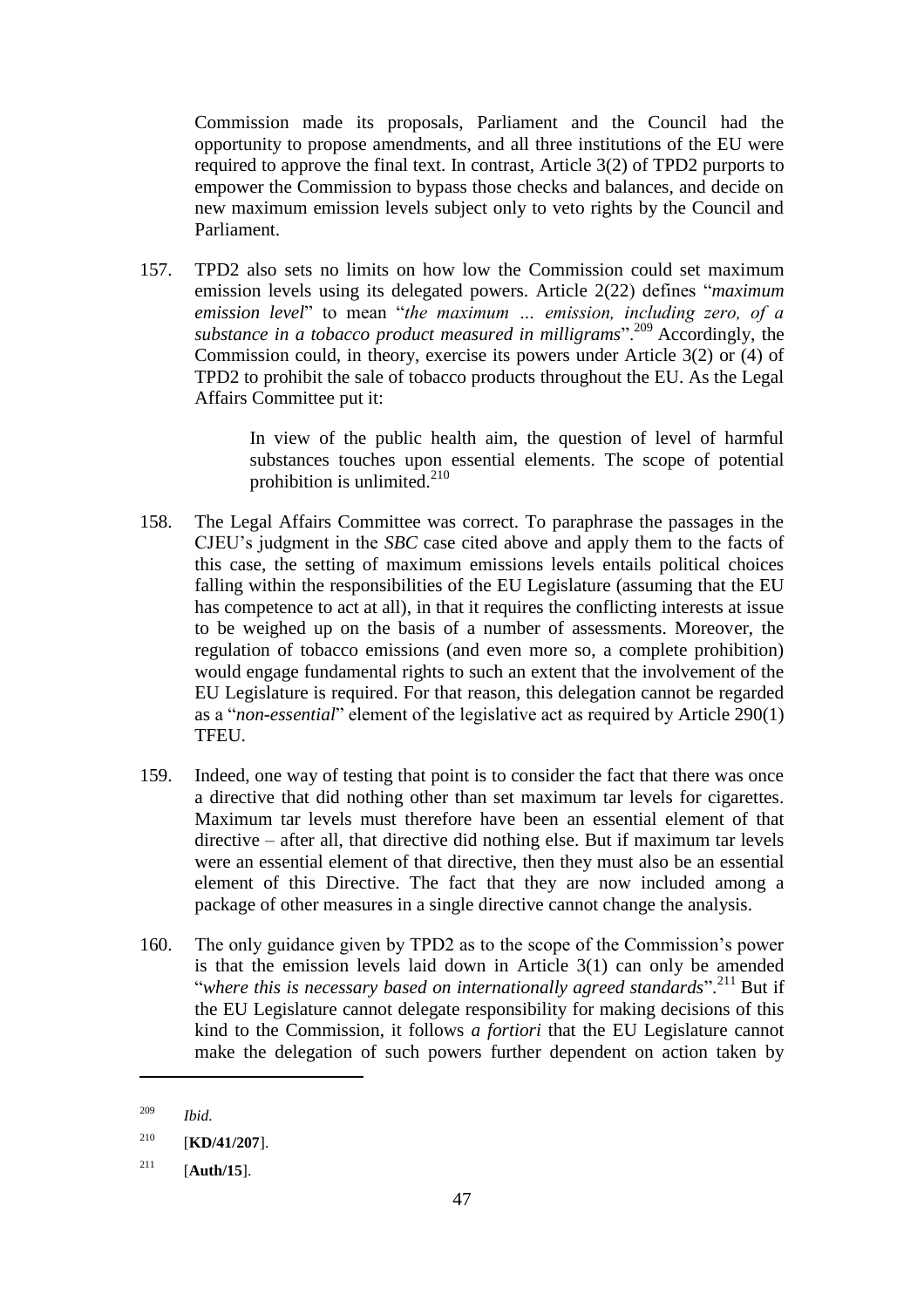Commission made its proposals, Parliament and the Council had the opportunity to propose amendments, and all three institutions of the EU were required to approve the final text. In contrast, Article 3(2) of TPD2 purports to empower the Commission to bypass those checks and balances, and decide on new maximum emission levels subject only to veto rights by the Council and Parliament.

157. TPD2 also sets no limits on how low the Commission could set maximum emission levels using its delegated powers. Article 2(22) defines "*maximum emission level*" to mean "*the maximum ... emission, including zero, of a substance in a tobacco product measured in milligrams*".[209] Accordingly, the Commission could, in theory, exercise its powers under Article 3(2) or (4) of TPD2 to prohibit the sale of tobacco products throughout the EU. As the Legal Affairs Committee put it:

> In view of the public health aim, the question of level of harmful substances touches upon essential elements. The scope of potential prohibition is unlimited.[210]

158. The Legal Affairs Committee was correct. To paraphrase the passages in the CJEU's judgment in the *SBC* case cited above and apply them to the facts of this case, the setting of maximum emissions levels entails political choices falling within the responsibilities of the EU Legislature (assuming that the EU has competence to act at all), in that it requires the conflicting interests at issue to be weighed up on the basis of a number of assessments. Moreover, the regulation of tobacco emissions (and even more so, a complete prohibition) would engage fundamental rights to such an extent that the involvement of the EU Legislature is required. For that reason, this delegation cannot be regarded as a "*non-essential*" element of the legislative act as required by Article 290(1) TFEU.

159. Indeed, one way of testing that point is to consider the fact that there was once a directive that did nothing other than set maximum tar levels for cigarettes. Maximum tar levels must therefore have been an essential element of that directive – after all, that directive did nothing else. But if maximum tar levels were an essential element of that directive, then they must also be an essential element of this Directive. The fact that they are now included among a package of other measures in a single directive cannot change the analysis.

160. The only guidance given by TPD2 as to the scope of the Commission's power is that the emission levels laid down in Article 3(1) can only be amended "*where this is necessary based on internationally agreed standards*".[211] But if the EU Legislature cannot delegate responsibility for making decisions of this kind to the Commission, it follows *a fortiori* that the EU Legislature cannot make the delegation of such powers further dependent on action taken by

---

[209] *Ibid.*

[210] [**KD/41/207**].

[211] [**Auth/15**].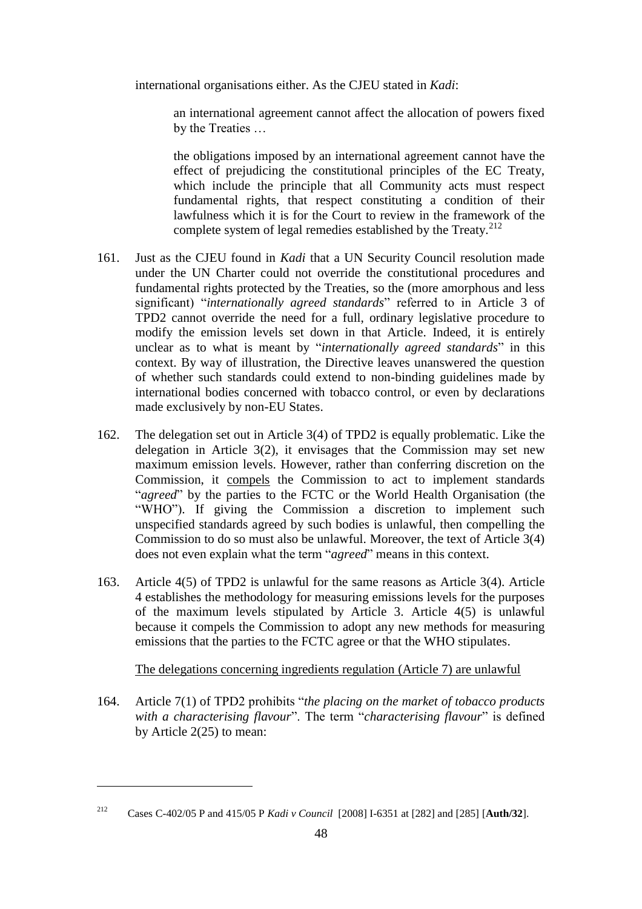international organisations either. As the CJEU stated in *Kadi*:

> an international agreement cannot affect the allocation of powers fixed by the Treaties …
>
> the obligations imposed by an international agreement cannot have the effect of prejudicing the constitutional principles of the EC Treaty, which include the principle that all Community acts must respect fundamental rights, that respect constituting a condition of their lawfulness which it is for the Court to review in the framework of the complete system of legal remedies established by the Treaty.[212]

161. Just as the CJEU found in *Kadi* that a UN Security Council resolution made under the UN Charter could not override the constitutional procedures and fundamental rights protected by the Treaties, so the (more amorphous and less significant) "*internationally agreed standards*" referred to in Article 3 of TPD2 cannot override the need for a full, ordinary legislative procedure to modify the emission levels set down in that Article. Indeed, it is entirely unclear as to what is meant by "*internationally agreed standards*" in this context. By way of illustration, the Directive leaves unanswered the question of whether such standards could extend to non-binding guidelines made by international bodies concerned with tobacco control, or even by declarations made exclusively by non-EU States.

162. The delegation set out in Article 3(4) of TPD2 is equally problematic. Like the delegation in Article 3(2), it envisages that the Commission may set new maximum emission levels. However, rather than conferring discretion on the Commission, it <u>compels</u> the Commission to act to implement standards "*agreed*" by the parties to the FCTC or the World Health Organisation (the "WHO"). If giving the Commission a discretion to implement such unspecified standards agreed by such bodies is unlawful, then compelling the Commission to do so must also be unlawful. Moreover, the text of Article 3(4) does not even explain what the term "*agreed*" means in this context.

163. Article 4(5) of TPD2 is unlawful for the same reasons as Article 3(4). Article 4 establishes the methodology for measuring emissions levels for the purposes of the maximum levels stipulated by Article 3. Article 4(5) is unlawful because it compels the Commission to adopt any new methods for measuring emissions that the parties to the FCTC agree or that the WHO stipulates.

<u>The delegations concerning ingredients regulation (Article 7) are unlawful</u>

164. Article 7(1) of TPD2 prohibits "*the placing on the market of tobacco products with a characterising flavour*". The term "*characterising flavour*" is defined by Article 2(25) to mean:

---

[212] Cases C-402/05 P and 415/05 P *Kadi v Council* [2008] I-6351 at [282] and [285] [**Auth/32**].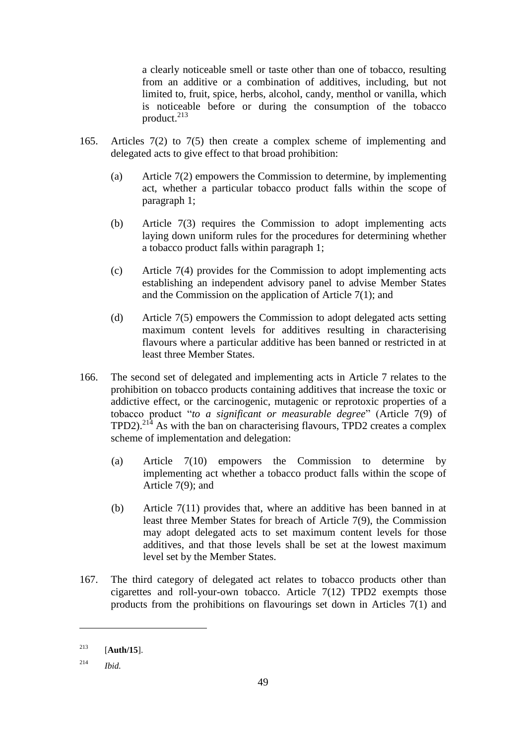> a clearly noticeable smell or taste other than one of tobacco, resulting from an additive or a combination of additives, including, but not limited to, fruit, spice, herbs, alcohol, candy, menthol or vanilla, which is noticeable before or during the consumption of the tobacco product.[213]

165. Articles 7(2) to 7(5) then create a complex scheme of implementing and delegated acts to give effect to that broad prohibition:

    (a) Article 7(2) empowers the Commission to determine, by implementing act, whether a particular tobacco product falls within the scope of paragraph 1;

    (b) Article 7(3) requires the Commission to adopt implementing acts laying down uniform rules for the procedures for determining whether a tobacco product falls within paragraph 1;

    (c) Article 7(4) provides for the Commission to adopt implementing acts establishing an independent advisory panel to advise Member States and the Commission on the application of Article 7(1); and

    (d) Article 7(5) empowers the Commission to adopt delegated acts setting maximum content levels for additives resulting in characterising flavours where a particular additive has been banned or restricted in at least three Member States.

166. The second set of delegated and implementing acts in Article 7 relates to the prohibition on tobacco products containing additives that increase the toxic or addictive effect, or the carcinogenic, mutagenic or reprotoxic properties of a tobacco product "*to a significant or measurable degree*" (Article 7(9) of TPD2).[214] As with the ban on characterising flavours, TPD2 creates a complex scheme of implementation and delegation:

    (a) Article 7(10) empowers the Commission to determine by implementing act whether a tobacco product falls within the scope of Article 7(9); and

    (b) Article 7(11) provides that, where an additive has been banned in at least three Member States for breach of Article 7(9), the Commission may adopt delegated acts to set maximum content levels for those additives, and that those levels shall be set at the lowest maximum level set by the Member States.

167. The third category of delegated act relates to tobacco products other than cigarettes and roll-your-own tobacco. Article 7(12) TPD2 exempts those products from the prohibitions on flavourings set down in Articles 7(1) and

---

[213] [**Auth/15**].

[214] *Ibid.*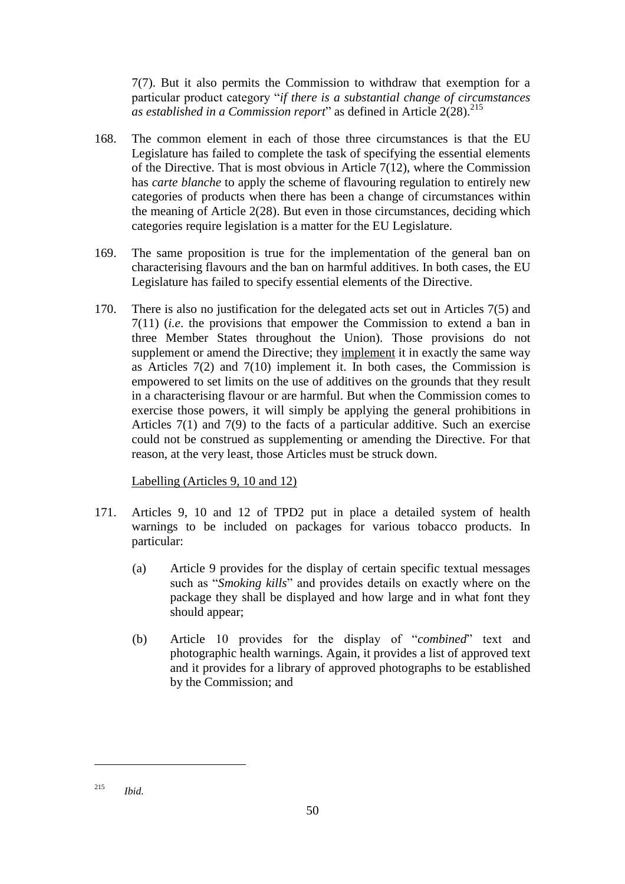7(7). But it also permits the Commission to withdraw that exemption for a particular product category "*if there is a substantial change of circumstances as established in a Commission report*" as defined in Article 2(28).[215]

168. The common element in each of those three circumstances is that the EU Legislature has failed to complete the task of specifying the essential elements of the Directive. That is most obvious in Article 7(12), where the Commission has *carte blanche* to apply the scheme of flavouring regulation to entirely new categories of products when there has been a change of circumstances within the meaning of Article 2(28). But even in those circumstances, deciding which categories require legislation is a matter for the EU Legislature.

169. The same proposition is true for the implementation of the general ban on characterising flavours and the ban on harmful additives. In both cases, the EU Legislature has failed to specify essential elements of the Directive.

170. There is also no justification for the delegated acts set out in Articles 7(5) and 7(11) (*i.e*. the provisions that empower the Commission to extend a ban in three Member States throughout the Union). Those provisions do not supplement or amend the Directive; they implement it in exactly the same way as Articles 7(2) and 7(10) implement it. In both cases, the Commission is empowered to set limits on the use of additives on the grounds that they result in a characterising flavour or are harmful. But when the Commission comes to exercise those powers, it will simply be applying the general prohibitions in Articles 7(1) and 7(9) to the facts of a particular additive. Such an exercise could not be construed as supplementing or amending the Directive. For that reason, at the very least, those Articles must be struck down.

Labelling (Articles 9, 10 and 12)

171. Articles 9, 10 and 12 of TPD2 put in place a detailed system of health warnings to be included on packages for various tobacco products. In particular:

   (a) Article 9 provides for the display of certain specific textual messages such as "*Smoking kills*" and provides details on exactly where on the package they shall be displayed and how large and in what font they should appear;

   (b) Article 10 provides for the display of "*combined*" text and photographic health warnings. Again, it provides a list of approved text and it provides for a library of approved photographs to be established by the Commission; and

---

[215] *Ibid.*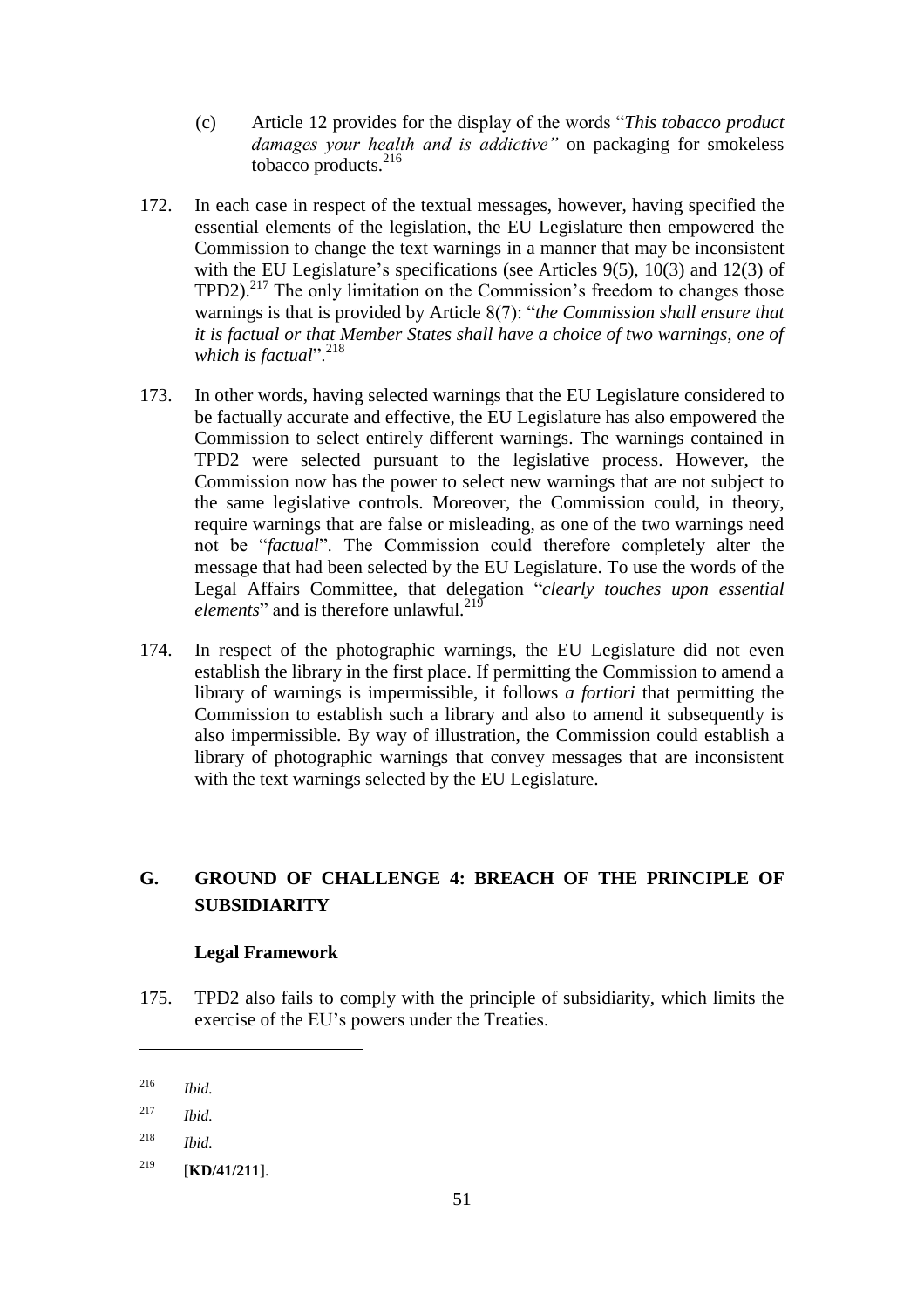(c) Article 12 provides for the display of the words "*This tobacco product damages your health and is addictive"* on packaging for smokeless tobacco products.[216]

172. In each case in respect of the textual messages, however, having specified the essential elements of the legislation, the EU Legislature then empowered the Commission to change the text warnings in a manner that may be inconsistent with the EU Legislature's specifications (see Articles 9(5), 10(3) and 12(3) of TPD2).[217] The only limitation on the Commission's freedom to changes those warnings is that is provided by Article 8(7): "*the Commission shall ensure that it is factual or that Member States shall have a choice of two warnings, one of which is factual*".[218]

173. In other words, having selected warnings that the EU Legislature considered to be factually accurate and effective, the EU Legislature has also empowered the Commission to select entirely different warnings. The warnings contained in TPD2 were selected pursuant to the legislative process. However, the Commission now has the power to select new warnings that are not subject to the same legislative controls. Moreover, the Commission could, in theory, require warnings that are false or misleading, as one of the two warnings need not be "*factual*". The Commission could therefore completely alter the message that had been selected by the EU Legislature. To use the words of the Legal Affairs Committee, that delegation "*clearly touches upon essential elements*" and is therefore unlawful.[219]

174. In respect of the photographic warnings, the EU Legislature did not even establish the library in the first place. If permitting the Commission to amend a library of warnings is impermissible, it follows *a fortiori* that permitting the Commission to establish such a library and also to amend it subsequently is also impermissible. By way of illustration, the Commission could establish a library of photographic warnings that convey messages that are inconsistent with the text warnings selected by the EU Legislature.

## G. GROUND OF CHALLENGE 4: BREACH OF THE PRINCIPLE OF SUBSIDIARITY

### Legal Framework

175. TPD2 also fails to comply with the principle of subsidiarity, which limits the exercise of the EU's powers under the Treaties.

---

[216] *Ibid.*

[217] *Ibid.*

[218] *Ibid.*

[219] [**KD/41/211**].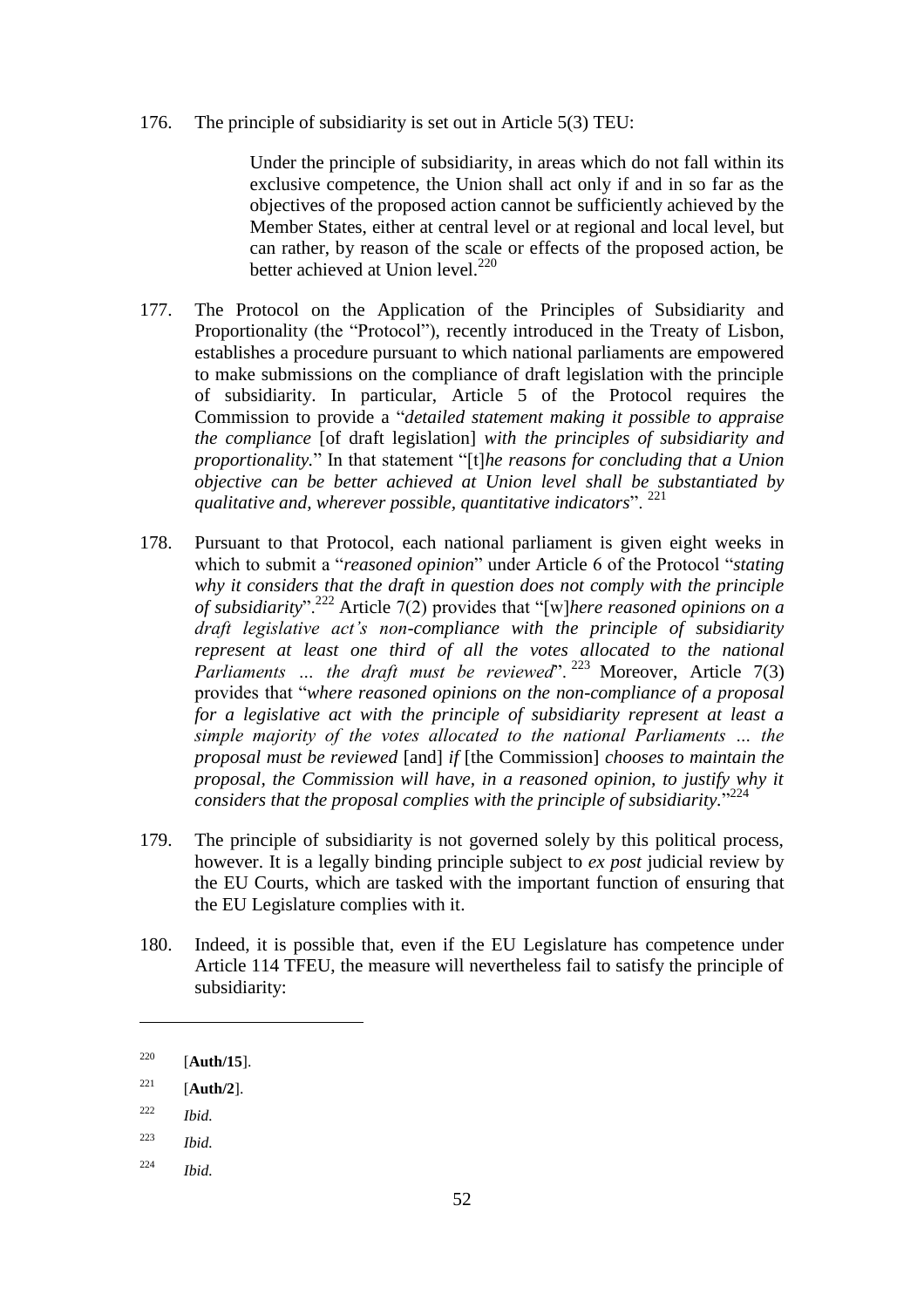176. The principle of subsidiarity is set out in Article 5(3) TEU:

> Under the principle of subsidiarity, in areas which do not fall within its exclusive competence, the Union shall act only if and in so far as the objectives of the proposed action cannot be sufficiently achieved by the Member States, either at central level or at regional and local level, but can rather, by reason of the scale or effects of the proposed action, be better achieved at Union level.[220]

177. The Protocol on the Application of the Principles of Subsidiarity and Proportionality (the "Protocol"), recently introduced in the Treaty of Lisbon, establishes a procedure pursuant to which national parliaments are empowered to make submissions on the compliance of draft legislation with the principle of subsidiarity. In particular, Article 5 of the Protocol requires the Commission to provide a "*detailed statement making it possible to appraise the compliance* [of draft legislation] *with the principles of subsidiarity and proportionality.*" In that statement "[t]*he reasons for concluding that a Union objective can be better achieved at Union level shall be substantiated by qualitative and, wherever possible, quantitative indicators*". [221]

178. Pursuant to that Protocol, each national parliament is given eight weeks in which to submit a "*reasoned opinion*" under Article 6 of the Protocol "*stating why it considers that the draft in question does not comply with the principle of subsidiarity*".[222] Article 7(2) provides that "[w]*here reasoned opinions on a draft legislative act's non-compliance with the principle of subsidiarity represent at least one third of all the votes allocated to the national Parliaments … the draft must be reviewed*". [223] Moreover, Article 7(3) provides that "*where reasoned opinions on the non-compliance of a proposal for a legislative act with the principle of subsidiarity represent at least a simple majority of the votes allocated to the national Parliaments … the proposal must be reviewed* [and] *if* [the Commission] *chooses to maintain the proposal, the Commission will have, in a reasoned opinion, to justify why it considers that the proposal complies with the principle of subsidiarity.*"[224]

179. The principle of subsidiarity is not governed solely by this political process, however. It is a legally binding principle subject to *ex post* judicial review by the EU Courts, which are tasked with the important function of ensuring that the EU Legislature complies with it.

180. Indeed, it is possible that, even if the EU Legislature has competence under Article 114 TFEU, the measure will nevertheless fail to satisfy the principle of subsidiarity:

---

[220] [**Auth/15**].

[221] [**Auth/2**].

[222] *Ibid.*

[223] *Ibid.*

[224] *Ibid.*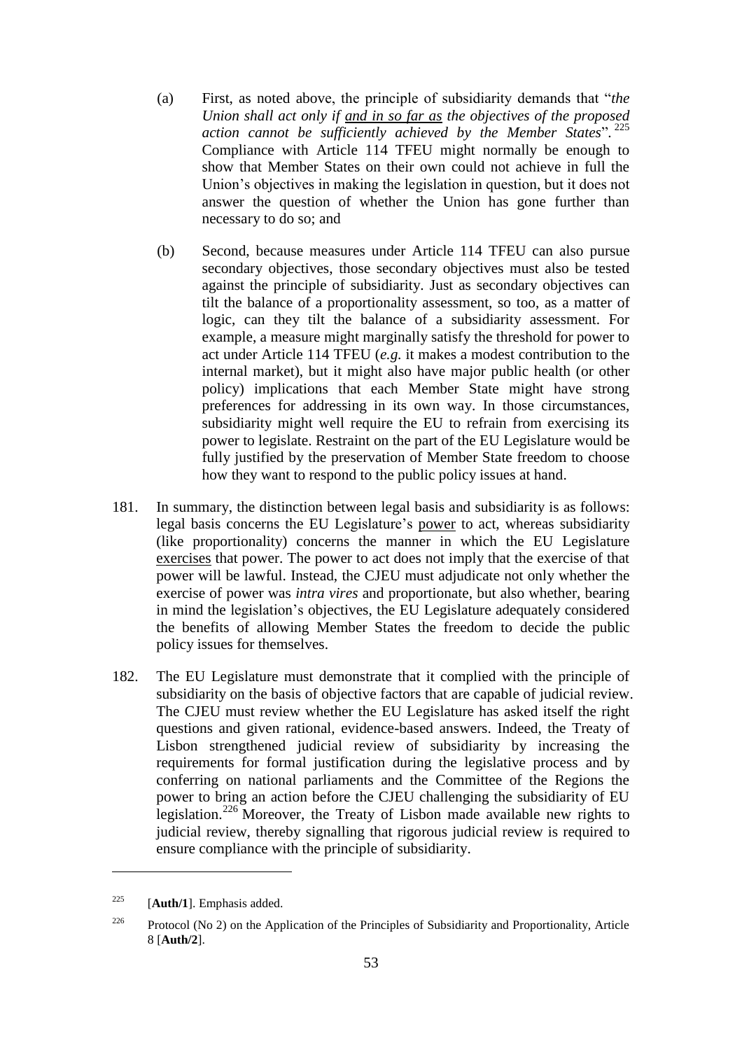(a) First, as noted above, the principle of subsidiarity demands that "*the Union shall act only if <u>and in so far as</u> the objectives of the proposed action cannot be sufficiently achieved by the Member States*".[225] Compliance with Article 114 TFEU might normally be enough to show that Member States on their own could not achieve in full the Union's objectives in making the legislation in question, but it does not answer the question of whether the Union has gone further than necessary to do so; and

(b) Second, because measures under Article 114 TFEU can also pursue secondary objectives, those secondary objectives must also be tested against the principle of subsidiarity. Just as secondary objectives can tilt the balance of a proportionality assessment, so too, as a matter of logic, can they tilt the balance of a subsidiarity assessment. For example, a measure might marginally satisfy the threshold for power to act under Article 114 TFEU (*e.g.* it makes a modest contribution to the internal market), but it might also have major public health (or other policy) implications that each Member State might have strong preferences for addressing in its own way. In those circumstances, subsidiarity might well require the EU to refrain from exercising its power to legislate. Restraint on the part of the EU Legislature would be fully justified by the preservation of Member State freedom to choose how they want to respond to the public policy issues at hand.

181. In summary, the distinction between legal basis and subsidiarity is as follows: legal basis concerns the EU Legislature's <u>power</u> to act, whereas subsidiarity (like proportionality) concerns the manner in which the EU Legislature <u>exercises</u> that power. The power to act does not imply that the exercise of that power will be lawful. Instead, the CJEU must adjudicate not only whether the exercise of power was *intra vires* and proportionate, but also whether, bearing in mind the legislation's objectives, the EU Legislature adequately considered the benefits of allowing Member States the freedom to decide the public policy issues for themselves.

182. The EU Legislature must demonstrate that it complied with the principle of subsidiarity on the basis of objective factors that are capable of judicial review. The CJEU must review whether the EU Legislature has asked itself the right questions and given rational, evidence-based answers. Indeed, the Treaty of Lisbon strengthened judicial review of subsidiarity by increasing the requirements for formal justification during the legislative process and by conferring on national parliaments and the Committee of the Regions the power to bring an action before the CJEU challenging the subsidiarity of EU legislation.[226] Moreover, the Treaty of Lisbon made available new rights to judicial review, thereby signalling that rigorous judicial review is required to ensure compliance with the principle of subsidiarity.

---

[225] [**Auth/1**]. Emphasis added.

[226] Protocol (No 2) on the Application of the Principles of Subsidiarity and Proportionality, Article 8 [**Auth/2**].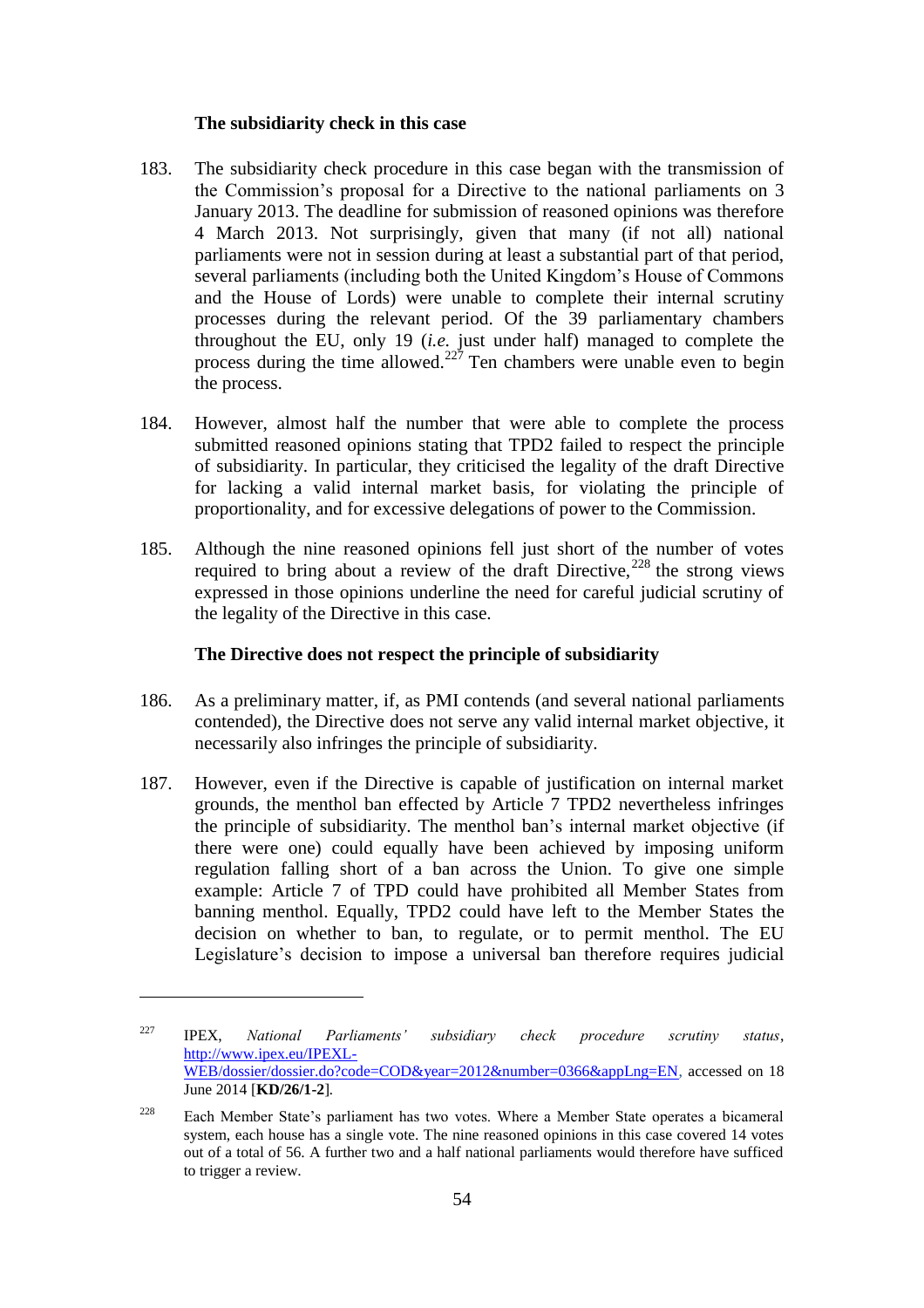**The subsidiarity check in this case**

183. The subsidiarity check procedure in this case began with the transmission of the Commission's proposal for a Directive to the national parliaments on 3 January 2013. The deadline for submission of reasoned opinions was therefore 4 March 2013. Not surprisingly, given that many (if not all) national parliaments were not in session during at least a substantial part of that period, several parliaments (including both the United Kingdom's House of Commons and the House of Lords) were unable to complete their internal scrutiny processes during the relevant period. Of the 39 parliamentary chambers throughout the EU, only 19 (*i.e.* just under half) managed to complete the process during the time allowed.[227] Ten chambers were unable even to begin the process.

184. However, almost half the number that were able to complete the process submitted reasoned opinions stating that TPD2 failed to respect the principle of subsidiarity. In particular, they criticised the legality of the draft Directive for lacking a valid internal market basis, for violating the principle of proportionality, and for excessive delegations of power to the Commission.

185. Although the nine reasoned opinions fell just short of the number of votes required to bring about a review of the draft Directive,[228] the strong views expressed in those opinions underline the need for careful judicial scrutiny of the legality of the Directive in this case.

**The Directive does not respect the principle of subsidiarity**

186. As a preliminary matter, if, as PMI contends (and several national parliaments contended), the Directive does not serve any valid internal market objective, it necessarily also infringes the principle of subsidiarity.

187. However, even if the Directive is capable of justification on internal market grounds, the menthol ban effected by Article 7 TPD2 nevertheless infringes the principle of subsidiarity. The menthol ban's internal market objective (if there were one) could equally have been achieved by imposing uniform regulation falling short of a ban across the Union. To give one simple example: Article 7 of TPD could have prohibited all Member States from banning menthol. Equally, TPD2 could have left to the Member States the decision on whether to ban, to regulate, or to permit menthol. The EU Legislature's decision to impose a universal ban therefore requires judicial

---

[227] IPEX, *National Parliaments' subsidiary check procedure scrutiny status*, http://www.ipex.eu/IPEXL-WEB/dossier/dossier.do?code=COD&year=2012&number=0366&appLng=EN, accessed on 18 June 2014 [**KD/26/1-2**].

[228] Each Member State's parliament has two votes. Where a Member State operates a bicameral system, each house has a single vote. The nine reasoned opinions in this case covered 14 votes out of a total of 56. A further two and a half national parliaments would therefore have sufficed to trigger a review.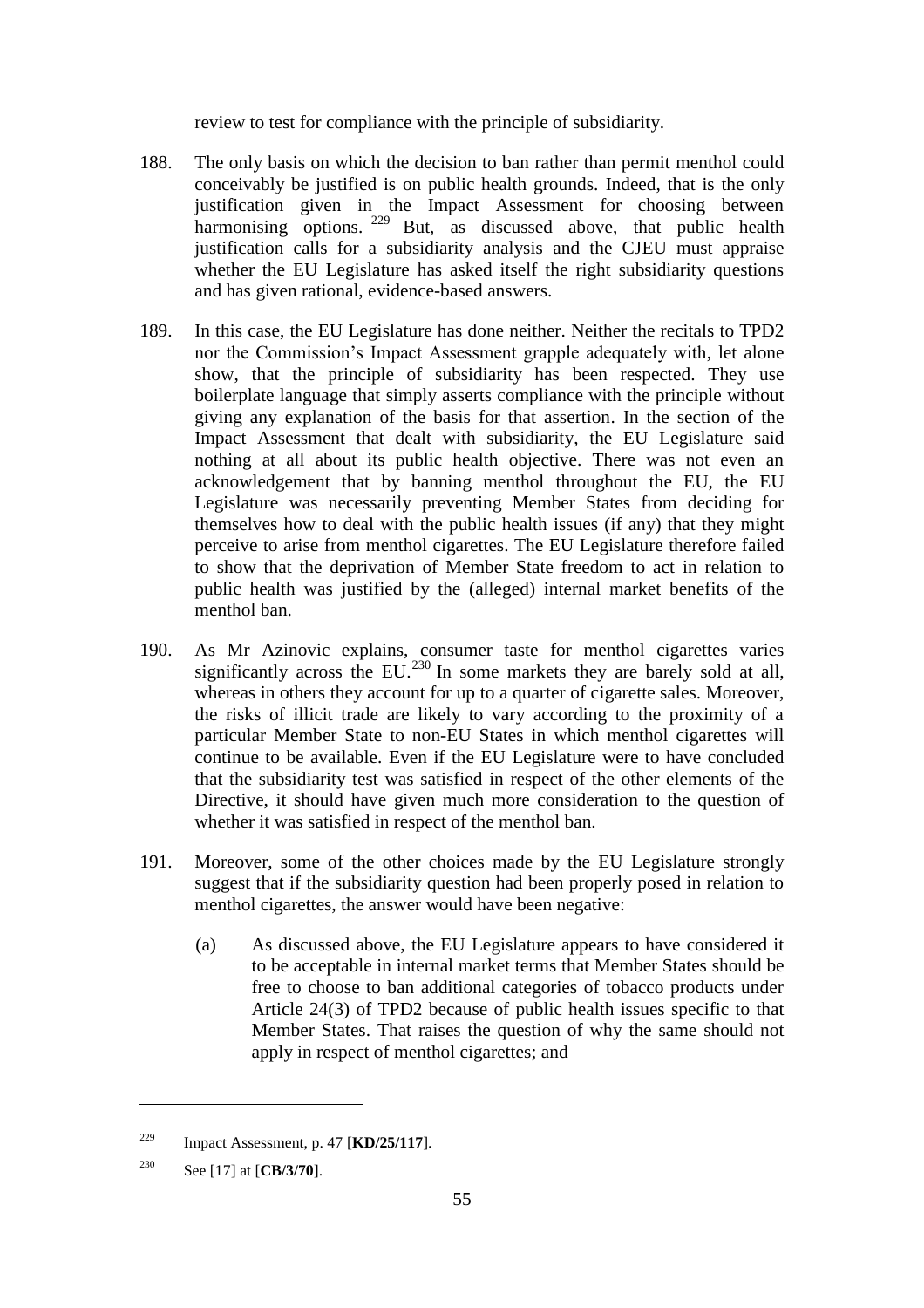review to test for compliance with the principle of subsidiarity.

188. The only basis on which the decision to ban rather than permit menthol could conceivably be justified is on public health grounds. Indeed, that is the only justification given in the Impact Assessment for choosing between harmonising options. [229] But, as discussed above, that public health justification calls for a subsidiarity analysis and the CJEU must appraise whether the EU Legislature has asked itself the right subsidiarity questions and has given rational, evidence-based answers.

189. In this case, the EU Legislature has done neither. Neither the recitals to TPD2 nor the Commission's Impact Assessment grapple adequately with, let alone show, that the principle of subsidiarity has been respected. They use boilerplate language that simply asserts compliance with the principle without giving any explanation of the basis for that assertion. In the section of the Impact Assessment that dealt with subsidiarity, the EU Legislature said nothing at all about its public health objective. There was not even an acknowledgement that by banning menthol throughout the EU, the EU Legislature was necessarily preventing Member States from deciding for themselves how to deal with the public health issues (if any) that they might perceive to arise from menthol cigarettes. The EU Legislature therefore failed to show that the deprivation of Member State freedom to act in relation to public health was justified by the (alleged) internal market benefits of the menthol ban.

190. As Mr Azinovic explains, consumer taste for menthol cigarettes varies significantly across the EU.[230] In some markets they are barely sold at all, whereas in others they account for up to a quarter of cigarette sales. Moreover, the risks of illicit trade are likely to vary according to the proximity of a particular Member State to non-EU States in which menthol cigarettes will continue to be available. Even if the EU Legislature were to have concluded that the subsidiarity test was satisfied in respect of the other elements of the Directive, it should have given much more consideration to the question of whether it was satisfied in respect of the menthol ban.

191. Moreover, some of the other choices made by the EU Legislature strongly suggest that if the subsidiarity question had been properly posed in relation to menthol cigarettes, the answer would have been negative:

    (a) As discussed above, the EU Legislature appears to have considered it to be acceptable in internal market terms that Member States should be free to choose to ban additional categories of tobacco products under Article 24(3) of TPD2 because of public health issues specific to that Member States. That raises the question of why the same should not apply in respect of menthol cigarettes; and

---

[229] Impact Assessment, p. 47 [**KD/25/117**].

[230] See [17] at [**CB/3/70**].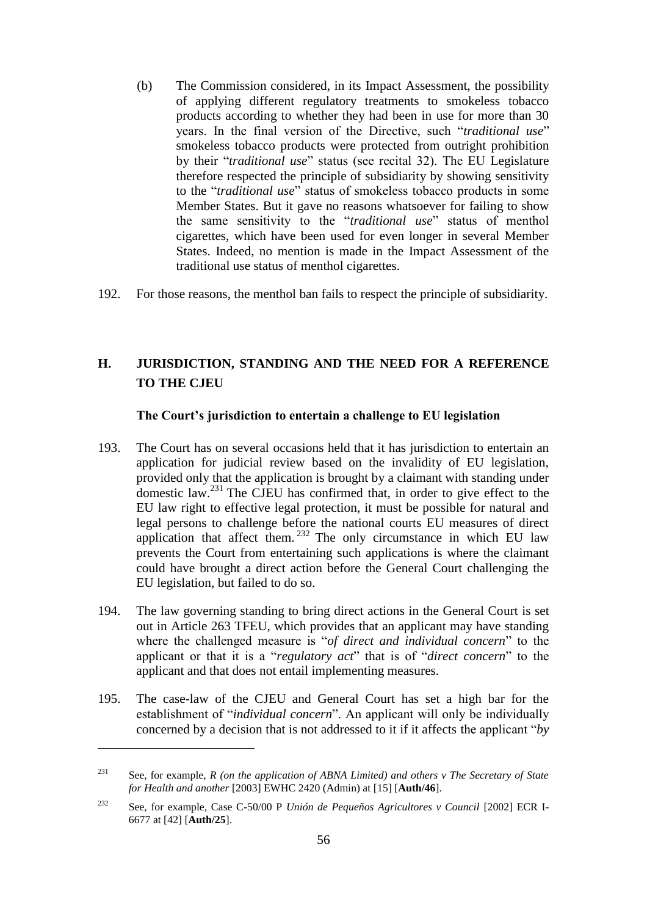(b) The Commission considered, in its Impact Assessment, the possibility of applying different regulatory treatments to smokeless tobacco products according to whether they had been in use for more than 30 years. In the final version of the Directive, such "*traditional use*" smokeless tobacco products were protected from outright prohibition by their "*traditional use*" status (see recital 32). The EU Legislature therefore respected the principle of subsidiarity by showing sensitivity to the "*traditional use*" status of smokeless tobacco products in some Member States. But it gave no reasons whatsoever for failing to show the same sensitivity to the "*traditional use*" status of menthol cigarettes, which have been used for even longer in several Member States. Indeed, no mention is made in the Impact Assessment of the traditional use status of menthol cigarettes.

192. For those reasons, the menthol ban fails to respect the principle of subsidiarity.

## H. JURISDICTION, STANDING AND THE NEED FOR A REFERENCE TO THE CJEU

### The Court's jurisdiction to entertain a challenge to EU legislation

193. The Court has on several occasions held that it has jurisdiction to entertain an application for judicial review based on the invalidity of EU legislation, provided only that the application is brought by a claimant with standing under domestic law.[231] The CJEU has confirmed that, in order to give effect to the EU law right to effective legal protection, it must be possible for natural and legal persons to challenge before the national courts EU measures of direct application that affect them.[232] The only circumstance in which EU law prevents the Court from entertaining such applications is where the claimant could have brought a direct action before the General Court challenging the EU legislation, but failed to do so.

194. The law governing standing to bring direct actions in the General Court is set out in Article 263 TFEU, which provides that an applicant may have standing where the challenged measure is "*of direct and individual concern*" to the applicant or that it is a "*regulatory act*" that is of "*direct concern*" to the applicant and that does not entail implementing measures.

195. The case-law of the CJEU and General Court has set a high bar for the establishment of "*individual concern*". An applicant will only be individually concerned by a decision that is not addressed to it if it affects the applicant "*by*

---

[231] See, for example, *R (on the application of ABNA Limited) and others v The Secretary of State for Health and another* [2003] EWHC 2420 (Admin) at [15] [**Auth/46**].

[232] See, for example, Case C-50/00 P *Unión de Pequeños Agricultores v Council* [2002] ECR I-6677 at [42] [**Auth/25**].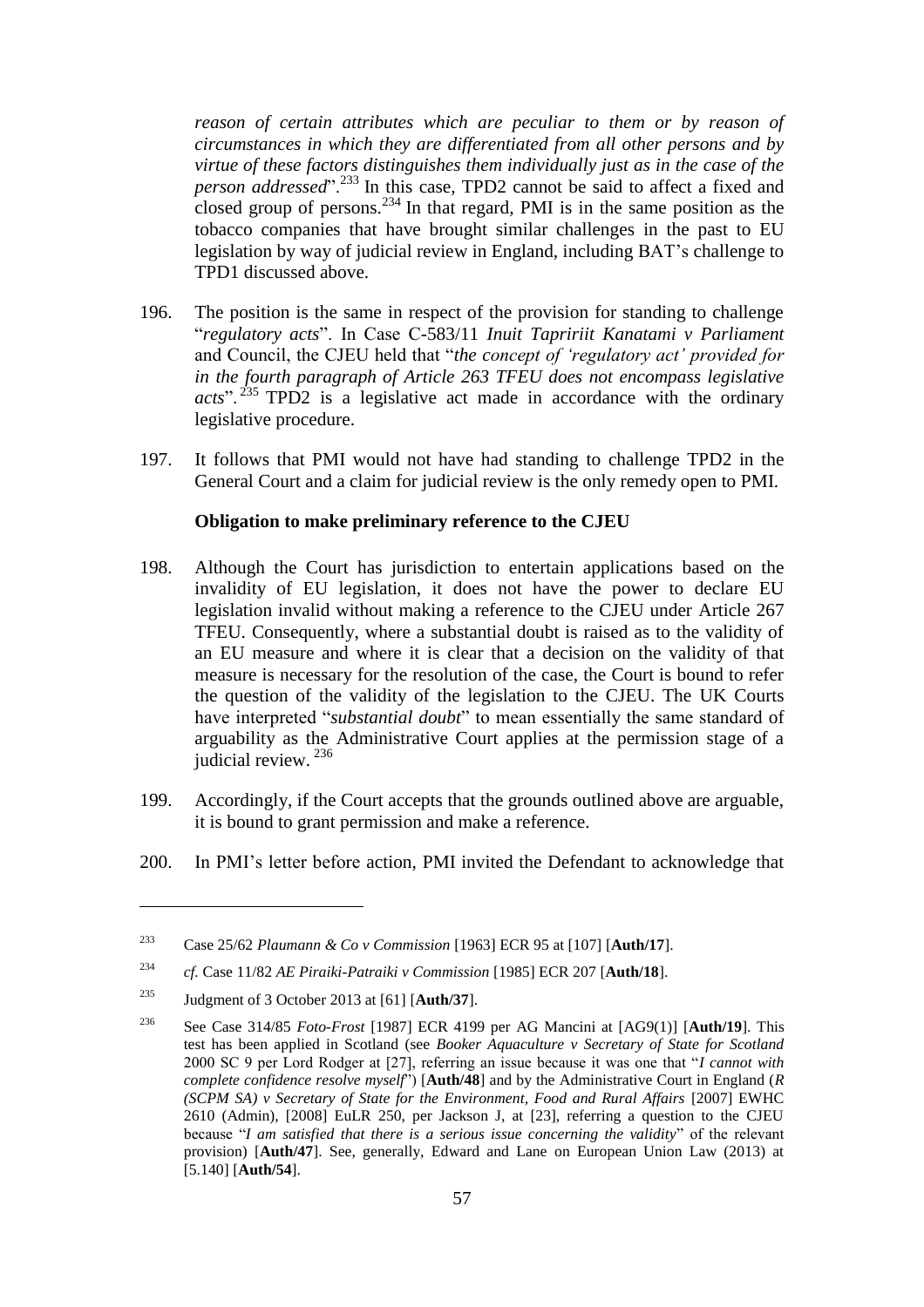*reason of certain attributes which are peculiar to them or by reason of circumstances in which they are differentiated from all other persons and by virtue of these factors distinguishes them individually just as in the case of the person addressed*".[233] In this case, TPD2 cannot be said to affect a fixed and closed group of persons.[234] In that regard, PMI is in the same position as the tobacco companies that have brought similar challenges in the past to EU legislation by way of judicial review in England, including BAT's challenge to TPD1 discussed above.

196. The position is the same in respect of the provision for standing to challenge "*regulatory acts*". In Case C-583/11 *Inuit Tapriiit Kanatami v Parliament* and Council, the CJEU held that "*the concept of 'regulatory act' provided for in the fourth paragraph of Article 263 TFEU does not encompass legislative acts*".[235] TPD2 is a legislative act made in accordance with the ordinary legislative procedure.

197. It follows that PMI would not have had standing to challenge TPD2 in the General Court and a claim for judicial review is the only remedy open to PMI.

**Obligation to make preliminary reference to the CJEU**

198. Although the Court has jurisdiction to entertain applications based on the invalidity of EU legislation, it does not have the power to declare EU legislation invalid without making a reference to the CJEU under Article 267 TFEU. Consequently, where a substantial doubt is raised as to the validity of an EU measure and where it is clear that a decision on the validity of that measure is necessary for the resolution of the case, the Court is bound to refer the question of the validity of the legislation to the CJEU. The UK Courts have interpreted "*substantial doubt*" to mean essentially the same standard of arguability as the Administrative Court applies at the permission stage of a judicial review.[236]

199. Accordingly, if the Court accepts that the grounds outlined above are arguable, it is bound to grant permission and make a reference.

200. In PMI's letter before action, PMI invited the Defendant to acknowledge that

---

[233] Case 25/62 *Plaumann & Co v Commission* [1963] ECR 95 at [107] [**Auth/17**].

[234] *cf.* Case 11/82 *AE Piraiki-Patraiki v Commission* [1985] ECR 207 [**Auth/18**].

[235] Judgment of 3 October 2013 at [61] [**Auth/37**].

[236] See Case 314/85 *Foto-Frost* [1987] ECR 4199 per AG Mancini at [AG9(1)] [**Auth/19**]. This test has been applied in Scotland (see *Booker Aquaculture v Secretary of State for Scotland* 2000 SC 9 per Lord Rodger at [27], referring an issue because it was one that "*I cannot with complete confidence resolve myself*") [**Auth/48**] and by the Administrative Court in England (*R (SCPM SA) v Secretary of State for the Environment, Food and Rural Affairs* [2007] EWHC 2610 (Admin), [2008] EuLR 250, per Jackson J, at [23], referring a question to the CJEU because "*I am satisfied that there is a serious issue concerning the validity*" of the relevant provision) [**Auth/47**]. See, generally, Edward and Lane on European Union Law (2013) at [5.140] [**Auth/54**].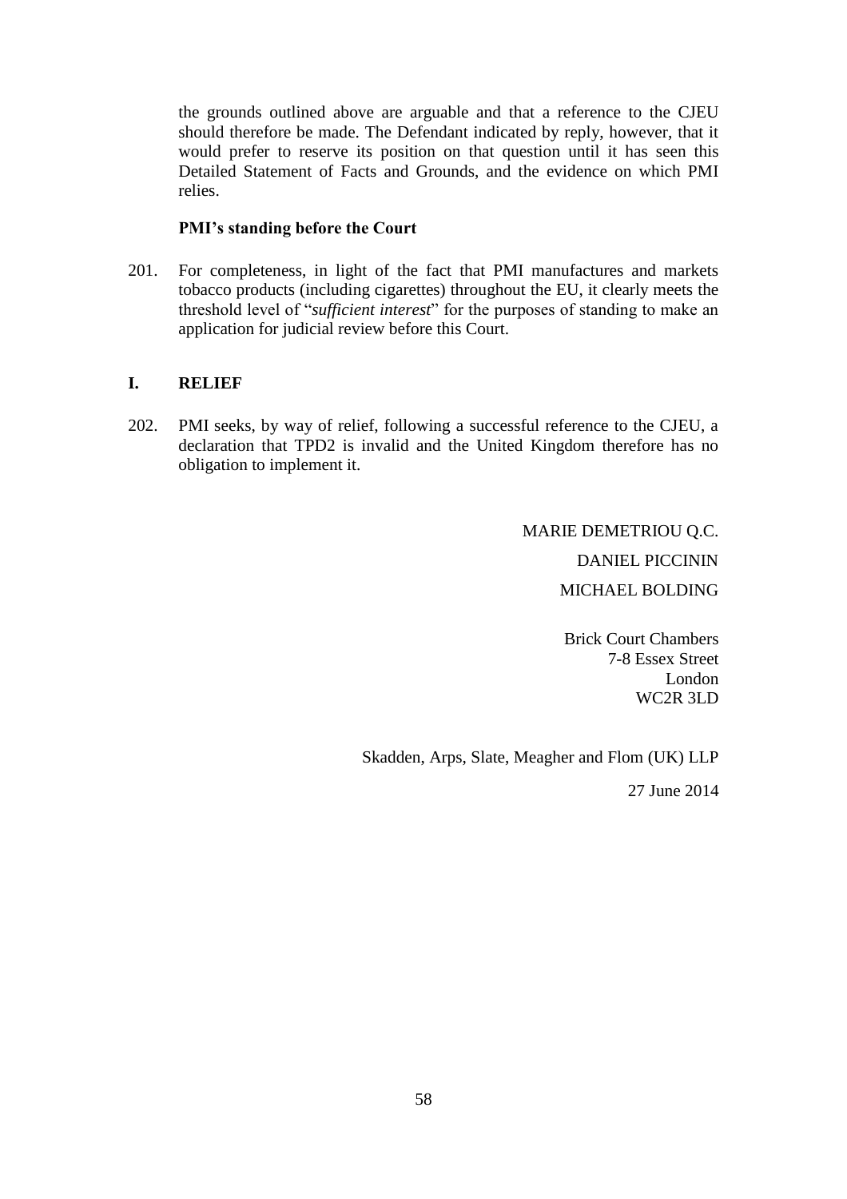the grounds outlined above are arguable and that a reference to the CJEU should therefore be made. The Defendant indicated by reply, however, that it would prefer to reserve its position on that question until it has seen this Detailed Statement of Facts and Grounds, and the evidence on which PMI relies.

**PMI's standing before the Court**

201. For completeness, in light of the fact that PMI manufactures and markets tobacco products (including cigarettes) throughout the EU, it clearly meets the threshold level of "*sufficient interest*" for the purposes of standing to make an application for judicial review before this Court.

## I. RELIEF

202. PMI seeks, by way of relief, following a successful reference to the CJEU, a declaration that TPD2 is invalid and the United Kingdom therefore has no obligation to implement it.

MARIE DEMETRIOU Q.C.

DANIEL PICCININ

MICHAEL BOLDING

Brick Court Chambers
7-8 Essex Street
London
WC2R 3LD

Skadden, Arps, Slate, Meagher and Flom (UK) LLP

27 June 2014